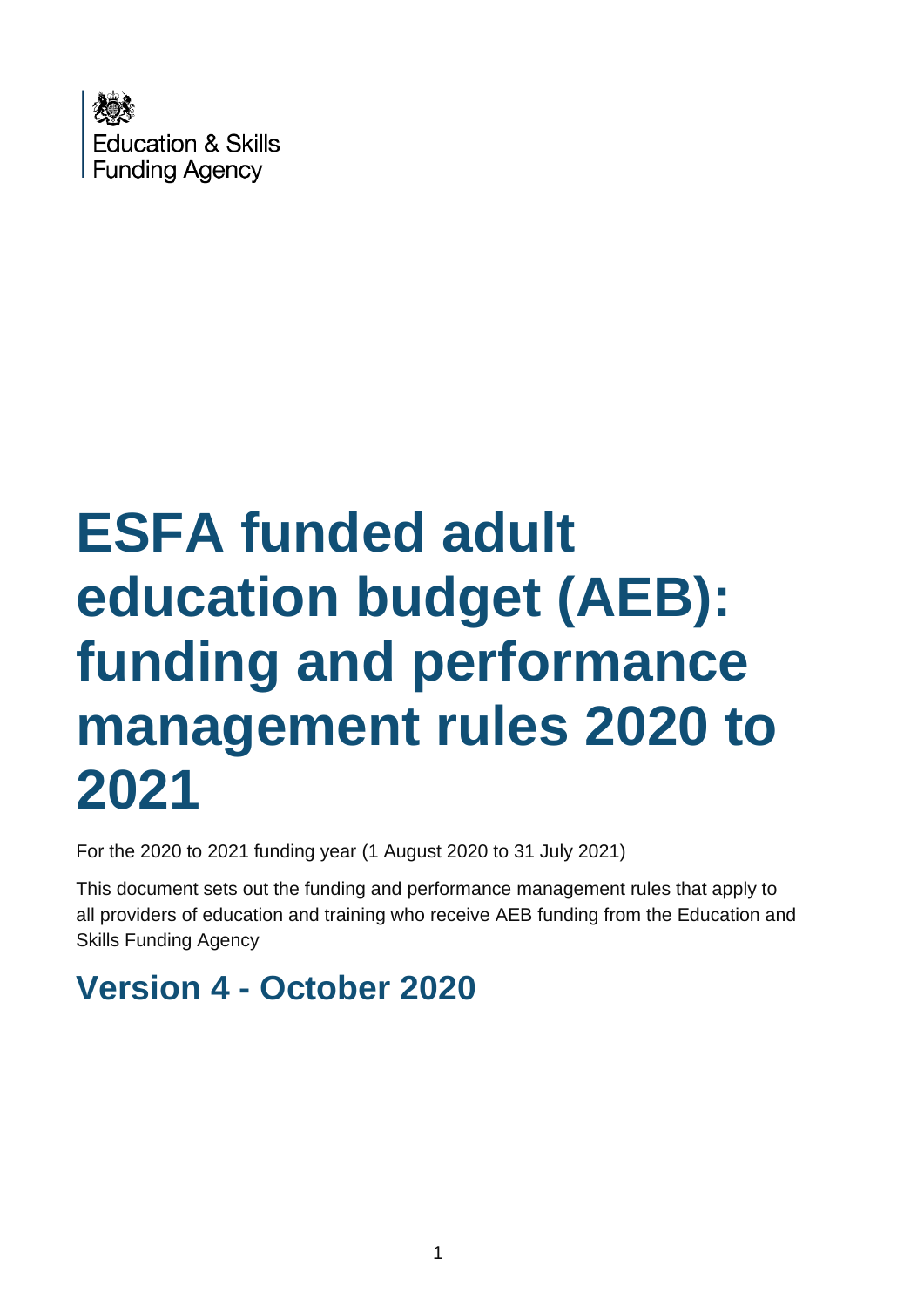Education & Skills
Funding Agency

# ESFA funded adult education budget (AEB): funding and performance management rules 2020 to 2021

For the 2020 to 2021 funding year (1 August 2020 to 31 July 2021)

This document sets out the funding and performance management rules that apply to all providers of education and training who receive AEB funding from the Education and Skills Funding Agency

## Version 4 - October 2020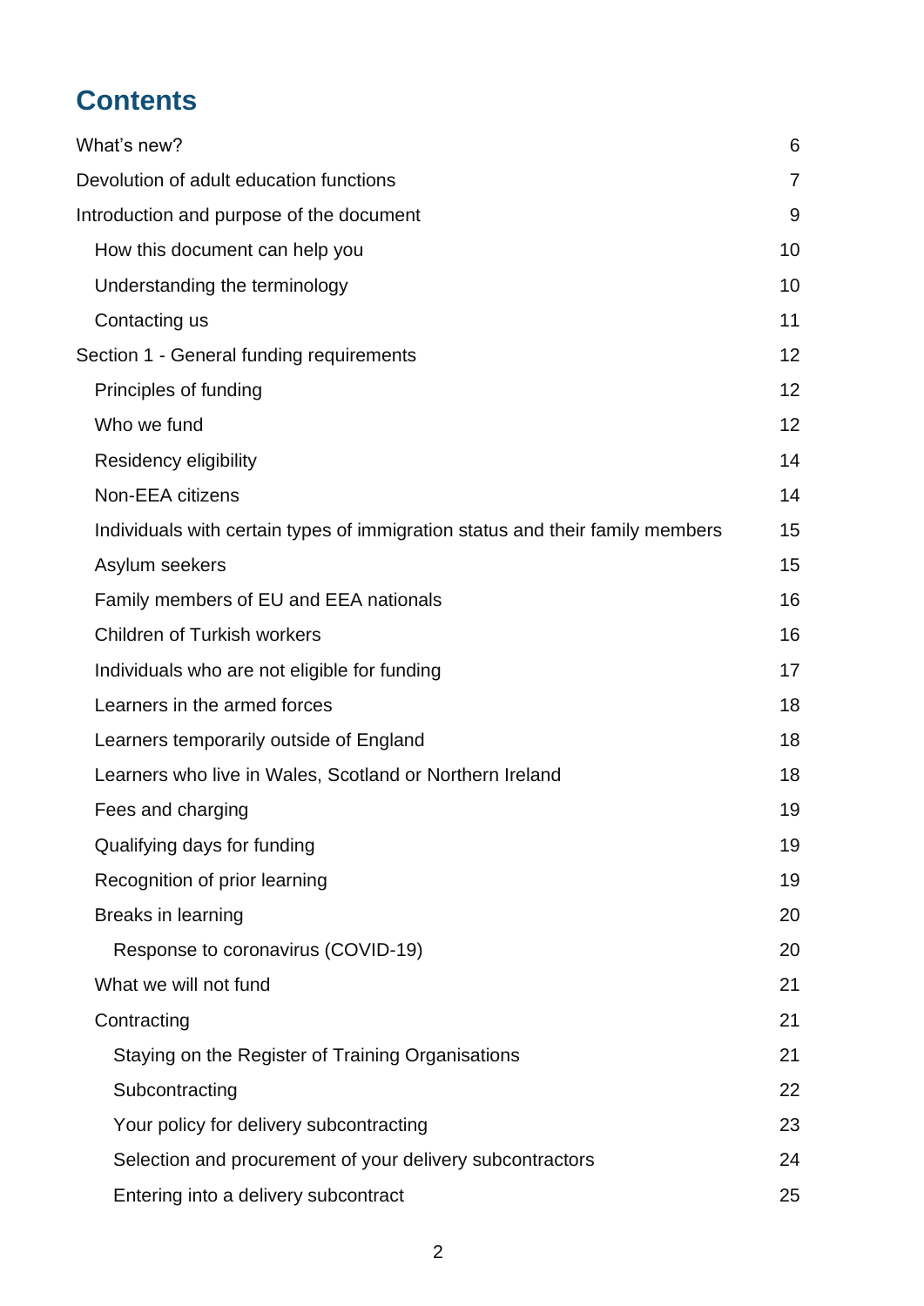# Contents

What's new? 6

Devolution of adult education functions 7

Introduction and purpose of the document 9

- How this document can help you 10
- Understanding the terminology 10
- Contacting us 11

Section 1 - General funding requirements 12

- Principles of funding 12
- Who we fund 12
- Residency eligibility 14
- Non-EEA citizens 14
- Individuals with certain types of immigration status and their family members 15
- Asylum seekers 15
- Family members of EU and EEA nationals 16
- Children of Turkish workers 16
- Individuals who are not eligible for funding 17
- Learners in the armed forces 18
- Learners temporarily outside of England 18
- Learners who live in Wales, Scotland or Northern Ireland 18
- Fees and charging 19
- Qualifying days for funding 19
- Recognition of prior learning 19
- Breaks in learning 20
  - Response to coronavirus (COVID-19) 20
- What we will not fund 21
- Contracting 21
  - Staying on the Register of Training Organisations 21
  - Subcontracting 22
  - Your policy for delivery subcontracting 23
  - Selection and procurement of your delivery subcontractors 24
  - Entering into a delivery subcontract 25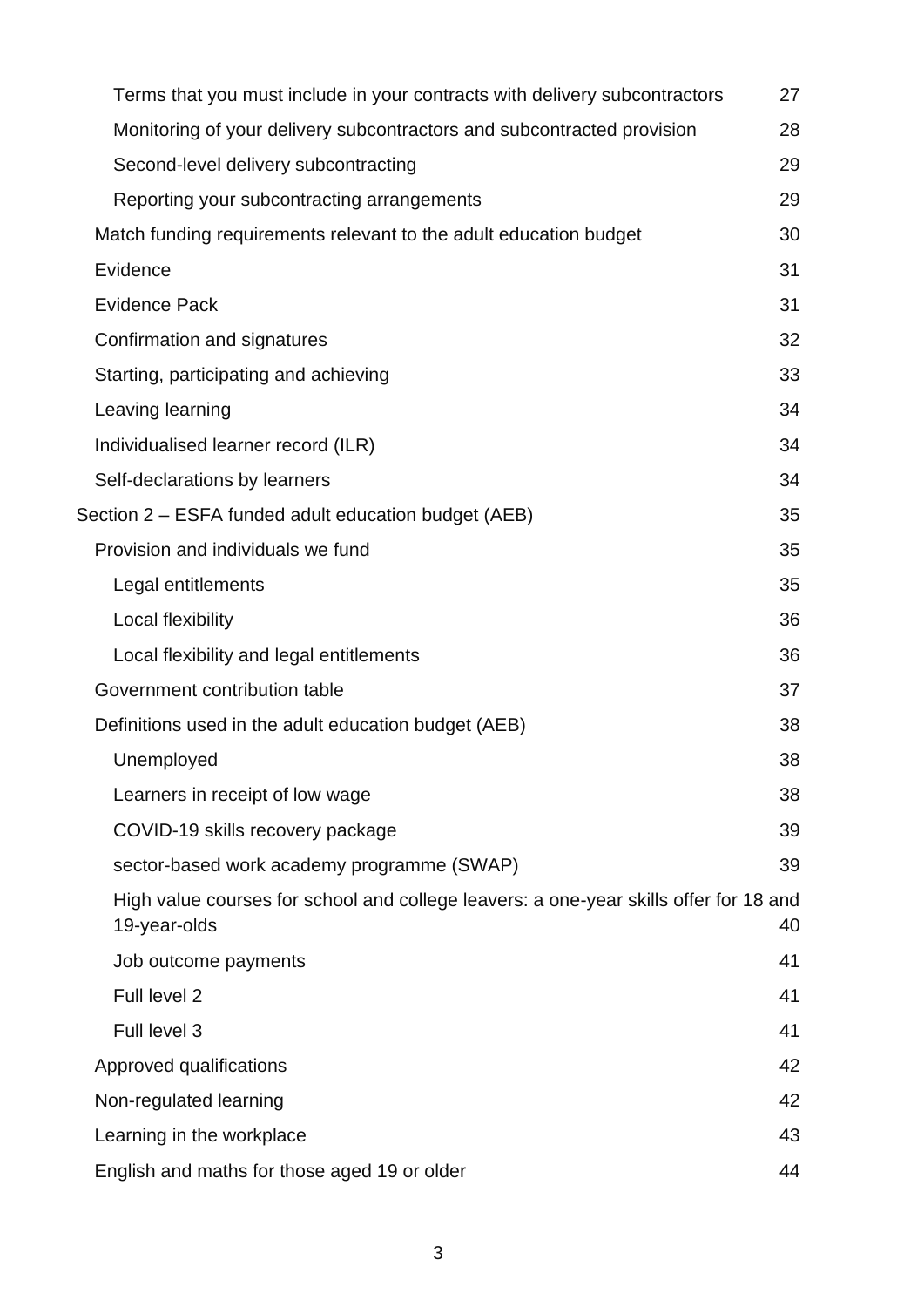- Terms that you must include in your contracts with delivery subcontractors 27
- Monitoring of your delivery subcontractors and subcontracted provision 28
- Second-level delivery subcontracting 29
- Reporting your subcontracting arrangements 29

Match funding requirements relevant to the adult education budget 30

Evidence 31

Evidence Pack 31

Confirmation and signatures 32

Starting, participating and achieving 33

Leaving learning 34

Individualised learner record (ILR) 34

Self-declarations by learners 34

Section 2 – ESFA funded adult education budget (AEB) 35

Provision and individuals we fund 35

- Legal entitlements 35
- Local flexibility 36
- Local flexibility and legal entitlements 36

Government contribution table 37

Definitions used in the adult education budget (AEB) 38

- Unemployed 38
- Learners in receipt of low wage 38
- COVID-19 skills recovery package 39
- sector-based work academy programme (SWAP) 39
- High value courses for school and college leavers: a one-year skills offer for 18 and 19-year-olds 40
- Job outcome payments 41
- Full level 2 41
- Full level 3 41

Approved qualifications 42

Non-regulated learning 42

Learning in the workplace 43

English and maths for those aged 19 or older 44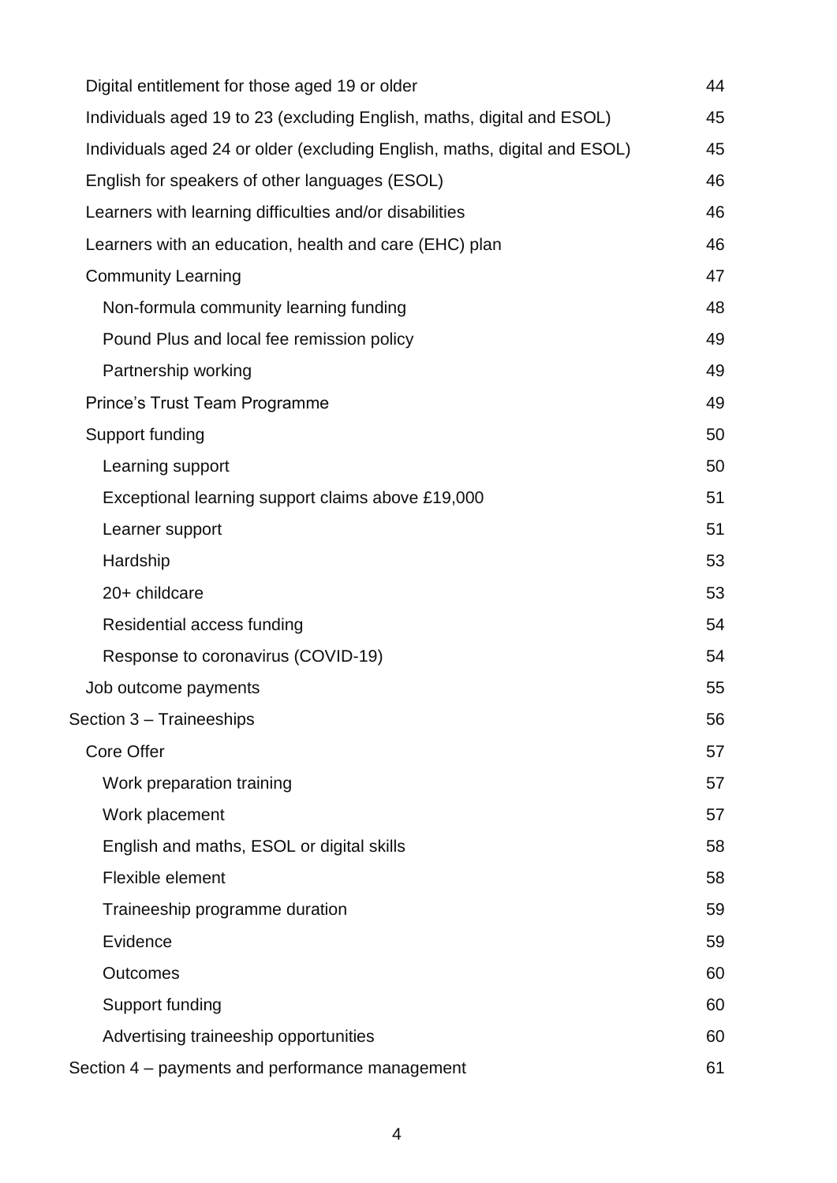- Digital entitlement for those aged 19 or older 44
- Individuals aged 19 to 23 (excluding English, maths, digital and ESOL) 45
- Individuals aged 24 or older (excluding English, maths, digital and ESOL) 45
- English for speakers of other languages (ESOL) 46
- Learners with learning difficulties and/or disabilities 46
- Learners with an education, health and care (EHC) plan 46
- Community Learning 47
  - Non-formula community learning funding 48
  - Pound Plus and local fee remission policy 49
  - Partnership working 49
- Prince's Trust Team Programme 49
- Support funding 50
  - Learning support 50
  - Exceptional learning support claims above £19,000 51
  - Learner support 51
  - Hardship 53
  - 20+ childcare 53
  - Residential access funding 54
  - Response to coronavirus (COVID-19) 54
- Job outcome payments 55

Section 3 – Traineeships 56

- Core Offer 57
  - Work preparation training 57
  - Work placement 57
  - English and maths, ESOL or digital skills 58
  - Flexible element 58
  - Traineeship programme duration 59
  - Evidence 59
  - Outcomes 60
  - Support funding 60
  - Advertising traineeship opportunities 60

Section 4 – payments and performance management 61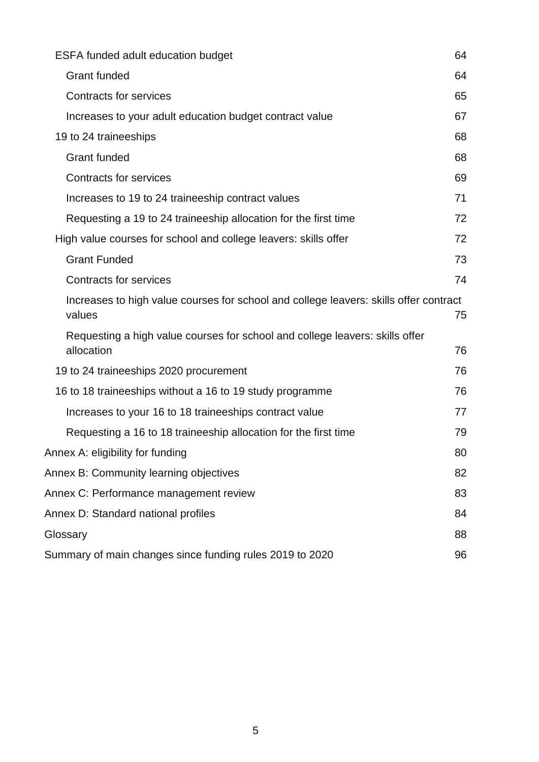- ESFA funded adult education budget 64
    - Grant funded 64
    - Contracts for services 65
    - Increases to your adult education budget contract value 67
- 19 to 24 traineeships 68
    - Grant funded 68
    - Contracts for services 69
    - Increases to 19 to 24 traineeship contract values 71
    - Requesting a 19 to 24 traineeship allocation for the first time 72
- High value courses for school and college leavers: skills offer 72
    - Grant Funded 73
    - Contracts for services 74
    - Increases to high value courses for school and college leavers: skills offer contract values 75
    - Requesting a high value courses for school and college leavers: skills offer allocation 76
- 19 to 24 traineeships 2020 procurement 76
- 16 to 18 traineeships without a 16 to 19 study programme 76
    - Increases to your 16 to 18 traineeships contract value 77
    - Requesting a 16 to 18 traineeship allocation for the first time 79

Annex A: eligibility for funding 80

Annex B: Community learning objectives 82

Annex C: Performance management review 83

Annex D: Standard national profiles 84

Glossary 88

Summary of main changes since funding rules 2019 to 2020 96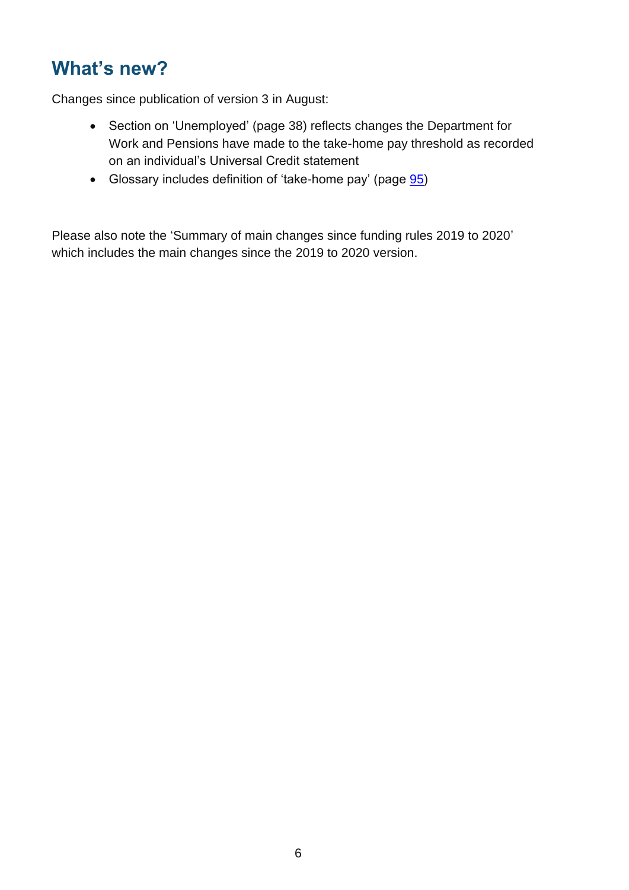## What's new?

Changes since publication of version 3 in August:

- Section on 'Unemployed' (page 38) reflects changes the Department for Work and Pensions have made to the take-home pay threshold as recorded on an individual's Universal Credit statement
- Glossary includes definition of 'take-home pay' (page 95)

Please also note the 'Summary of main changes since funding rules 2019 to 2020' which includes the main changes since the 2019 to 2020 version.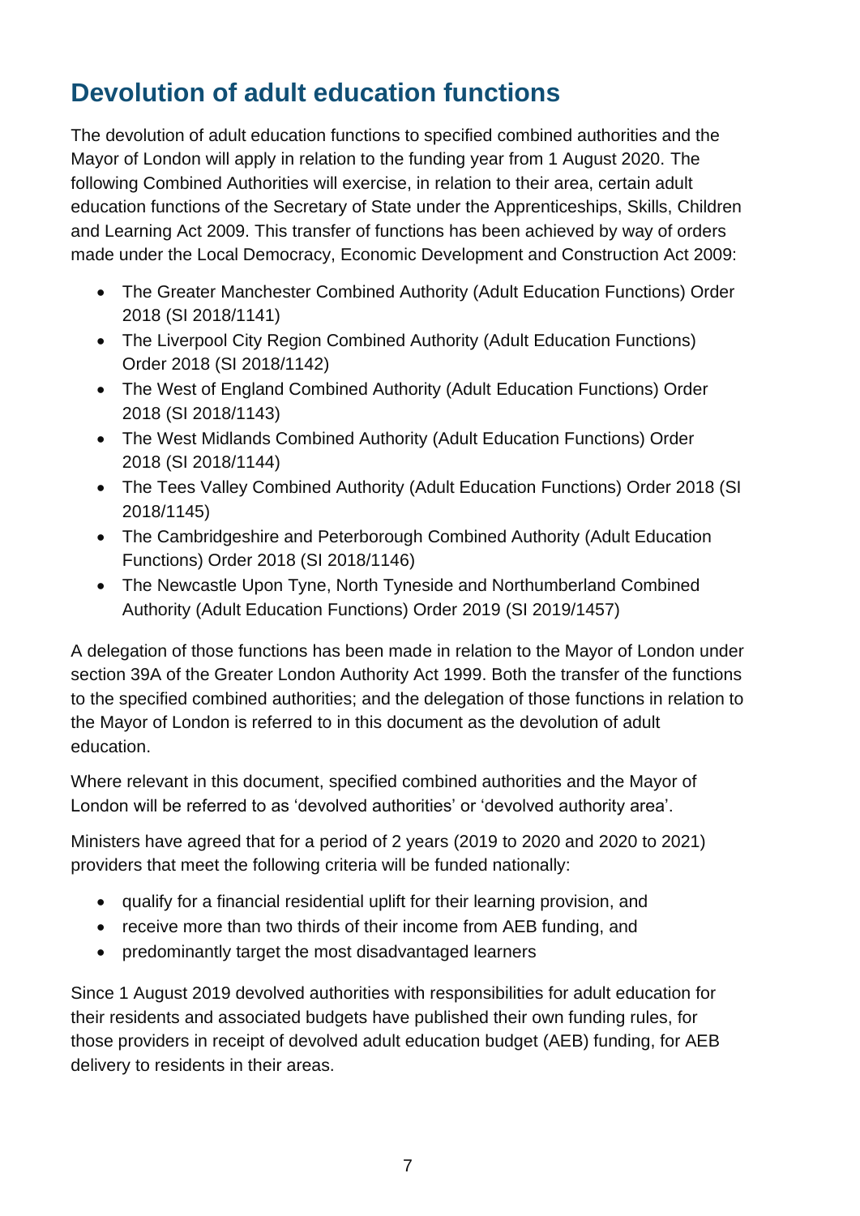## Devolution of adult education functions

The devolution of adult education functions to specified combined authorities and the Mayor of London will apply in relation to the funding year from 1 August 2020. The following Combined Authorities will exercise, in relation to their area, certain adult education functions of the Secretary of State under the Apprenticeships, Skills, Children and Learning Act 2009. This transfer of functions has been achieved by way of orders made under the Local Democracy, Economic Development and Construction Act 2009:

- The Greater Manchester Combined Authority (Adult Education Functions) Order 2018 (SI 2018/1141)
- The Liverpool City Region Combined Authority (Adult Education Functions) Order 2018 (SI 2018/1142)
- The West of England Combined Authority (Adult Education Functions) Order 2018 (SI 2018/1143)
- The West Midlands Combined Authority (Adult Education Functions) Order 2018 (SI 2018/1144)
- The Tees Valley Combined Authority (Adult Education Functions) Order 2018 (SI 2018/1145)
- The Cambridgeshire and Peterborough Combined Authority (Adult Education Functions) Order 2018 (SI 2018/1146)
- The Newcastle Upon Tyne, North Tyneside and Northumberland Combined Authority (Adult Education Functions) Order 2019 (SI 2019/1457)

A delegation of those functions has been made in relation to the Mayor of London under section 39A of the Greater London Authority Act 1999. Both the transfer of the functions to the specified combined authorities; and the delegation of those functions in relation to the Mayor of London is referred to in this document as the devolution of adult education.

Where relevant in this document, specified combined authorities and the Mayor of London will be referred to as 'devolved authorities' or 'devolved authority area'.

Ministers have agreed that for a period of 2 years (2019 to 2020 and 2020 to 2021) providers that meet the following criteria will be funded nationally:

- qualify for a financial residential uplift for their learning provision, and
- receive more than two thirds of their income from AEB funding, and
- predominantly target the most disadvantaged learners

Since 1 August 2019 devolved authorities with responsibilities for adult education for their residents and associated budgets have published their own funding rules, for those providers in receipt of devolved adult education budget (AEB) funding, for AEB delivery to residents in their areas.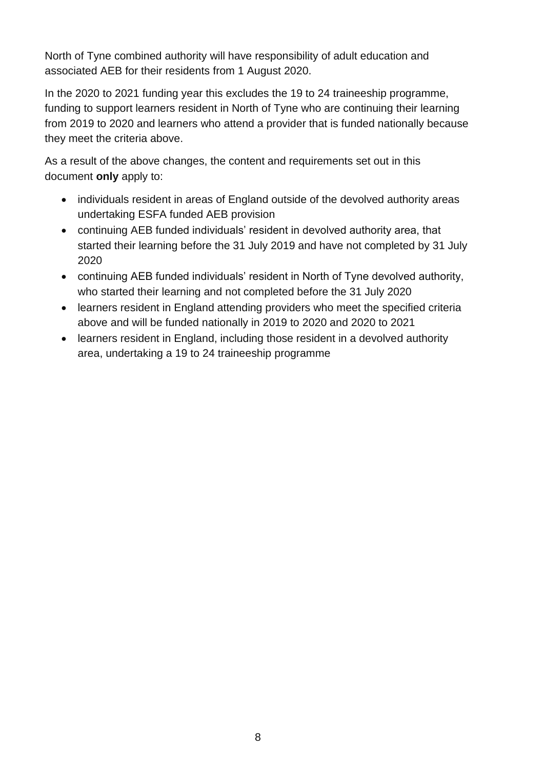North of Tyne combined authority will have responsibility of adult education and associated AEB for their residents from 1 August 2020.

In the 2020 to 2021 funding year this excludes the 19 to 24 traineeship programme, funding to support learners resident in North of Tyne who are continuing their learning from 2019 to 2020 and learners who attend a provider that is funded nationally because they meet the criteria above.

As a result of the above changes, the content and requirements set out in this document **only** apply to:

- individuals resident in areas of England outside of the devolved authority areas undertaking ESFA funded AEB provision
- continuing AEB funded individuals' resident in devolved authority area, that started their learning before the 31 July 2019 and have not completed by 31 July 2020
- continuing AEB funded individuals' resident in North of Tyne devolved authority, who started their learning and not completed before the 31 July 2020
- learners resident in England attending providers who meet the specified criteria above and will be funded nationally in 2019 to 2020 and 2020 to 2021
- learners resident in England, including those resident in a devolved authority area, undertaking a 19 to 24 traineeship programme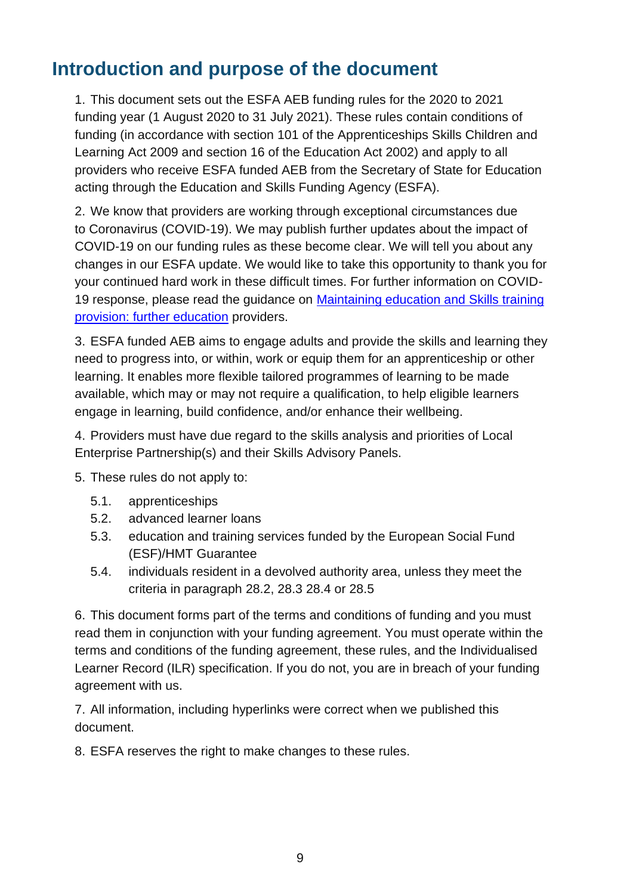## Introduction and purpose of the document

1. This document sets out the ESFA AEB funding rules for the 2020 to 2021 funding year (1 August 2020 to 31 July 2021). These rules contain conditions of funding (in accordance with section 101 of the Apprenticeships Skills Children and Learning Act 2009 and section 16 of the Education Act 2002) and apply to all providers who receive ESFA funded AEB from the Secretary of State for Education acting through the Education and Skills Funding Agency (ESFA).

2. We know that providers are working through exceptional circumstances due to Coronavirus (COVID-19). We may publish further updates about the impact of COVID-19 on our funding rules as these become clear. We will tell you about any changes in our ESFA update. We would like to take this opportunity to thank you for your continued hard work in these difficult times. For further information on COVID-19 response, please read the guidance on [Maintaining education and Skills training provision: further education]() providers.

3. ESFA funded AEB aims to engage adults and provide the skills and learning they need to progress into, or within, work or equip them for an apprenticeship or other learning. It enables more flexible tailored programmes of learning to be made available, which may or may not require a qualification, to help eligible learners engage in learning, build confidence, and/or enhance their wellbeing.

4. Providers must have due regard to the skills analysis and priorities of Local Enterprise Partnership(s) and their Skills Advisory Panels.

5. These rules do not apply to:
   - 5.1. apprenticeships
   - 5.2. advanced learner loans
   - 5.3. education and training services funded by the European Social Fund (ESF)/HMT Guarantee
   - 5.4. individuals resident in a devolved authority area, unless they meet the criteria in paragraph 28.2, 28.3 28.4 or 28.5

6. This document forms part of the terms and conditions of funding and you must read them in conjunction with your funding agreement. You must operate within the terms and conditions of the funding agreement, these rules, and the Individualised Learner Record (ILR) specification. If you do not, you are in breach of your funding agreement with us.

7. All information, including hyperlinks were correct when we published this document.

8. ESFA reserves the right to make changes to these rules.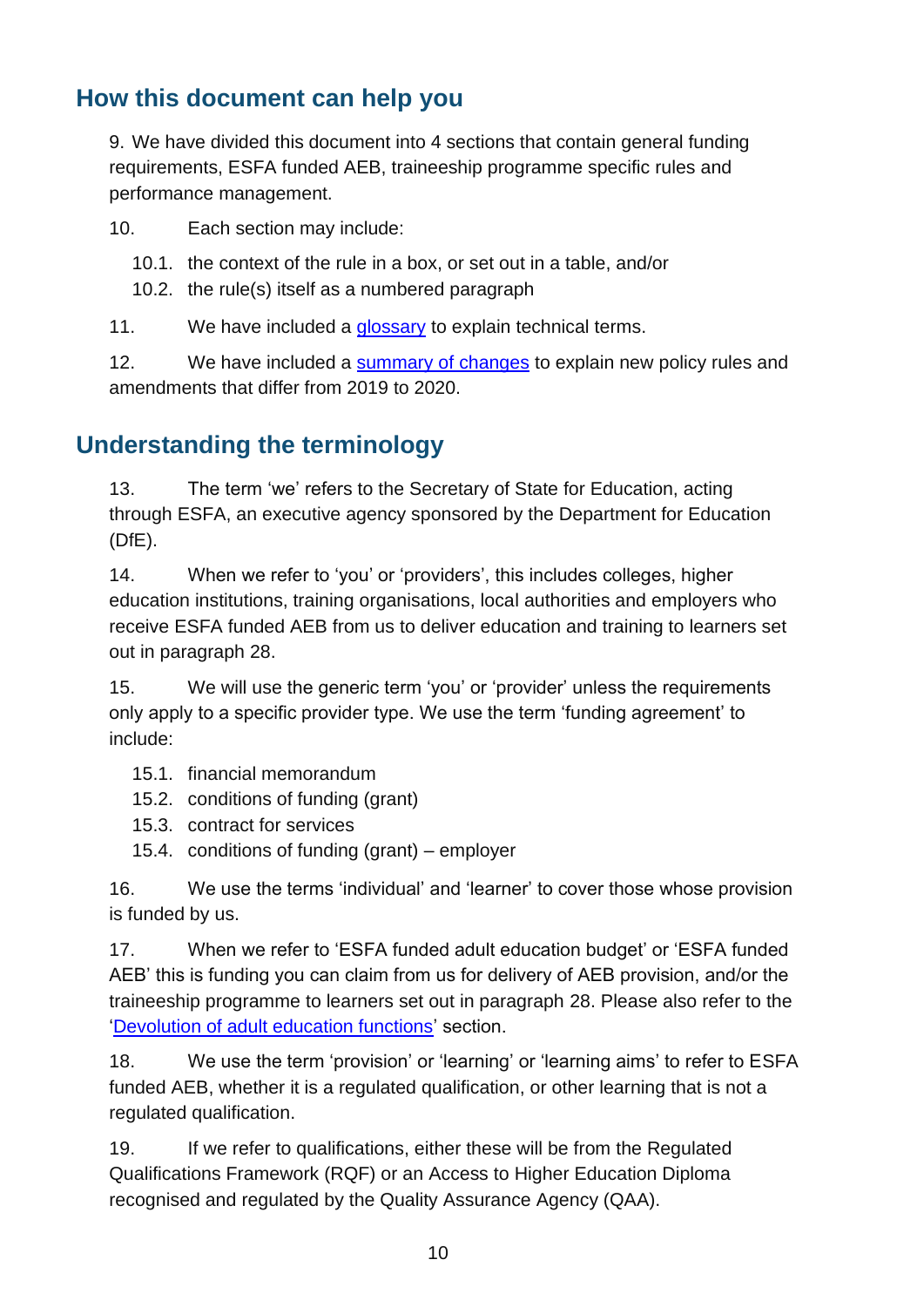## How this document can help you

9. We have divided this document into 4 sections that contain general funding requirements, ESFA funded AEB, traineeship programme specific rules and performance management.

10. Each section may include:

   10.1. the context of the rule in a box, or set out in a table, and/or

   10.2. the rule(s) itself as a numbered paragraph

11. We have included a glossary to explain technical terms.

12. We have included a summary of changes to explain new policy rules and amendments that differ from 2019 to 2020.

## Understanding the terminology

13. The term 'we' refers to the Secretary of State for Education, acting through ESFA, an executive agency sponsored by the Department for Education (DfE).

14. When we refer to 'you' or 'providers', this includes colleges, higher education institutions, training organisations, local authorities and employers who receive ESFA funded AEB from us to deliver education and training to learners set out in paragraph 28.

15. We will use the generic term 'you' or 'provider' unless the requirements only apply to a specific provider type. We use the term 'funding agreement' to include:

   15.1. financial memorandum

   15.2. conditions of funding (grant)

   15.3. contract for services

   15.4. conditions of funding (grant) – employer

16. We use the terms 'individual' and 'learner' to cover those whose provision is funded by us.

17. When we refer to 'ESFA funded adult education budget' or 'ESFA funded AEB' this is funding you can claim from us for delivery of AEB provision, and/or the traineeship programme to learners set out in paragraph 28. Please also refer to the 'Devolution of adult education functions' section.

18. We use the term 'provision' or 'learning' or 'learning aims' to refer to ESFA funded AEB, whether it is a regulated qualification, or other learning that is not a regulated qualification.

19. If we refer to qualifications, either these will be from the Regulated Qualifications Framework (RQF) or an Access to Higher Education Diploma recognised and regulated by the Quality Assurance Agency (QAA).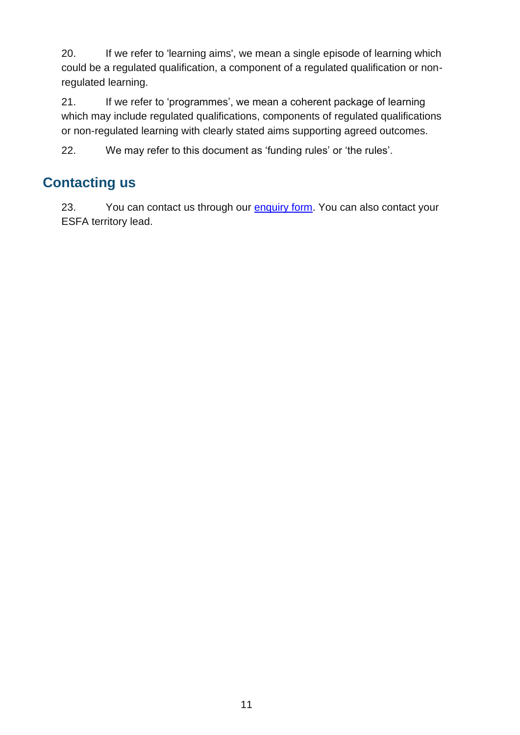20. If we refer to 'learning aims', we mean a single episode of learning which could be a regulated qualification, a component of a regulated qualification or non-regulated learning.

21. If we refer to 'programmes', we mean a coherent package of learning which may include regulated qualifications, components of regulated qualifications or non-regulated learning with clearly stated aims supporting agreed outcomes.

22. We may refer to this document as 'funding rules' or 'the rules'.

## Contacting us

23. You can contact us through our enquiry form. You can also contact your ESFA territory lead.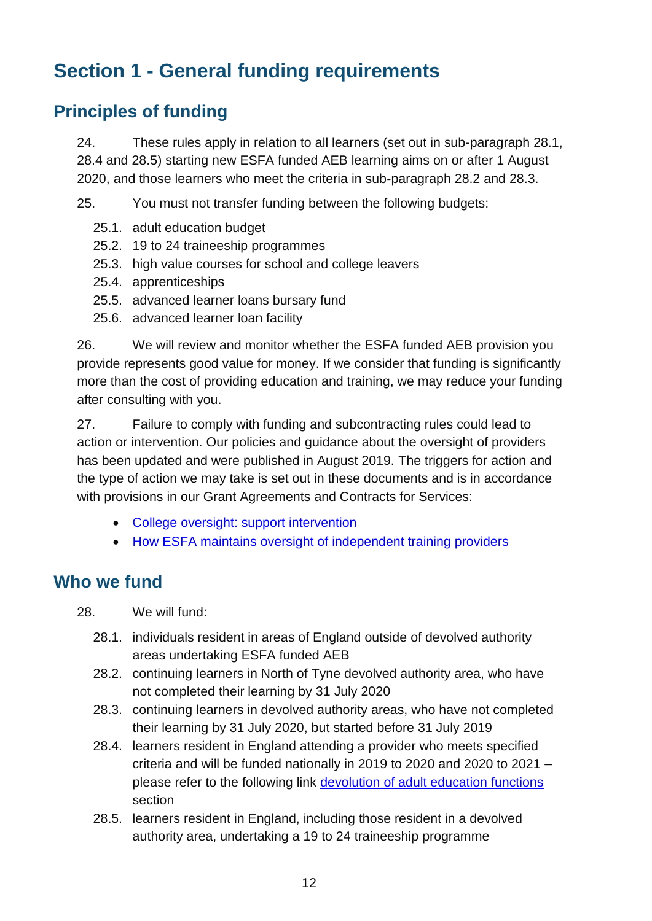# Section 1 - General funding requirements

## Principles of funding

24. These rules apply in relation to all learners (set out in sub-paragraph 28.1, 28.4 and 28.5) starting new ESFA funded AEB learning aims on or after 1 August 2020, and those learners who meet the criteria in sub-paragraph 28.2 and 28.3.

25. You must not transfer funding between the following budgets:

   25.1. adult education budget
   
   25.2. 19 to 24 traineeship programmes
   
   25.3. high value courses for school and college leavers
   
   25.4. apprenticeships
   
   25.5. advanced learner loans bursary fund
   
   25.6. advanced learner loan facility

26. We will review and monitor whether the ESFA funded AEB provision you provide represents good value for money. If we consider that funding is significantly more than the cost of providing education and training, we may reduce your funding after consulting with you.

27. Failure to comply with funding and subcontracting rules could lead to action or intervention. Our policies and guidance about the oversight of providers has been updated and were published in August 2019. The triggers for action and the type of action we may take is set out in these documents and is in accordance with provisions in our Grant Agreements and Contracts for Services:

- College oversight: support intervention
- How ESFA maintains oversight of independent training providers

## Who we fund

28. We will fund:

   28.1. individuals resident in areas of England outside of devolved authority areas undertaking ESFA funded AEB
   
   28.2. continuing learners in North of Tyne devolved authority area, who have not completed their learning by 31 July 2020
   
   28.3. continuing learners in devolved authority areas, who have not completed their learning by 31 July 2020, but started before 31 July 2019
   
   28.4. learners resident in England attending a provider who meets specified criteria and will be funded nationally in 2019 to 2020 and 2020 to 2021 – please refer to the following link devolution of adult education functions section
   
   28.5. learners resident in England, including those resident in a devolved authority area, undertaking a 19 to 24 traineeship programme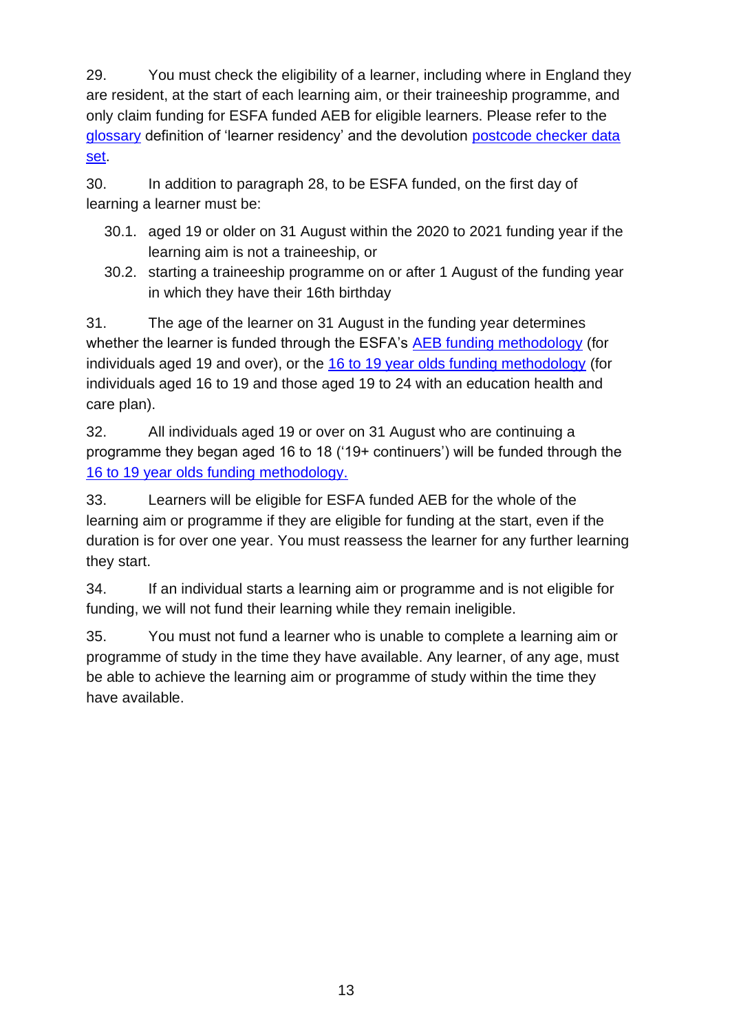29. You must check the eligibility of a learner, including where in England they are resident, at the start of each learning aim, or their traineeship programme, and only claim funding for ESFA funded AEB for eligible learners. Please refer to the glossary definition of 'learner residency' and the devolution postcode checker data set.

30. In addition to paragraph 28, to be ESFA funded, on the first day of learning a learner must be:

30.1. aged 19 or older on 31 August within the 2020 to 2021 funding year if the learning aim is not a traineeship, or

30.2. starting a traineeship programme on or after 1 August of the funding year in which they have their 16th birthday

31. The age of the learner on 31 August in the funding year determines whether the learner is funded through the ESFA's AEB funding methodology (for individuals aged 19 and over), or the 16 to 19 year olds funding methodology (for individuals aged 16 to 19 and those aged 19 to 24 with an education health and care plan).

32. All individuals aged 19 or over on 31 August who are continuing a programme they began aged 16 to 18 ('19+ continuers') will be funded through the 16 to 19 year olds funding methodology.

33. Learners will be eligible for ESFA funded AEB for the whole of the learning aim or programme if they are eligible for funding at the start, even if the duration is for over one year. You must reassess the learner for any further learning they start.

34. If an individual starts a learning aim or programme and is not eligible for funding, we will not fund their learning while they remain ineligible.

35. You must not fund a learner who is unable to complete a learning aim or programme of study in the time they have available. Any learner, of any age, must be able to achieve the learning aim or programme of study within the time they have available.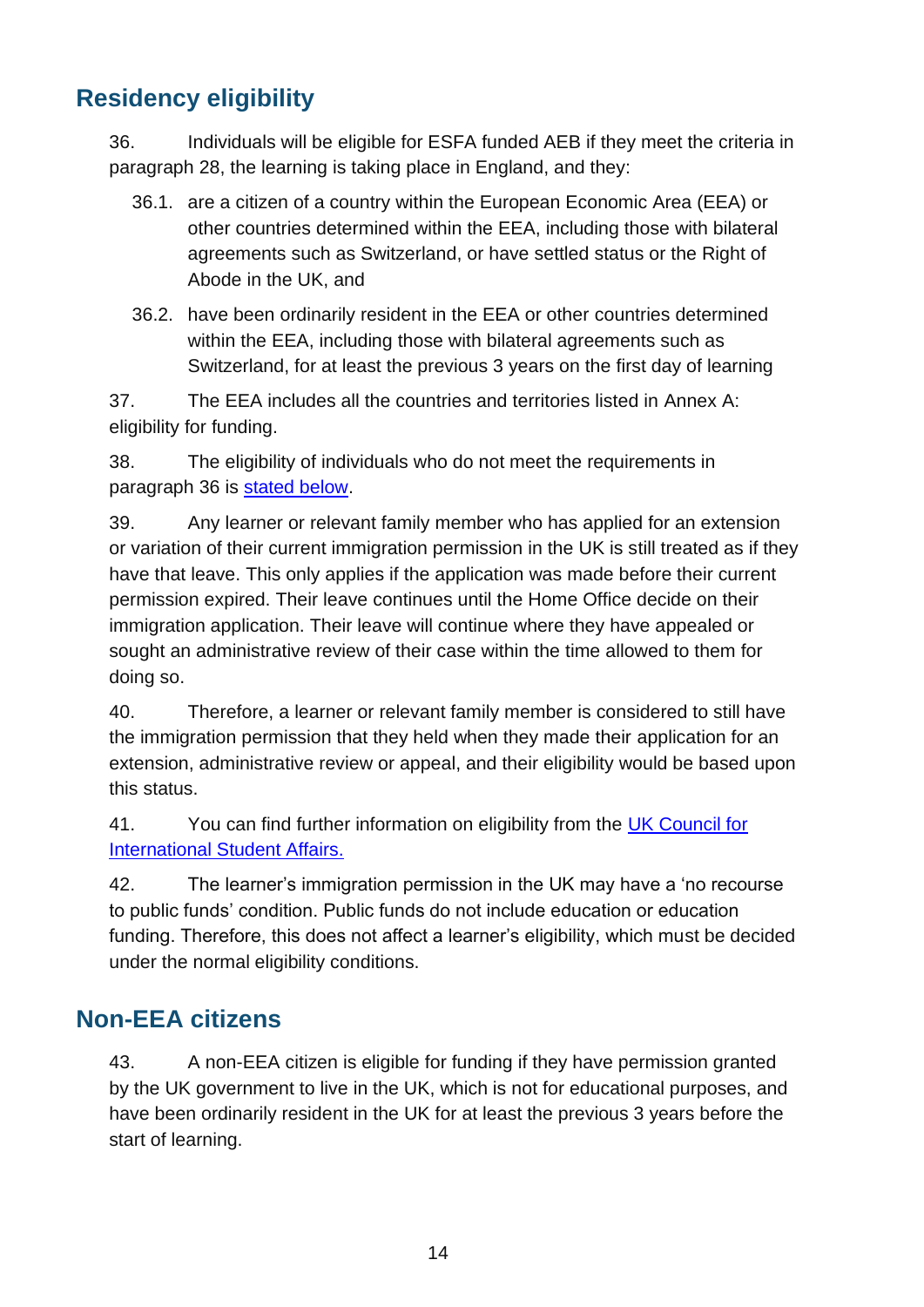## Residency eligibility

36. Individuals will be eligible for ESFA funded AEB if they meet the criteria in paragraph 28, the learning is taking place in England, and they:

   36.1. are a citizen of a country within the European Economic Area (EEA) or other countries determined within the EEA, including those with bilateral agreements such as Switzerland, or have settled status or the Right of Abode in the UK, and

   36.2. have been ordinarily resident in the EEA or other countries determined within the EEA, including those with bilateral agreements such as Switzerland, for at least the previous 3 years on the first day of learning

37. The EEA includes all the countries and territories listed in Annex A: eligibility for funding.

38. The eligibility of individuals who do not meet the requirements in paragraph 36 is stated below.

39. Any learner or relevant family member who has applied for an extension or variation of their current immigration permission in the UK is still treated as if they have that leave. This only applies if the application was made before their current permission expired. Their leave continues until the Home Office decide on their immigration application. Their leave will continue where they have appealed or sought an administrative review of their case within the time allowed to them for doing so.

40. Therefore, a learner or relevant family member is considered to still have the immigration permission that they held when they made their application for an extension, administrative review or appeal, and their eligibility would be based upon this status.

41. You can find further information on eligibility from the UK Council for International Student Affairs.

42. The learner's immigration permission in the UK may have a 'no recourse to public funds' condition. Public funds do not include education or education funding. Therefore, this does not affect a learner's eligibility, which must be decided under the normal eligibility conditions.

## Non-EEA citizens

43. A non-EEA citizen is eligible for funding if they have permission granted by the UK government to live in the UK, which is not for educational purposes, and have been ordinarily resident in the UK for at least the previous 3 years before the start of learning.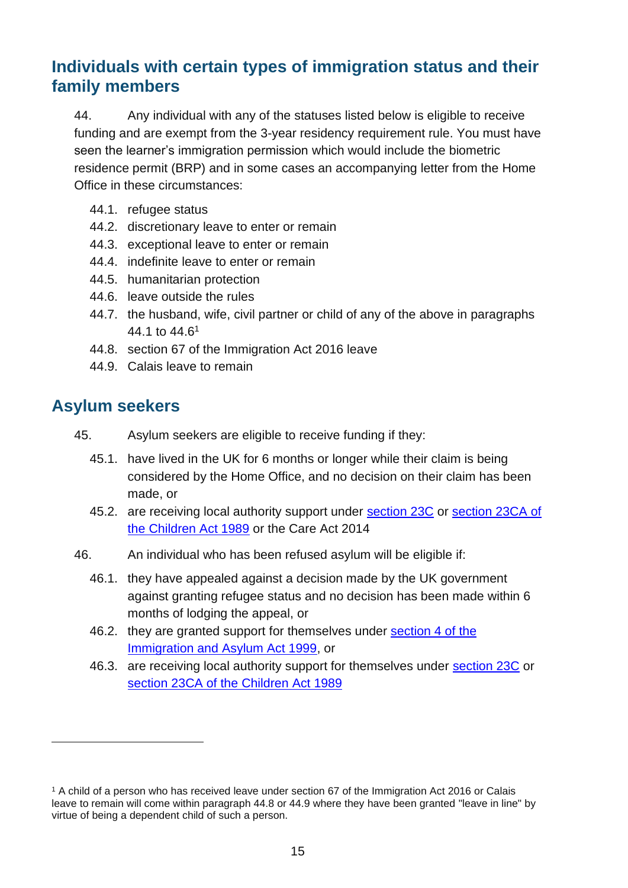## Individuals with certain types of immigration status and their family members

44. Any individual with any of the statuses listed below is eligible to receive funding and are exempt from the 3-year residency requirement rule. You must have seen the learner's immigration permission which would include the biometric residence permit (BRP) and in some cases an accompanying letter from the Home Office in these circumstances:

  44.1. refugee status
  44.2. discretionary leave to enter or remain
  44.3. exceptional leave to enter or remain
  44.4. indefinite leave to enter or remain
  44.5. humanitarian protection
  44.6. leave outside the rules
  44.7. the husband, wife, civil partner or child of any of the above in paragraphs 44.1 to 44.6[1]
  44.8. section 67 of the Immigration Act 2016 leave
  44.9. Calais leave to remain

## Asylum seekers

45. Asylum seekers are eligible to receive funding if they:

  45.1. have lived in the UK for 6 months or longer while their claim is being considered by the Home Office, and no decision on their claim has been made, or
  45.2. are receiving local authority support under section 23C or section 23CA of the Children Act 1989 or the Care Act 2014

46. An individual who has been refused asylum will be eligible if:

  46.1. they have appealed against a decision made by the UK government against granting refugee status and no decision has been made within 6 months of lodging the appeal, or
  46.2. they are granted support for themselves under section 4 of the Immigration and Asylum Act 1999, or
  46.3. are receiving local authority support for themselves under section 23C or section 23CA of the Children Act 1989

[1] A child of a person who has received leave under section 67 of the Immigration Act 2016 or Calais leave to remain will come within paragraph 44.8 or 44.9 where they have been granted "leave in line" by virtue of being a dependent child of such a person.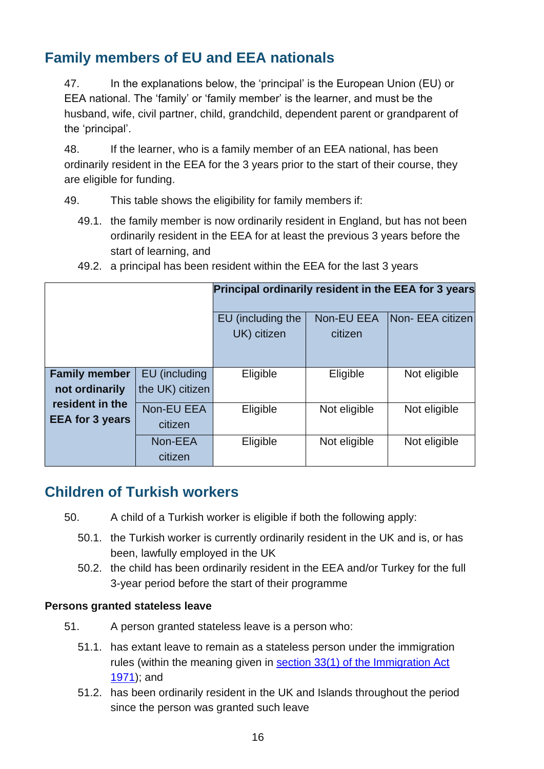## Family members of EU and EEA nationals

47. In the explanations below, the 'principal' is the European Union (EU) or EEA national. The 'family' or 'family member' is the learner, and must be the husband, wife, civil partner, child, grandchild, dependent parent or grandparent of the 'principal'.

48. If the learner, who is a family member of an EEA national, has been ordinarily resident in the EEA for the 3 years prior to the start of their course, they are eligible for funding.

49. This table shows the eligibility for family members if:

49.1. the family member is now ordinarily resident in England, but has not been ordinarily resident in the EEA for at least the previous 3 years before the start of learning, and

49.2. a principal has been resident within the EEA for the last 3 years

| | | **Principal ordinarily resident in the EEA for 3 years** | | |
|---|---|---|---|---|
| | | EU (including the UK) citizen | Non-EU EEA citizen | Non- EEA citizen |
| **Family member not ordinarily resident in the EEA for 3 years** | EU (including the UK) citizen | Eligible | Eligible | Not eligible |
| | Non-EU EEA citizen | Eligible | Not eligible | Not eligible |
| | Non-EEA citizen | Eligible | Not eligible | Not eligible |

## Children of Turkish workers

50. A child of a Turkish worker is eligible if both the following apply:

50.1. the Turkish worker is currently ordinarily resident in the UK and is, or has been, lawfully employed in the UK

50.2. the child has been ordinarily resident in the EEA and/or Turkey for the full 3-year period before the start of their programme

### Persons granted stateless leave

51. A person granted stateless leave is a person who:

51.1. has extant leave to remain as a stateless person under the immigration rules (within the meaning given in [section 33(1) of the Immigration Act 1971](#)); and

51.2. has been ordinarily resident in the UK and Islands throughout the period since the person was granted such leave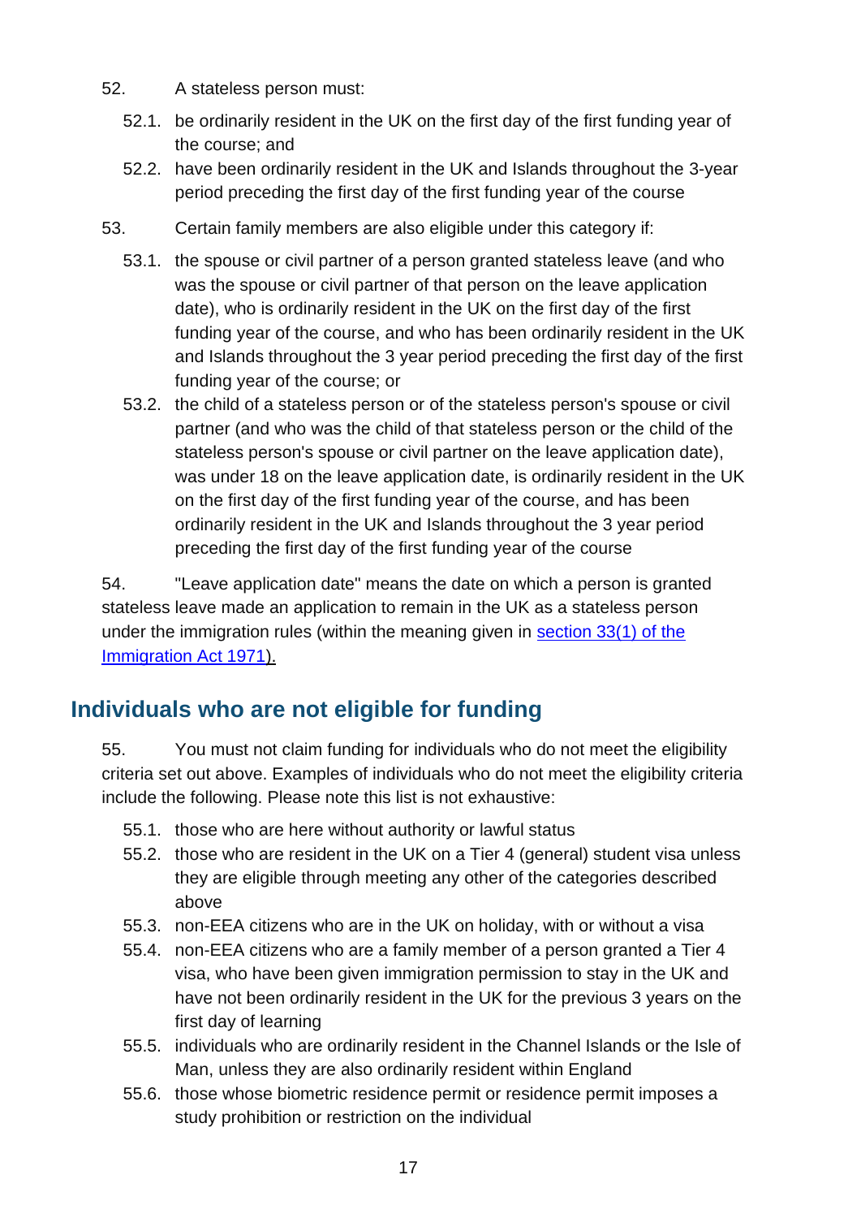52. A stateless person must:

52.1. be ordinarily resident in the UK on the first day of the first funding year of the course; and

52.2. have been ordinarily resident in the UK and Islands throughout the 3-year period preceding the first day of the first funding year of the course

53. Certain family members are also eligible under this category if:

53.1. the spouse or civil partner of a person granted stateless leave (and who was the spouse or civil partner of that person on the leave application date), who is ordinarily resident in the UK on the first day of the first funding year of the course, and who has been ordinarily resident in the UK and Islands throughout the 3 year period preceding the first day of the first funding year of the course; or

53.2. the child of a stateless person or of the stateless person's spouse or civil partner (and who was the child of that stateless person or the child of the stateless person's spouse or civil partner on the leave application date), was under 18 on the leave application date, is ordinarily resident in the UK on the first day of the first funding year of the course, and has been ordinarily resident in the UK and Islands throughout the 3 year period preceding the first day of the first funding year of the course

54. "Leave application date" means the date on which a person is granted stateless leave made an application to remain in the UK as a stateless person under the immigration rules (within the meaning given in [section 33(1) of the Immigration Act 1971](#)).

## Individuals who are not eligible for funding

55. You must not claim funding for individuals who do not meet the eligibility criteria set out above. Examples of individuals who do not meet the eligibility criteria include the following. Please note this list is not exhaustive:

55.1. those who are here without authority or lawful status

55.2. those who are resident in the UK on a Tier 4 (general) student visa unless they are eligible through meeting any other of the categories described above

55.3. non-EEA citizens who are in the UK on holiday, with or without a visa

55.4. non-EEA citizens who are a family member of a person granted a Tier 4 visa, who have been given immigration permission to stay in the UK and have not been ordinarily resident in the UK for the previous 3 years on the first day of learning

55.5. individuals who are ordinarily resident in the Channel Islands or the Isle of Man, unless they are also ordinarily resident within England

55.6. those whose biometric residence permit or residence permit imposes a study prohibition or restriction on the individual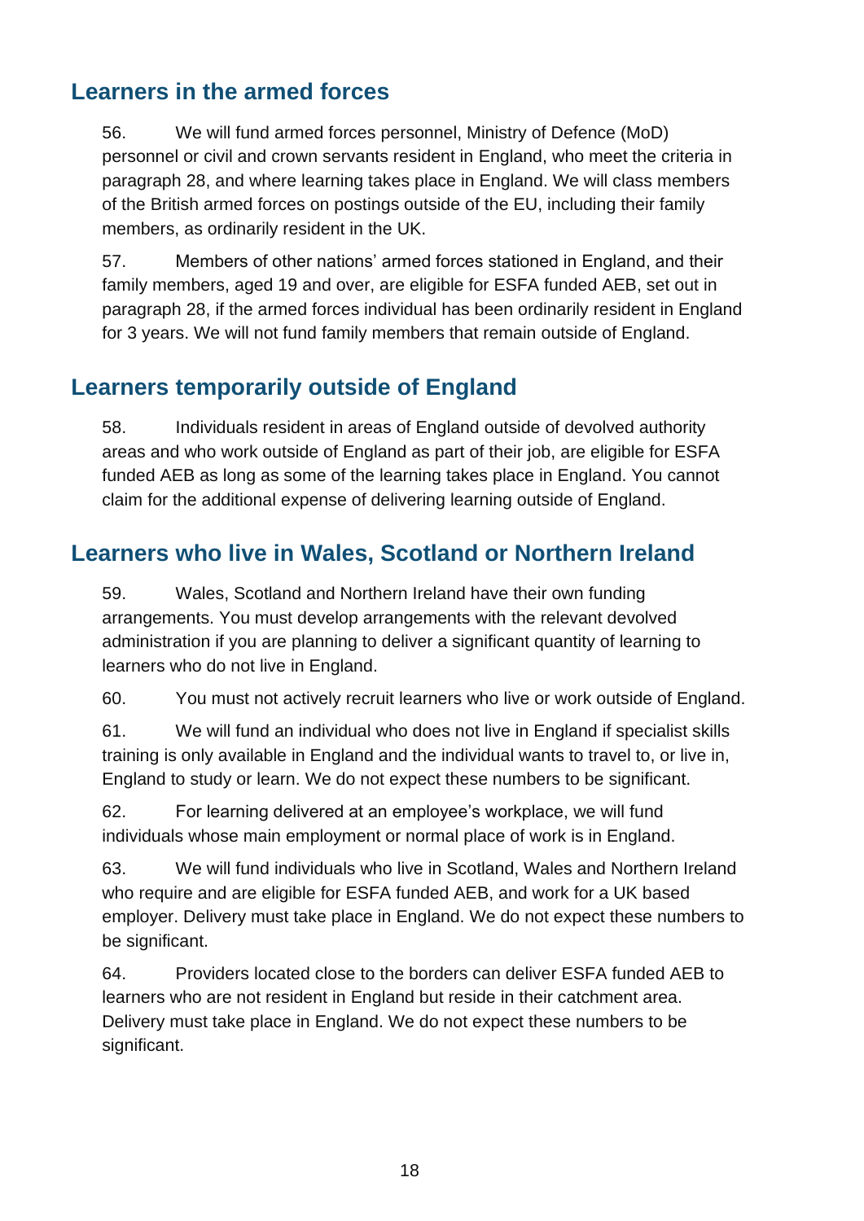## Learners in the armed forces

56. We will fund armed forces personnel, Ministry of Defence (MoD) personnel or civil and crown servants resident in England, who meet the criteria in paragraph 28, and where learning takes place in England. We will class members of the British armed forces on postings outside of the EU, including their family members, as ordinarily resident in the UK.

57. Members of other nations' armed forces stationed in England, and their family members, aged 19 and over, are eligible for ESFA funded AEB, set out in paragraph 28, if the armed forces individual has been ordinarily resident in England for 3 years. We will not fund family members that remain outside of England.

## Learners temporarily outside of England

58. Individuals resident in areas of England outside of devolved authority areas and who work outside of England as part of their job, are eligible for ESFA funded AEB as long as some of the learning takes place in England. You cannot claim for the additional expense of delivering learning outside of England.

## Learners who live in Wales, Scotland or Northern Ireland

59. Wales, Scotland and Northern Ireland have their own funding arrangements. You must develop arrangements with the relevant devolved administration if you are planning to deliver a significant quantity of learning to learners who do not live in England.

60. You must not actively recruit learners who live or work outside of England.

61. We will fund an individual who does not live in England if specialist skills training is only available in England and the individual wants to travel to, or live in, England to study or learn. We do not expect these numbers to be significant.

62. For learning delivered at an employee's workplace, we will fund individuals whose main employment or normal place of work is in England.

63. We will fund individuals who live in Scotland, Wales and Northern Ireland who require and are eligible for ESFA funded AEB, and work for a UK based employer. Delivery must take place in England. We do not expect these numbers to be significant.

64. Providers located close to the borders can deliver ESFA funded AEB to learners who are not resident in England but reside in their catchment area. Delivery must take place in England. We do not expect these numbers to be significant.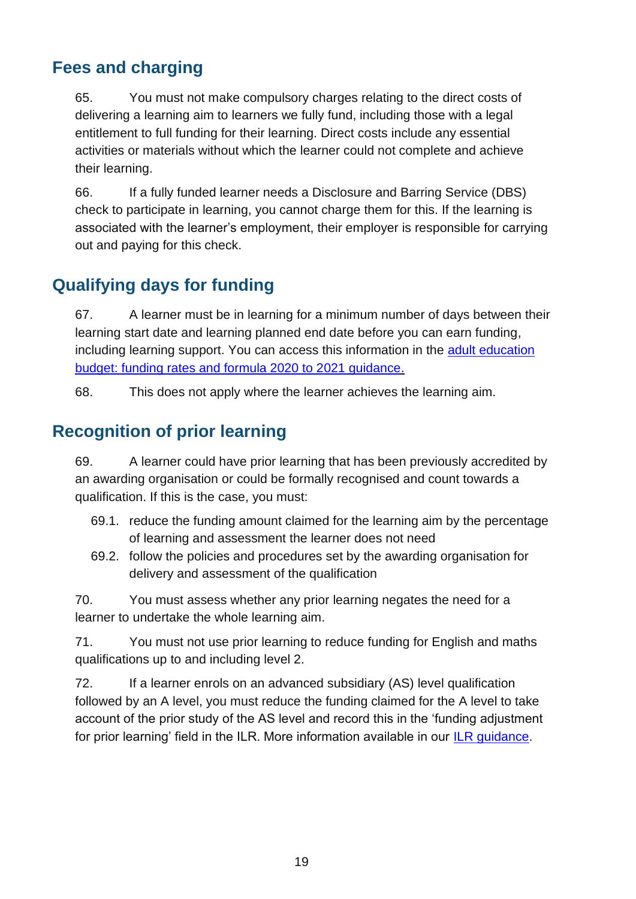## Fees and charging

65. You must not make compulsory charges relating to the direct costs of delivering a learning aim to learners we fully fund, including those with a legal entitlement to full funding for their learning. Direct costs include any essential activities or materials without which the learner could not complete and achieve their learning.

66. If a fully funded learner needs a Disclosure and Barring Service (DBS) check to participate in learning, you cannot charge them for this. If the learning is associated with the learner's employment, their employer is responsible for carrying out and paying for this check.

## Qualifying days for funding

67. A learner must be in learning for a minimum number of days between their learning start date and learning planned end date before you can earn funding, including learning support. You can access this information in the adult education budget: funding rates and formula 2020 to 2021 guidance.

68. This does not apply where the learner achieves the learning aim.

## Recognition of prior learning

69. A learner could have prior learning that has been previously accredited by an awarding organisation or could be formally recognised and count towards a qualification. If this is the case, you must:

- 69.1. reduce the funding amount claimed for the learning aim by the percentage of learning and assessment the learner does not need
- 69.2. follow the policies and procedures set by the awarding organisation for delivery and assessment of the qualification

70. You must assess whether any prior learning negates the need for a learner to undertake the whole learning aim.

71. You must not use prior learning to reduce funding for English and maths qualifications up to and including level 2.

72. If a learner enrols on an advanced subsidiary (AS) level qualification followed by an A level, you must reduce the funding claimed for the A level to take account of the prior study of the AS level and record this in the 'funding adjustment for prior learning' field in the ILR. More information available in our ILR guidance.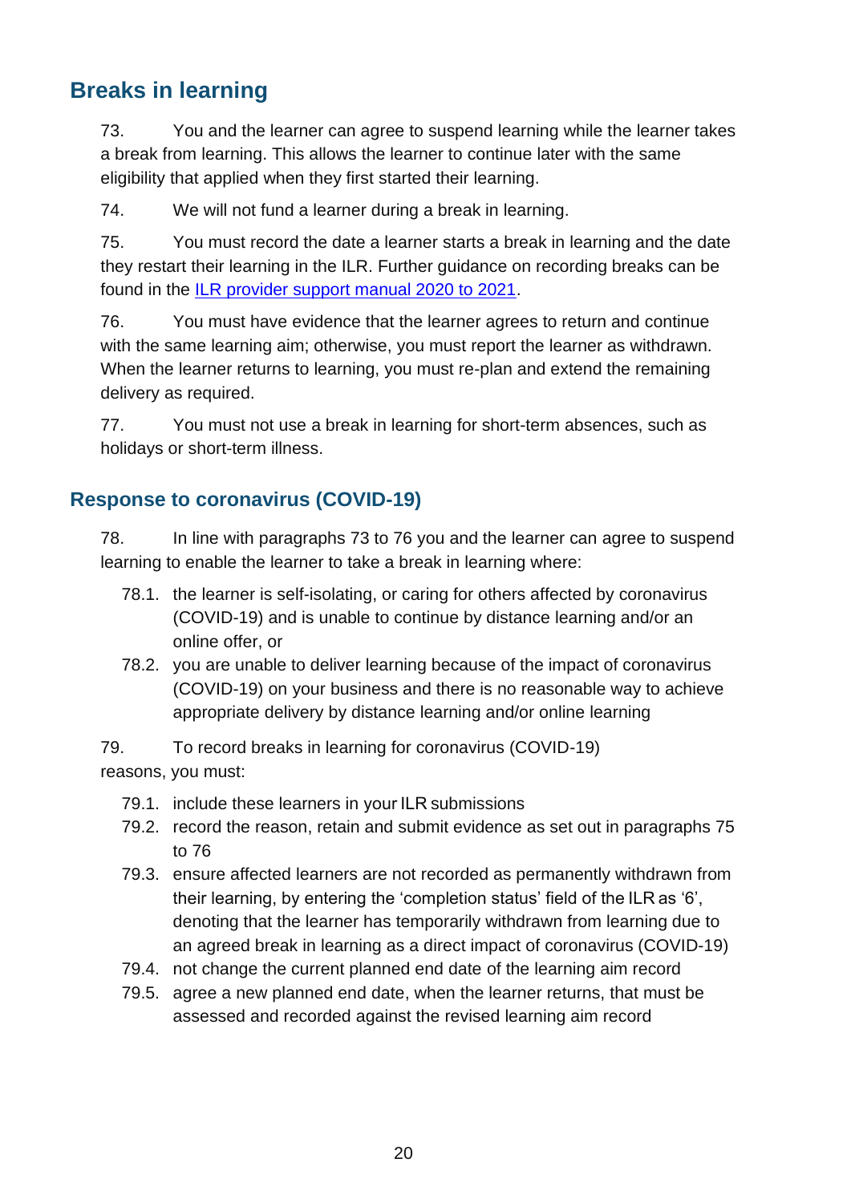## Breaks in learning

73. You and the learner can agree to suspend learning while the learner takes a break from learning. This allows the learner to continue later with the same eligibility that applied when they first started their learning.

74. We will not fund a learner during a break in learning.

75. You must record the date a learner starts a break in learning and the date they restart their learning in the ILR. Further guidance on recording breaks can be found in the [ILR provider support manual 2020 to 2021](ILR provider support manual 2020 to 2021).

76. You must have evidence that the learner agrees to return and continue with the same learning aim; otherwise, you must report the learner as withdrawn. When the learner returns to learning, you must re-plan and extend the remaining delivery as required.

77. You must not use a break in learning for short-term absences, such as holidays or short-term illness.

### Response to coronavirus (COVID-19)

78. In line with paragraphs 73 to 76 you and the learner can agree to suspend learning to enable the learner to take a break in learning where:

- 78.1. the learner is self-isolating, or caring for others affected by coronavirus (COVID-19) and is unable to continue by distance learning and/or an online offer, or
- 78.2. you are unable to deliver learning because of the impact of coronavirus (COVID-19) on your business and there is no reasonable way to achieve appropriate delivery by distance learning and/or online learning

79. To record breaks in learning for coronavirus (COVID-19) reasons, you must:

- 79.1. include these learners in your ILR submissions
- 79.2. record the reason, retain and submit evidence as set out in paragraphs 75 to 76
- 79.3. ensure affected learners are not recorded as permanently withdrawn from their learning, by entering the 'completion status' field of the ILR as '6', denoting that the learner has temporarily withdrawn from learning due to an agreed break in learning as a direct impact of coronavirus (COVID-19)
- 79.4. not change the current planned end date of the learning aim record
- 79.5. agree a new planned end date, when the learner returns, that must be assessed and recorded against the revised learning aim record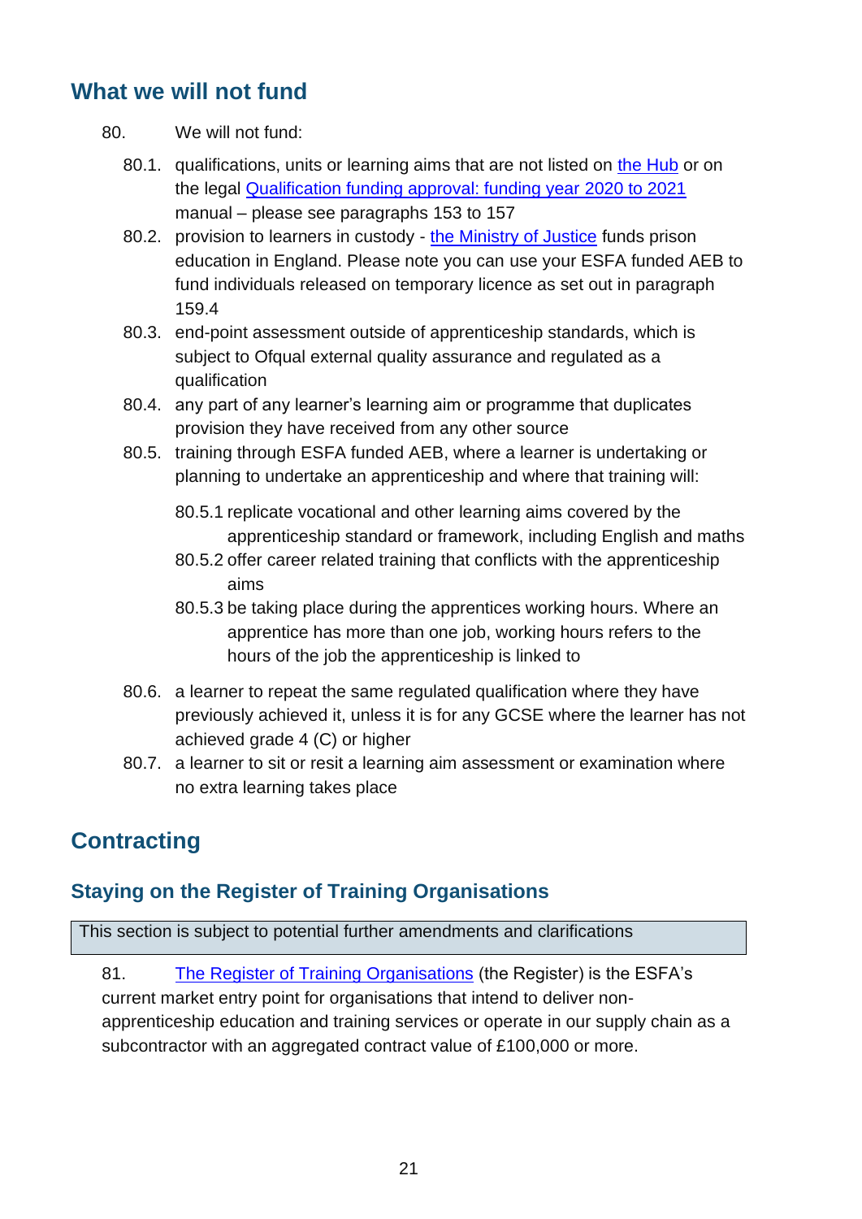## What we will not fund

80. We will not fund:

80.1. qualifications, units or learning aims that are not listed on [the Hub]() or on the legal [Qualification funding approval: funding year 2020 to 2021]() manual – please see paragraphs 153 to 157

80.2. provision to learners in custody - [the Ministry of Justice]() funds prison education in England. Please note you can use your ESFA funded AEB to fund individuals released on temporary licence as set out in paragraph 159.4

80.3. end-point assessment outside of apprenticeship standards, which is subject to Ofqual external quality assurance and regulated as a qualification

80.4. any part of any learner's learning aim or programme that duplicates provision they have received from any other source

80.5. training through ESFA funded AEB, where a learner is undertaking or planning to undertake an apprenticeship and where that training will:

80.5.1 replicate vocational and other learning aims covered by the apprenticeship standard or framework, including English and maths

80.5.2 offer career related training that conflicts with the apprenticeship aims

80.5.3 be taking place during the apprentices working hours. Where an apprentice has more than one job, working hours refers to the hours of the job the apprenticeship is linked to

80.6. a learner to repeat the same regulated qualification where they have previously achieved it, unless it is for any GCSE where the learner has not achieved grade 4 (C) or higher

80.7. a learner to sit or resit a learning aim assessment or examination where no extra learning takes place

# Contracting

## Staying on the Register of Training Organisations

| This section is subject to potential further amendments and clarifications |
|---|

81. [The Register of Training Organisations]() (the Register) is the ESFA's current market entry point for organisations that intend to deliver non-apprenticeship education and training services or operate in our supply chain as a subcontractor with an aggregated contract value of £100,000 or more.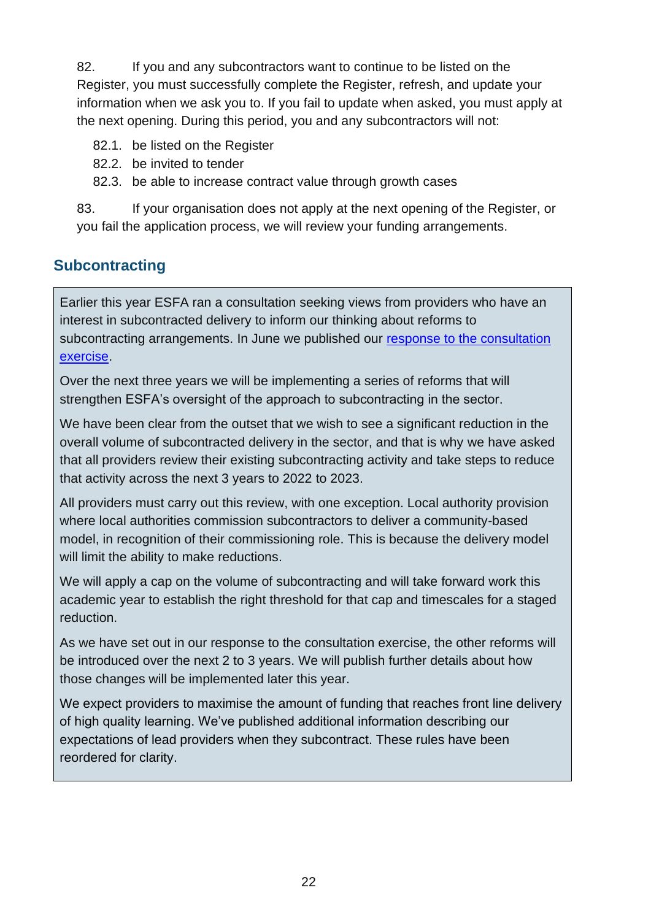82. If you and any subcontractors want to continue to be listed on the Register, you must successfully complete the Register, refresh, and update your information when we ask you to. If you fail to update when asked, you must apply at the next opening. During this period, you and any subcontractors will not:

82.1. be listed on the Register

82.2. be invited to tender

82.3. be able to increase contract value through growth cases

83. If your organisation does not apply at the next opening of the Register, or you fail the application process, we will review your funding arrangements.

## Subcontracting

Earlier this year ESFA ran a consultation seeking views from providers who have an interest in subcontracted delivery to inform our thinking about reforms to subcontracting arrangements. In June we published our [response to the consultation exercise](#).

Over the next three years we will be implementing a series of reforms that will strengthen ESFA's oversight of the approach to subcontracting in the sector.

We have been clear from the outset that we wish to see a significant reduction in the overall volume of subcontracted delivery in the sector, and that is why we have asked that all providers review their existing subcontracting activity and take steps to reduce that activity across the next 3 years to 2022 to 2023.

All providers must carry out this review, with one exception. Local authority provision where local authorities commission subcontractors to deliver a community-based model, in recognition of their commissioning role. This is because the delivery model will limit the ability to make reductions.

We will apply a cap on the volume of subcontracting and will take forward work this academic year to establish the right threshold for that cap and timescales for a staged reduction.

As we have set out in our response to the consultation exercise, the other reforms will be introduced over the next 2 to 3 years. We will publish further details about how those changes will be implemented later this year.

We expect providers to maximise the amount of funding that reaches front line delivery of high quality learning. We've published additional information describing our expectations of lead providers when they subcontract. These rules have been reordered for clarity.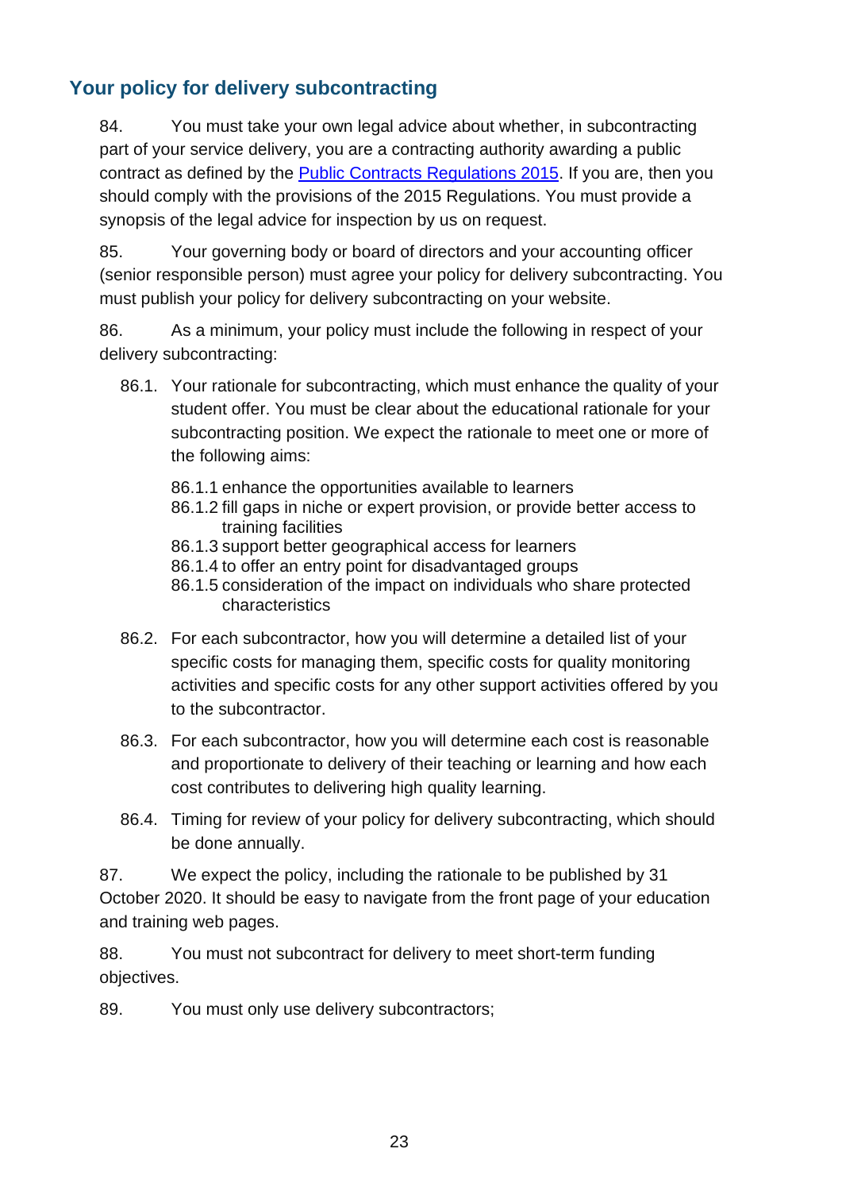## Your policy for delivery subcontracting

84. You must take your own legal advice about whether, in subcontracting part of your service delivery, you are a contracting authority awarding a public contract as defined by the [Public Contracts Regulations 2015](). If you are, then you should comply with the provisions of the 2015 Regulations. You must provide a synopsis of the legal advice for inspection by us on request.

85. Your governing body or board of directors and your accounting officer (senior responsible person) must agree your policy for delivery subcontracting. You must publish your policy for delivery subcontracting on your website.

86. As a minimum, your policy must include the following in respect of your delivery subcontracting:

86.1. Your rationale for subcontracting, which must enhance the quality of your student offer. You must be clear about the educational rationale for your subcontracting position. We expect the rationale to meet one or more of the following aims:

86.1.1 enhance the opportunities available to learners
86.1.2 fill gaps in niche or expert provision, or provide better access to training facilities
86.1.3 support better geographical access for learners
86.1.4 to offer an entry point for disadvantaged groups
86.1.5 consideration of the impact on individuals who share protected characteristics

86.2. For each subcontractor, how you will determine a detailed list of your specific costs for managing them, specific costs for quality monitoring activities and specific costs for any other support activities offered by you to the subcontractor.

86.3. For each subcontractor, how you will determine each cost is reasonable and proportionate to delivery of their teaching or learning and how each cost contributes to delivering high quality learning.

86.4. Timing for review of your policy for delivery subcontracting, which should be done annually.

87. We expect the policy, including the rationale to be published by 31 October 2020. It should be easy to navigate from the front page of your education and training web pages.

88. You must not subcontract for delivery to meet short-term funding objectives.

89. You must only use delivery subcontractors;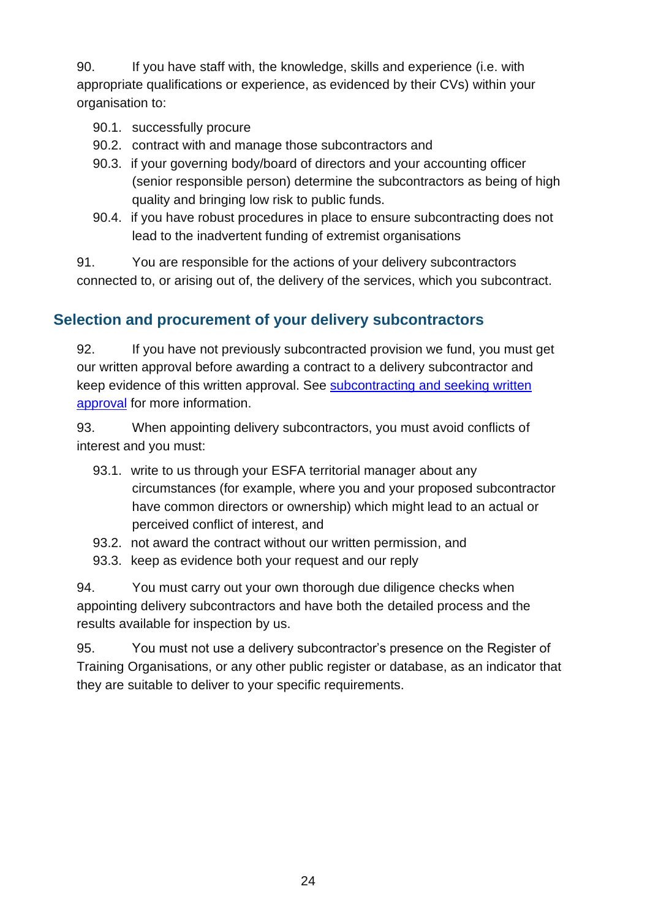90. If you have staff with, the knowledge, skills and experience (i.e. with appropriate qualifications or experience, as evidenced by their CVs) within your organisation to:

- 90.1. successfully procure
- 90.2. contract with and manage those subcontractors and
- 90.3. if your governing body/board of directors and your accounting officer (senior responsible person) determine the subcontractors as being of high quality and bringing low risk to public funds.
- 90.4. if you have robust procedures in place to ensure subcontracting does not lead to the inadvertent funding of extremist organisations

91. You are responsible for the actions of your delivery subcontractors connected to, or arising out of, the delivery of the services, which you subcontract.

## Selection and procurement of your delivery subcontractors

92. If you have not previously subcontracted provision we fund, you must get our written approval before awarding a contract to a delivery subcontractor and keep evidence of this written approval. See [subcontracting and seeking written approval]() for more information.

93. When appointing delivery subcontractors, you must avoid conflicts of interest and you must:

- 93.1. write to us through your ESFA territorial manager about any circumstances (for example, where you and your proposed subcontractor have common directors or ownership) which might lead to an actual or perceived conflict of interest, and
- 93.2. not award the contract without our written permission, and
- 93.3. keep as evidence both your request and our reply

94. You must carry out your own thorough due diligence checks when appointing delivery subcontractors and have both the detailed process and the results available for inspection by us.

95. You must not use a delivery subcontractor's presence on the Register of Training Organisations, or any other public register or database, as an indicator that they are suitable to deliver to your specific requirements.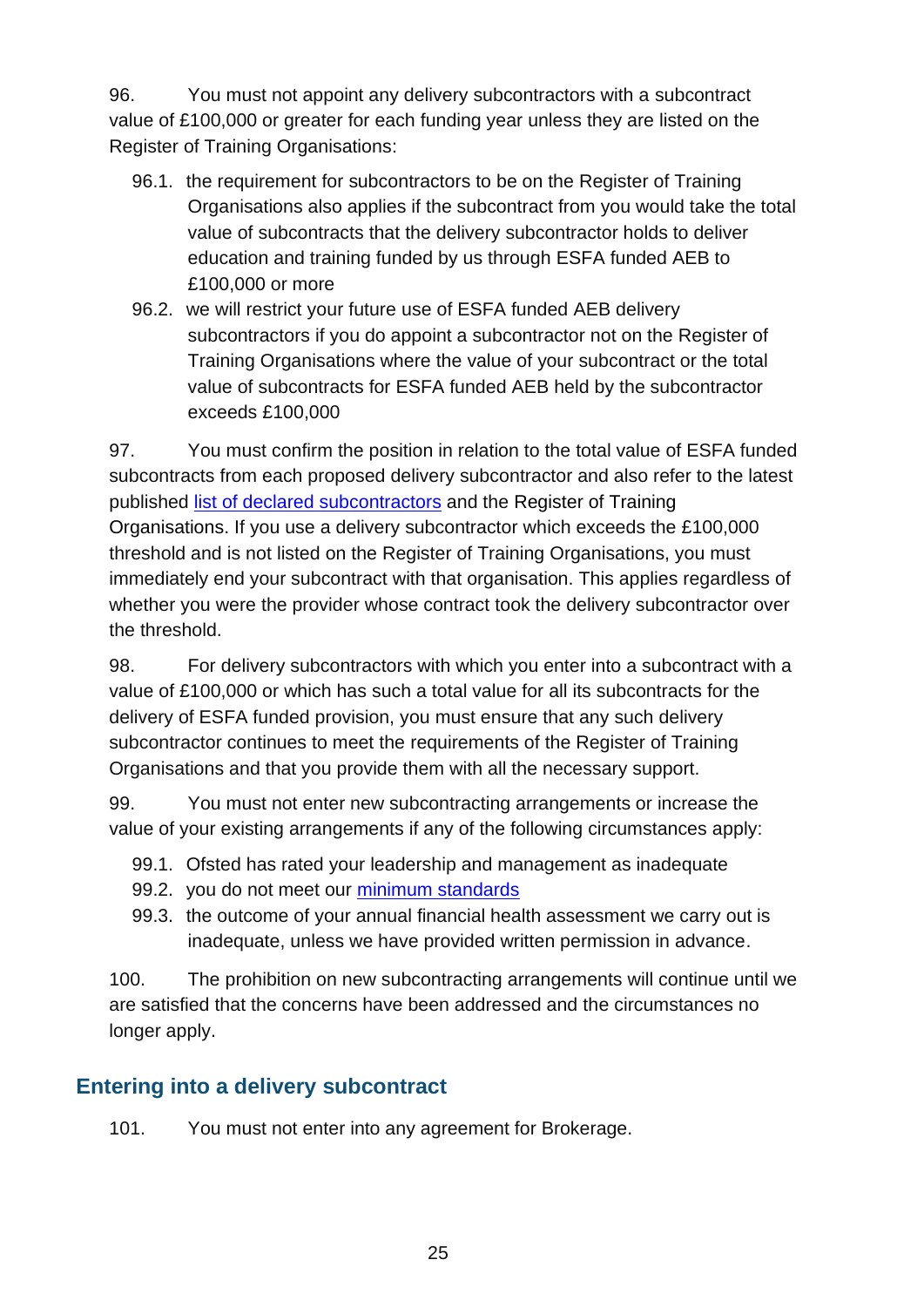96. You must not appoint any delivery subcontractors with a subcontract value of £100,000 or greater for each funding year unless they are listed on the Register of Training Organisations:

96.1. the requirement for subcontractors to be on the Register of Training Organisations also applies if the subcontract from you would take the total value of subcontracts that the delivery subcontractor holds to deliver education and training funded by us through ESFA funded AEB to £100,000 or more

96.2. we will restrict your future use of ESFA funded AEB delivery subcontractors if you do appoint a subcontractor not on the Register of Training Organisations where the value of your subcontract or the total value of subcontracts for ESFA funded AEB held by the subcontractor exceeds £100,000

97. You must confirm the position in relation to the total value of ESFA funded subcontracts from each proposed delivery subcontractor and also refer to the latest published [list of declared subcontractors]() and the Register of Training Organisations. If you use a delivery subcontractor which exceeds the £100,000 threshold and is not listed on the Register of Training Organisations, you must immediately end your subcontract with that organisation. This applies regardless of whether you were the provider whose contract took the delivery subcontractor over the threshold.

98. For delivery subcontractors with which you enter into a subcontract with a value of £100,000 or which has such a total value for all its subcontracts for the delivery of ESFA funded provision, you must ensure that any such delivery subcontractor continues to meet the requirements of the Register of Training Organisations and that you provide them with all the necessary support.

99. You must not enter new subcontracting arrangements or increase the value of your existing arrangements if any of the following circumstances apply:

99.1. Ofsted has rated your leadership and management as inadequate

99.2. you do not meet our [minimum standards]()

99.3. the outcome of your annual financial health assessment we carry out is inadequate, unless we have provided written permission in advance.

100. The prohibition on new subcontracting arrangements will continue until we are satisfied that the concerns have been addressed and the circumstances no longer apply.

## Entering into a delivery subcontract

101. You must not enter into any agreement for Brokerage.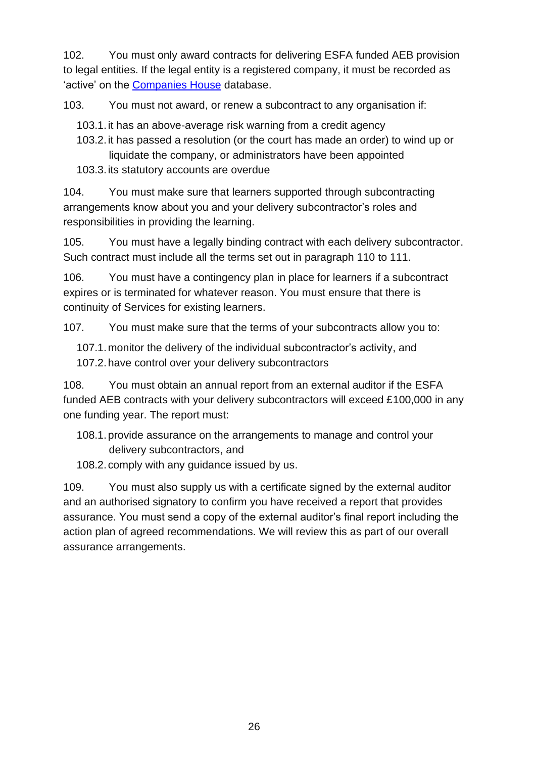102. You must only award contracts for delivering ESFA funded AEB provision to legal entities. If the legal entity is a registered company, it must be recorded as 'active' on the [Companies House](https://www.gov.uk/government/organisations/companies-house) database.

103. You must not award, or renew a subcontract to any organisation if:

- 103.1. it has an above-average risk warning from a credit agency
- 103.2. it has passed a resolution (or the court has made an order) to wind up or liquidate the company, or administrators have been appointed
- 103.3. its statutory accounts are overdue

104. You must make sure that learners supported through subcontracting arrangements know about you and your delivery subcontractor's roles and responsibilities in providing the learning.

105. You must have a legally binding contract with each delivery subcontractor. Such contract must include all the terms set out in paragraph 110 to 111.

106. You must have a contingency plan in place for learners if a subcontract expires or is terminated for whatever reason. You must ensure that there is continuity of Services for existing learners.

107. You must make sure that the terms of your subcontracts allow you to:

- 107.1. monitor the delivery of the individual subcontractor's activity, and
- 107.2. have control over your delivery subcontractors

108. You must obtain an annual report from an external auditor if the ESFA funded AEB contracts with your delivery subcontractors will exceed £100,000 in any one funding year. The report must:

- 108.1. provide assurance on the arrangements to manage and control your delivery subcontractors, and
- 108.2. comply with any guidance issued by us.

109. You must also supply us with a certificate signed by the external auditor and an authorised signatory to confirm you have received a report that provides assurance. You must send a copy of the external auditor's final report including the action plan of agreed recommendations. We will review this as part of our overall assurance arrangements.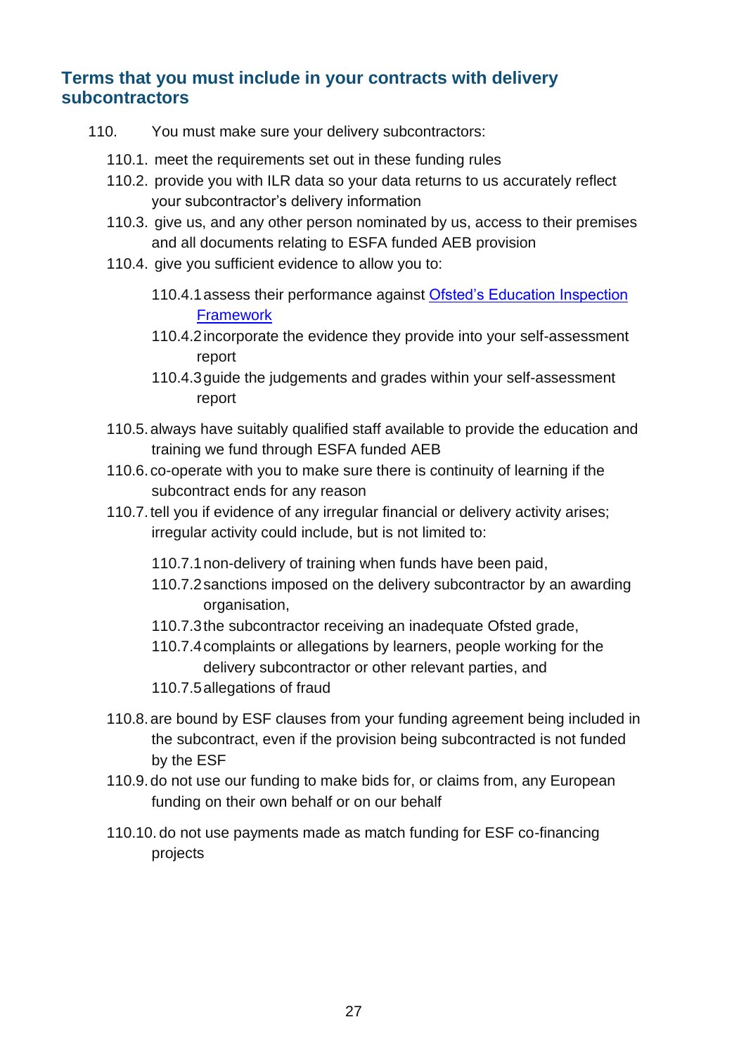## Terms that you must include in your contracts with delivery subcontractors

110. You must make sure your delivery subcontractors:

  110.1. meet the requirements set out in these funding rules

  110.2. provide you with ILR data so your data returns to us accurately reflect your subcontractor's delivery information

  110.3. give us, and any other person nominated by us, access to their premises and all documents relating to ESFA funded AEB provision

  110.4. give you sufficient evidence to allow you to:

    110.4.1 assess their performance against [Ofsted's Education Inspection Framework]

    110.4.2 incorporate the evidence they provide into your self-assessment report

    110.4.3 guide the judgements and grades within your self-assessment report

  110.5. always have suitably qualified staff available to provide the education and training we fund through ESFA funded AEB

  110.6. co-operate with you to make sure there is continuity of learning if the subcontract ends for any reason

  110.7. tell you if evidence of any irregular financial or delivery activity arises; irregular activity could include, but is not limited to:

    110.7.1 non-delivery of training when funds have been paid,

    110.7.2 sanctions imposed on the delivery subcontractor by an awarding organisation,

    110.7.3 the subcontractor receiving an inadequate Ofsted grade,

    110.7.4 complaints or allegations by learners, people working for the delivery subcontractor or other relevant parties, and

    110.7.5 allegations of fraud

  110.8. are bound by ESF clauses from your funding agreement being included in the subcontract, even if the provision being subcontracted is not funded by the ESF

  110.9. do not use our funding to make bids for, or claims from, any European funding on their own behalf or on our behalf

  110.10. do not use payments made as match funding for ESF co-financing projects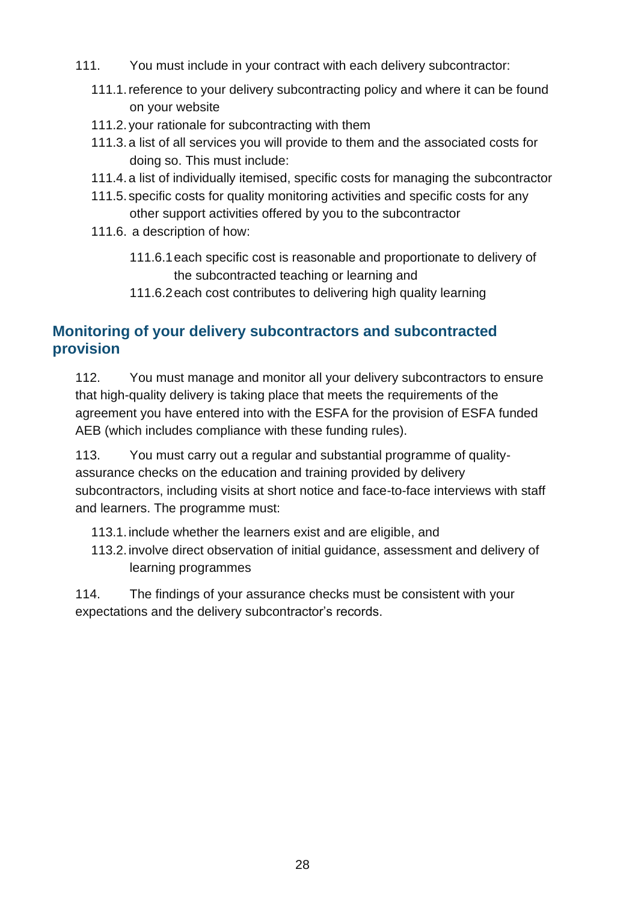111. You must include in your contract with each delivery subcontractor:

111.1. reference to your delivery subcontracting policy and where it can be found on your website

111.2. your rationale for subcontracting with them

111.3. a list of all services you will provide to them and the associated costs for doing so. This must include:

111.4. a list of individually itemised, specific costs for managing the subcontractor

111.5. specific costs for quality monitoring activities and specific costs for any other support activities offered by you to the subcontractor

111.6. a description of how:

- 111.6.1 each specific cost is reasonable and proportionate to delivery of the subcontracted teaching or learning and
- 111.6.2 each cost contributes to delivering high quality learning

## Monitoring of your delivery subcontractors and subcontracted provision

112. You must manage and monitor all your delivery subcontractors to ensure that high-quality delivery is taking place that meets the requirements of the agreement you have entered into with the ESFA for the provision of ESFA funded AEB (which includes compliance with these funding rules).

113. You must carry out a regular and substantial programme of quality-assurance checks on the education and training provided by delivery subcontractors, including visits at short notice and face-to-face interviews with staff and learners. The programme must:

113.1. include whether the learners exist and are eligible, and

113.2. involve direct observation of initial guidance, assessment and delivery of learning programmes

114. The findings of your assurance checks must be consistent with your expectations and the delivery subcontractor's records.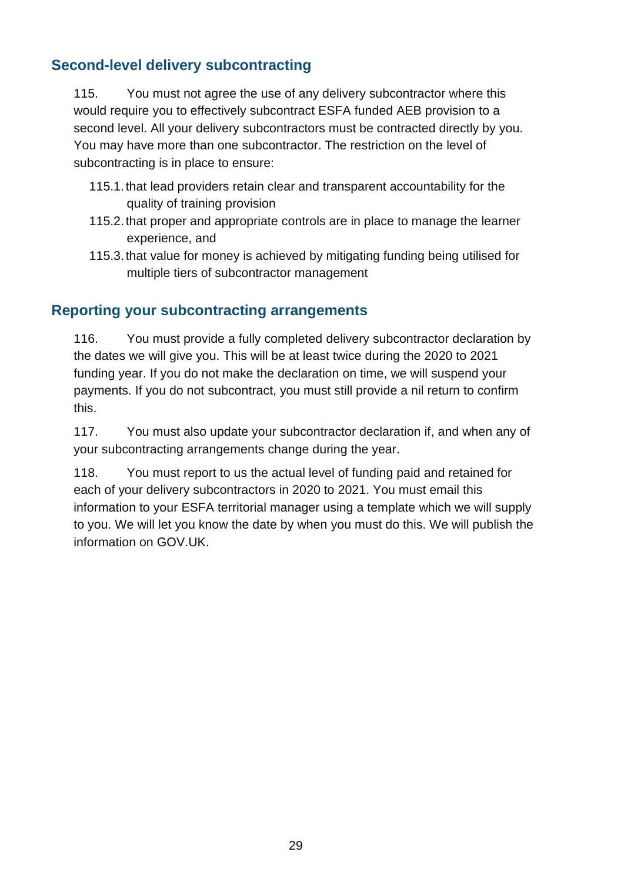## Second-level delivery subcontracting

115. You must not agree the use of any delivery subcontractor where this would require you to effectively subcontract ESFA funded AEB provision to a second level. All your delivery subcontractors must be contracted directly by you. You may have more than one subcontractor. The restriction on the level of subcontracting is in place to ensure:

- 115.1. that lead providers retain clear and transparent accountability for the quality of training provision
- 115.2. that proper and appropriate controls are in place to manage the learner experience, and
- 115.3. that value for money is achieved by mitigating funding being utilised for multiple tiers of subcontractor management

## Reporting your subcontracting arrangements

116. You must provide a fully completed delivery subcontractor declaration by the dates we will give you. This will be at least twice during the 2020 to 2021 funding year. If you do not make the declaration on time, we will suspend your payments. If you do not subcontract, you must still provide a nil return to confirm this.

117. You must also update your subcontractor declaration if, and when any of your subcontracting arrangements change during the year.

118. You must report to us the actual level of funding paid and retained for each of your delivery subcontractors in 2020 to 2021. You must email this information to your ESFA territorial manager using a template which we will supply to you. We will let you know the date by when you must do this. We will publish the information on GOV.UK.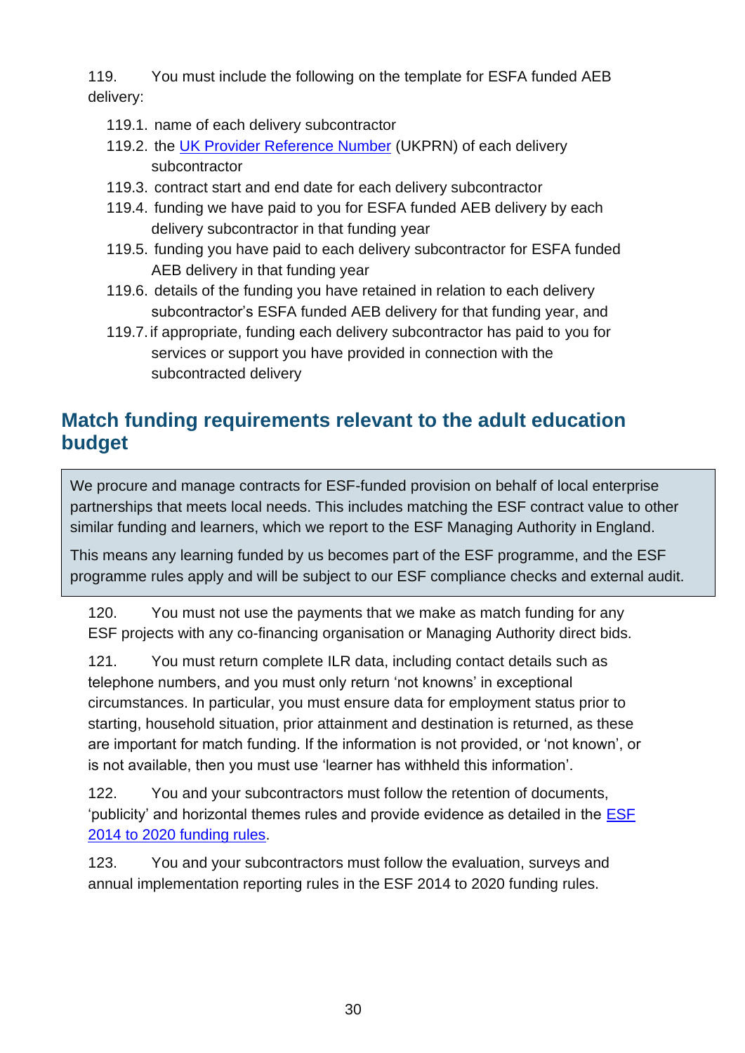119. You must include the following on the template for ESFA funded AEB delivery:

- 119.1. name of each delivery subcontractor
- 119.2. the [UK Provider Reference Number](#) (UKPRN) of each delivery subcontractor
- 119.3. contract start and end date for each delivery subcontractor
- 119.4. funding we have paid to you for ESFA funded AEB delivery by each delivery subcontractor in that funding year
- 119.5. funding you have paid to each delivery subcontractor for ESFA funded AEB delivery in that funding year
- 119.6. details of the funding you have retained in relation to each delivery subcontractor's ESFA funded AEB delivery for that funding year, and
- 119.7. if appropriate, funding each delivery subcontractor has paid to you for services or support you have provided in connection with the subcontracted delivery

## Match funding requirements relevant to the adult education budget

> We procure and manage contracts for ESF-funded provision on behalf of local enterprise partnerships that meets local needs. This includes matching the ESF contract value to other similar funding and learners, which we report to the ESF Managing Authority in England.
>
> This means any learning funded by us becomes part of the ESF programme, and the ESF programme rules apply and will be subject to our ESF compliance checks and external audit.

120. You must not use the payments that we make as match funding for any ESF projects with any co-financing organisation or Managing Authority direct bids.

121. You must return complete ILR data, including contact details such as telephone numbers, and you must only return 'not knowns' in exceptional circumstances. In particular, you must ensure data for employment status prior to starting, household situation, prior attainment and destination is returned, as these are important for match funding. If the information is not provided, or 'not known', or is not available, then you must use 'learner has withheld this information'.

122. You and your subcontractors must follow the retention of documents, 'publicity' and horizontal themes rules and provide evidence as detailed in the [ESF 2014 to 2020 funding rules](#).

123. You and your subcontractors must follow the evaluation, surveys and annual implementation reporting rules in the ESF 2014 to 2020 funding rules.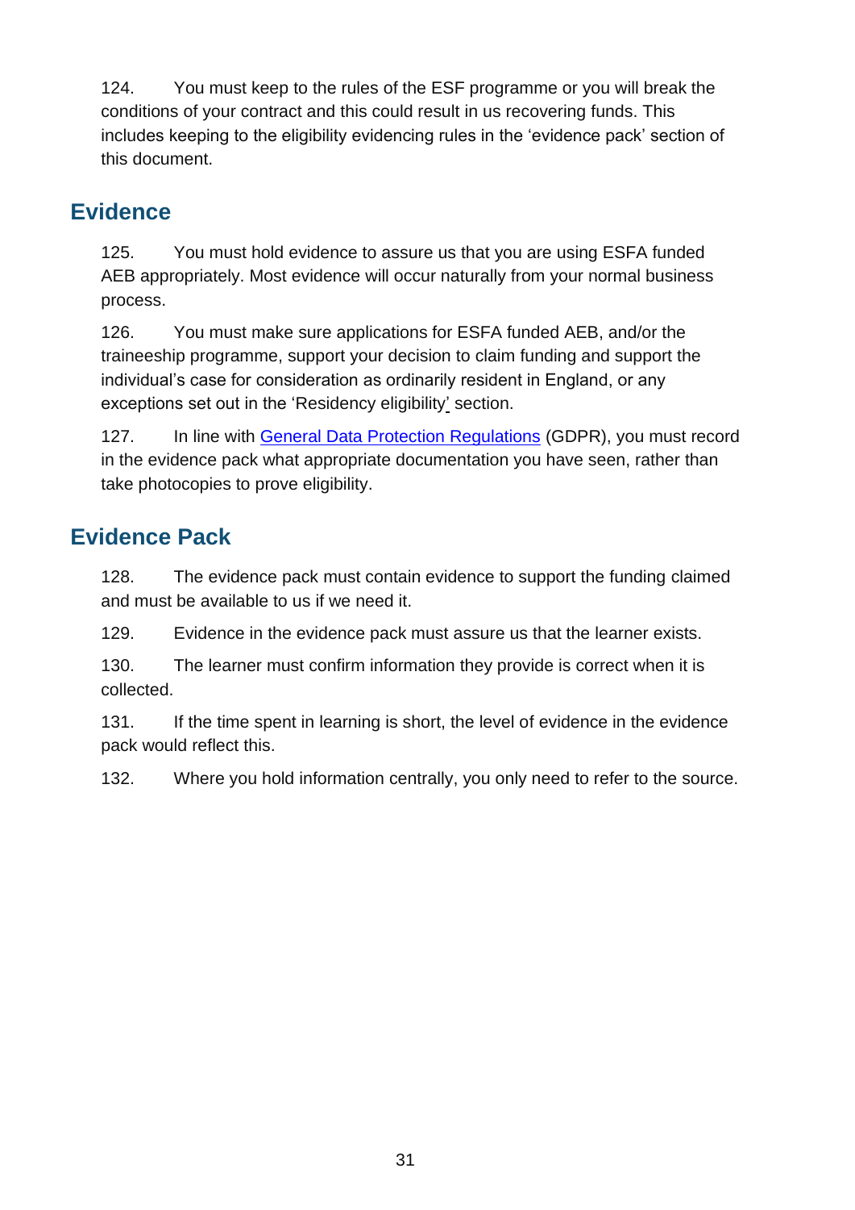124. You must keep to the rules of the ESF programme or you will break the conditions of your contract and this could result in us recovering funds. This includes keeping to the eligibility evidencing rules in the 'evidence pack' section of this document.

## Evidence

125. You must hold evidence to assure us that you are using ESFA funded AEB appropriately. Most evidence will occur naturally from your normal business process.

126. You must make sure applications for ESFA funded AEB, and/or the traineeship programme, support your decision to claim funding and support the individual's case for consideration as ordinarily resident in England, or any exceptions set out in the 'Residency eligibility' section.

127. In line with General Data Protection Regulations (GDPR), you must record in the evidence pack what appropriate documentation you have seen, rather than take photocopies to prove eligibility.

## Evidence Pack

128. The evidence pack must contain evidence to support the funding claimed and must be available to us if we need it.

129. Evidence in the evidence pack must assure us that the learner exists.

130. The learner must confirm information they provide is correct when it is collected.

131. If the time spent in learning is short, the level of evidence in the evidence pack would reflect this.

132. Where you hold information centrally, you only need to refer to the source.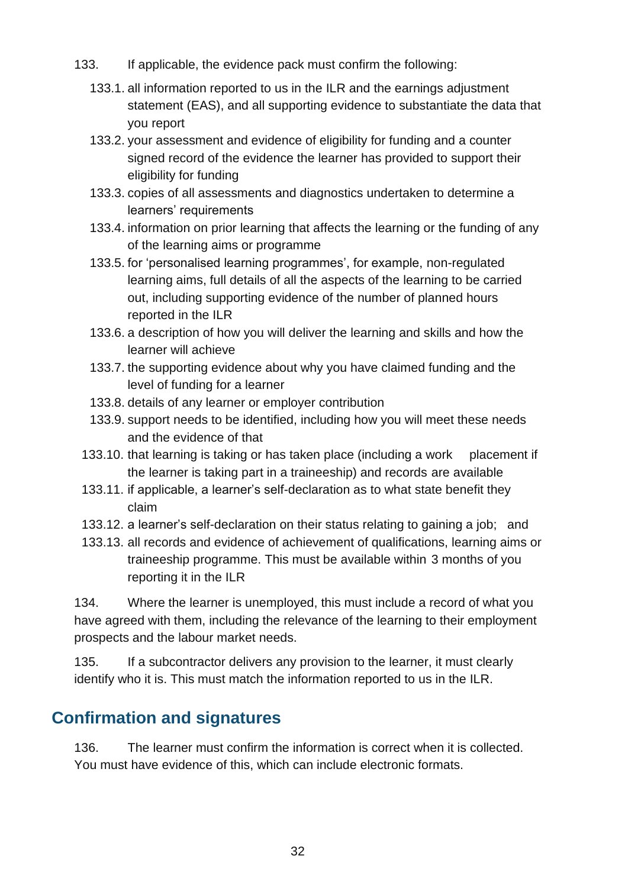133. If applicable, the evidence pack must confirm the following:

133.1. all information reported to us in the ILR and the earnings adjustment statement (EAS), and all supporting evidence to substantiate the data that you report

133.2. your assessment and evidence of eligibility for funding and a counter signed record of the evidence the learner has provided to support their eligibility for funding

133.3. copies of all assessments and diagnostics undertaken to determine a learners' requirements

133.4. information on prior learning that affects the learning or the funding of any of the learning aims or programme

133.5. for 'personalised learning programmes', for example, non-regulated learning aims, full details of all the aspects of the learning to be carried out, including supporting evidence of the number of planned hours reported in the ILR

133.6. a description of how you will deliver the learning and skills and how the learner will achieve

133.7. the supporting evidence about why you have claimed funding and the level of funding for a learner

133.8. details of any learner or employer contribution

133.9. support needs to be identified, including how you will meet these needs and the evidence of that

133.10. that learning is taking or has taken place (including a work placement if the learner is taking part in a traineeship) and records are available

133.11. if applicable, a learner's self-declaration as to what state benefit they claim

133.12. a learner's self-declaration on their status relating to gaining a job; and

133.13. all records and evidence of achievement of qualifications, learning aims or traineeship programme. This must be available within 3 months of you reporting it in the ILR

134. Where the learner is unemployed, this must include a record of what you have agreed with them, including the relevance of the learning to their employment prospects and the labour market needs.

135. If a subcontractor delivers any provision to the learner, it must clearly identify who it is. This must match the information reported to us in the ILR.

## Confirmation and signatures

136. The learner must confirm the information is correct when it is collected. You must have evidence of this, which can include electronic formats.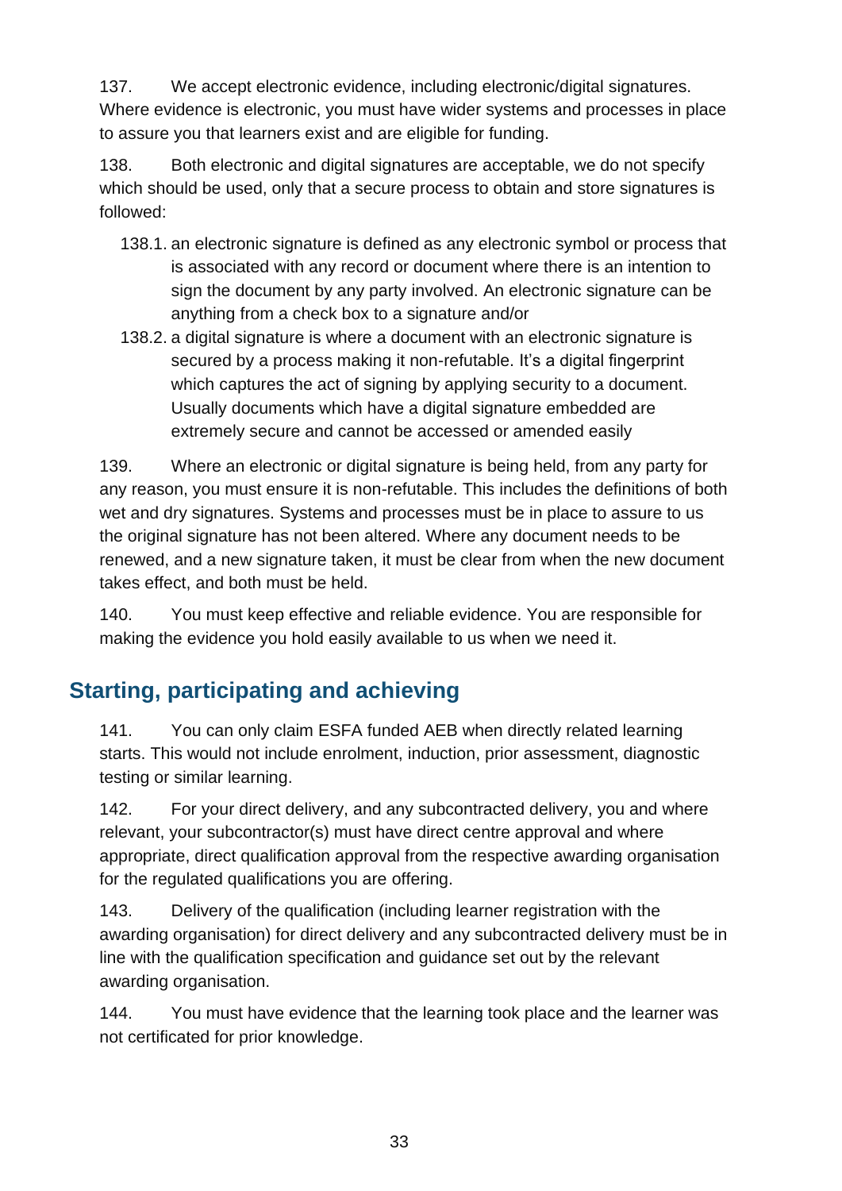137. We accept electronic evidence, including electronic/digital signatures. Where evidence is electronic, you must have wider systems and processes in place to assure you that learners exist and are eligible for funding.

138. Both electronic and digital signatures are acceptable, we do not specify which should be used, only that a secure process to obtain and store signatures is followed:

- 138.1. an electronic signature is defined as any electronic symbol or process that is associated with any record or document where there is an intention to sign the document by any party involved. An electronic signature can be anything from a check box to a signature and/or
- 138.2. a digital signature is where a document with an electronic signature is secured by a process making it non-refutable. It's a digital fingerprint which captures the act of signing by applying security to a document. Usually documents which have a digital signature embedded are extremely secure and cannot be accessed or amended easily

139. Where an electronic or digital signature is being held, from any party for any reason, you must ensure it is non-refutable. This includes the definitions of both wet and dry signatures. Systems and processes must be in place to assure to us the original signature has not been altered. Where any document needs to be renewed, and a new signature taken, it must be clear from when the new document takes effect, and both must be held.

140. You must keep effective and reliable evidence. You are responsible for making the evidence you hold easily available to us when we need it.

## Starting, participating and achieving

141. You can only claim ESFA funded AEB when directly related learning starts. This would not include enrolment, induction, prior assessment, diagnostic testing or similar learning.

142. For your direct delivery, and any subcontracted delivery, you and where relevant, your subcontractor(s) must have direct centre approval and where appropriate, direct qualification approval from the respective awarding organisation for the regulated qualifications you are offering.

143. Delivery of the qualification (including learner registration with the awarding organisation) for direct delivery and any subcontracted delivery must be in line with the qualification specification and guidance set out by the relevant awarding organisation.

144. You must have evidence that the learning took place and the learner was not certificated for prior knowledge.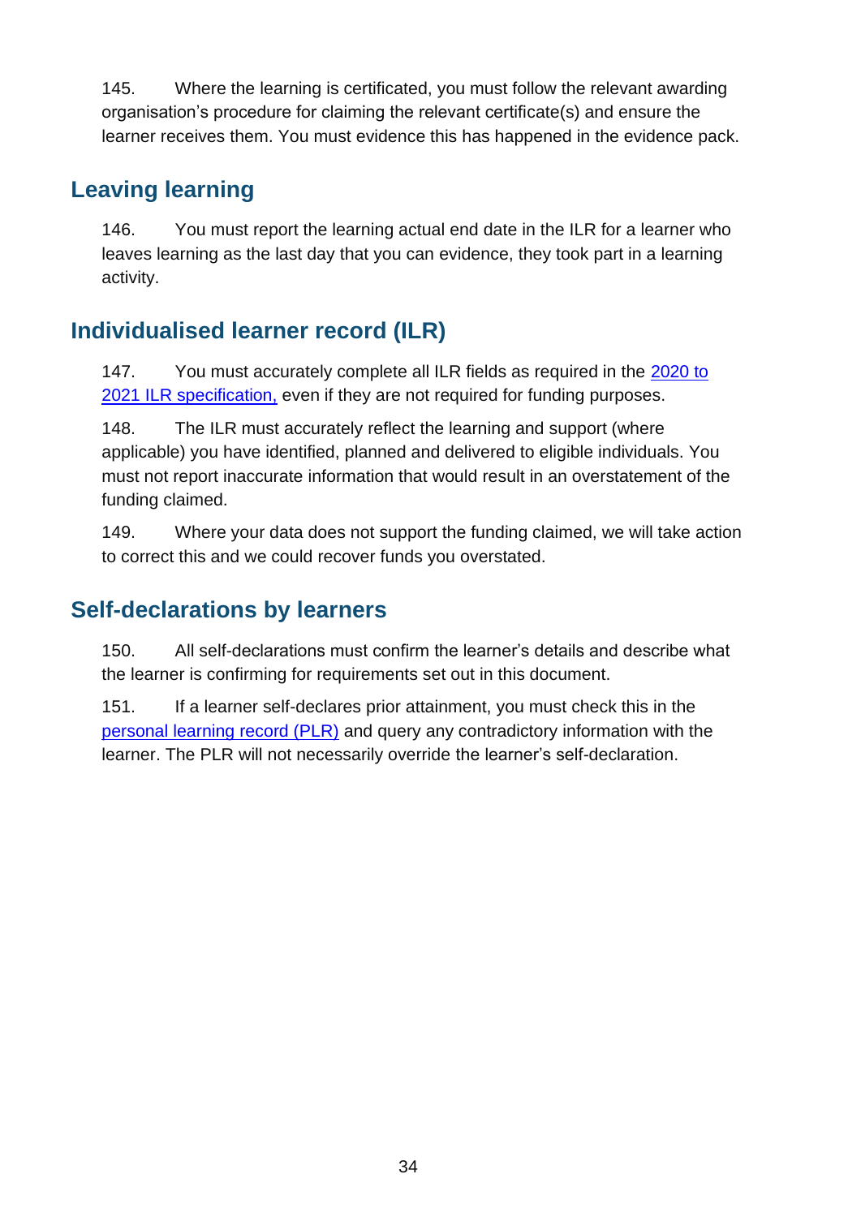145. Where the learning is certificated, you must follow the relevant awarding organisation's procedure for claiming the relevant certificate(s) and ensure the learner receives them. You must evidence this has happened in the evidence pack.

## Leaving learning

146. You must report the learning actual end date in the ILR for a learner who leaves learning as the last day that you can evidence, they took part in a learning activity.

## Individualised learner record (ILR)

147. You must accurately complete all ILR fields as required in the [2020 to 2021 ILR specification,](#) even if they are not required for funding purposes.

148. The ILR must accurately reflect the learning and support (where applicable) you have identified, planned and delivered to eligible individuals. You must not report inaccurate information that would result in an overstatement of the funding claimed.

149. Where your data does not support the funding claimed, we will take action to correct this and we could recover funds you overstated.

## Self-declarations by learners

150. All self-declarations must confirm the learner's details and describe what the learner is confirming for requirements set out in this document.

151. If a learner self-declares prior attainment, you must check this in the [personal learning record (PLR)](#) and query any contradictory information with the learner. The PLR will not necessarily override the learner's self-declaration.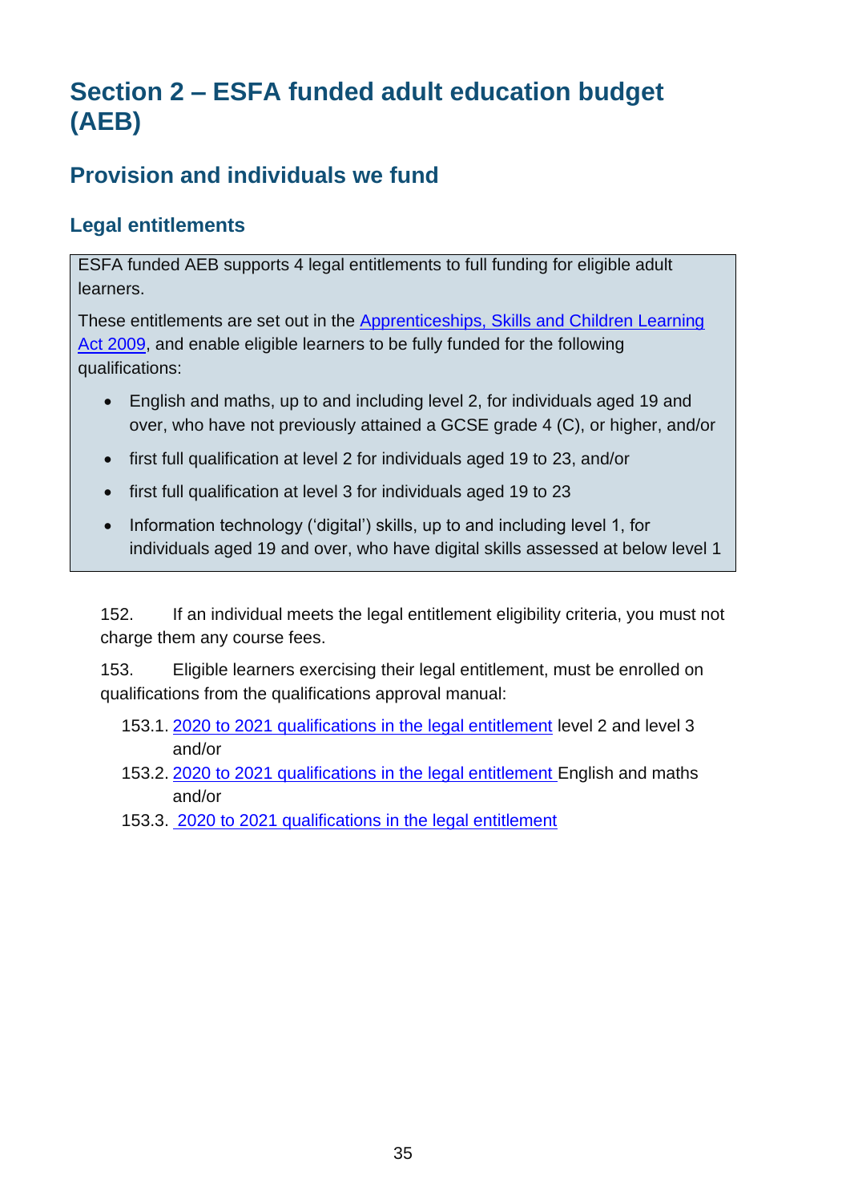# Section 2 – ESFA funded adult education budget (AEB)

## Provision and individuals we fund

### Legal entitlements

ESFA funded AEB supports 4 legal entitlements to full funding for eligible adult learners.

These entitlements are set out in the [Apprenticeships, Skills and Children Learning Act 2009](), and enable eligible learners to be fully funded for the following qualifications:

- English and maths, up to and including level 2, for individuals aged 19 and over, who have not previously attained a GCSE grade 4 (C), or higher, and/or
- first full qualification at level 2 for individuals aged 19 to 23, and/or
- first full qualification at level 3 for individuals aged 19 to 23
- Information technology ('digital') skills, up to and including level 1, for individuals aged 19 and over, who have digital skills assessed at below level 1

152. If an individual meets the legal entitlement eligibility criteria, you must not charge them any course fees.

153. Eligible learners exercising their legal entitlement, must be enrolled on qualifications from the qualifications approval manual:

153.1. [2020 to 2021 qualifications in the legal entitlement]() level 2 and level 3 and/or

153.2. [2020 to 2021 qualifications in the legal entitlement]() English and maths and/or

153.3. [2020 to 2021 qualifications in the legal entitlement]()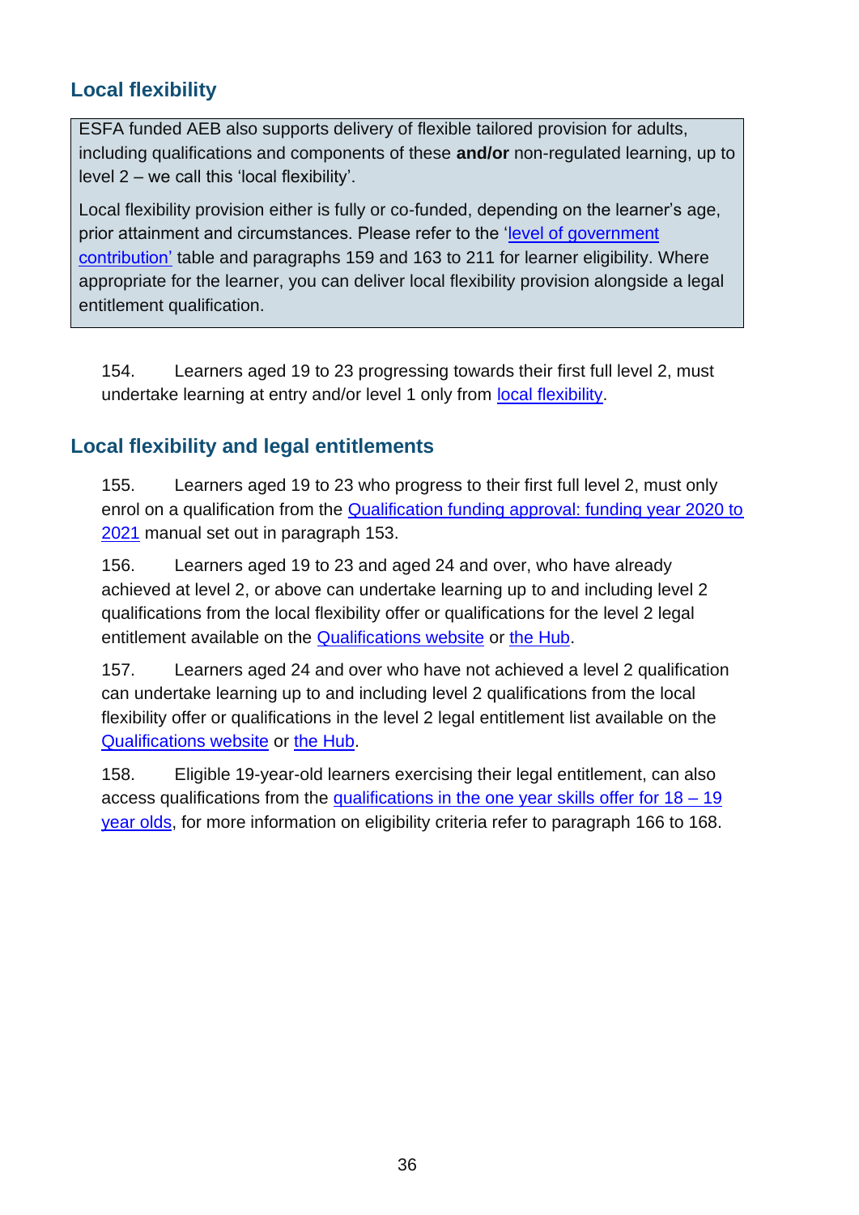## Local flexibility

> ESFA funded AEB also supports delivery of flexible tailored provision for adults, including qualifications and components of these **and/or** non-regulated learning, up to level 2 – we call this 'local flexibility'.
>
> Local flexibility provision either is fully or co-funded, depending on the learner's age, prior attainment and circumstances. Please refer to the 'level of government contribution' table and paragraphs 159 and 163 to 211 for learner eligibility. Where appropriate for the learner, you can deliver local flexibility provision alongside a legal entitlement qualification.

154. Learners aged 19 to 23 progressing towards their first full level 2, must undertake learning at entry and/or level 1 only from local flexibility.

## Local flexibility and legal entitlements

155. Learners aged 19 to 23 who progress to their first full level 2, must only enrol on a qualification from the Qualification funding approval: funding year 2020 to 2021 manual set out in paragraph 153.

156. Learners aged 19 to 23 and aged 24 and over, who have already achieved at level 2, or above can undertake learning up to and including level 2 qualifications from the local flexibility offer or qualifications for the level 2 legal entitlement available on the Qualifications website or the Hub.

157. Learners aged 24 and over who have not achieved a level 2 qualification can undertake learning up to and including level 2 qualifications from the local flexibility offer or qualifications in the level 2 legal entitlement list available on the Qualifications website or the Hub.

158. Eligible 19-year-old learners exercising their legal entitlement, can also access qualifications from the qualifications in the one year skills offer for 18 – 19 year olds, for more information on eligibility criteria refer to paragraph 166 to 168.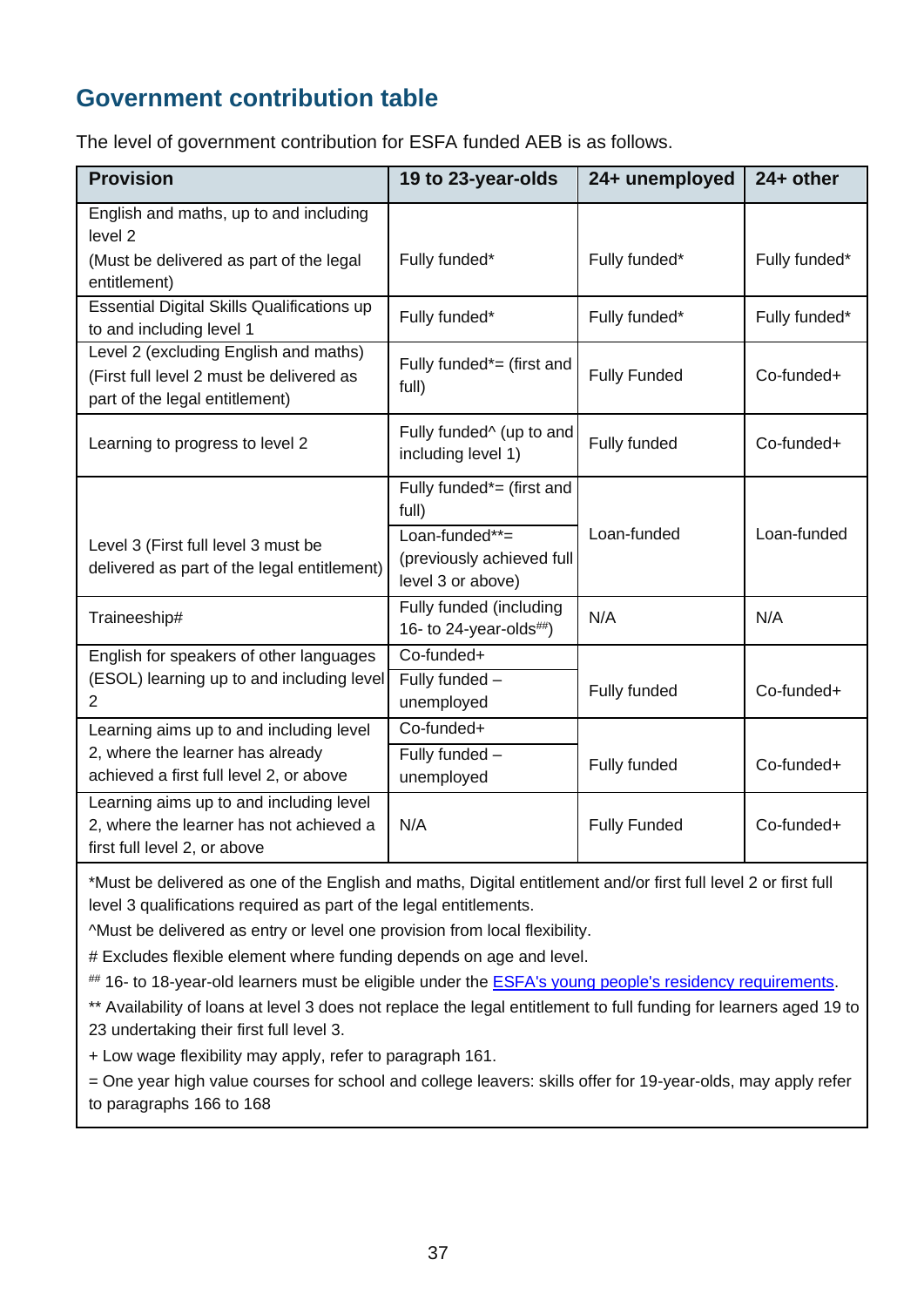## Government contribution table

The level of government contribution for ESFA funded AEB is as follows.

| Provision | 19 to 23-year-olds | 24+ unemployed | 24+ other |
|---|---|---|---|
| English and maths, up to and including level 2<br>(Must be delivered as part of the legal entitlement) | Fully funded* | Fully funded* | Fully funded* |
| Essential Digital Skills Qualifications up to and including level 1 | Fully funded* | Fully funded* | Fully funded* |
| Level 2 (excluding English and maths)<br>(First full level 2 must be delivered as part of the legal entitlement) | Fully funded*= (first and full) | Fully Funded | Co-funded+ |
| Learning to progress to level 2 | Fully funded^ (up to and including level 1) | Fully funded | Co-funded+ |
| Level 3 (First full level 3 must be delivered as part of the legal entitlement) | Fully funded*= (first and full)<br>Loan-funded**= (previously achieved full level 3 or above) | Loan-funded | Loan-funded |
| Traineeship# | Fully funded (including 16- to 24-year-olds##) | N/A | N/A |
| English for speakers of other languages (ESOL) learning up to and including level 2 | Co-funded+<br>Fully funded – unemployed | Fully funded | Co-funded+ |
| Learning aims up to and including level 2, where the learner has already achieved a first full level 2, or above | Co-funded+<br>Fully funded – unemployed | Fully funded | Co-funded+ |
| Learning aims up to and including level 2, where the learner has not achieved a first full level 2, or above | N/A | Fully Funded | Co-funded+ |

*Must be delivered as one of the English and maths, Digital entitlement and/or first full level 2 or first full level 3 qualifications required as part of the legal entitlements.

^Must be delivered as entry or level one provision from local flexibility.

# Excludes flexible element where funding depends on age and level.

## 16- to 18-year-old learners must be eligible under the ESFA's young people's residency requirements.

** Availability of loans at level 3 does not replace the legal entitlement to full funding for learners aged 19 to 23 undertaking their first full level 3.

+ Low wage flexibility may apply, refer to paragraph 161.

= One year high value courses for school and college leavers: skills offer for 19-year-olds, may apply refer to paragraphs 166 to 168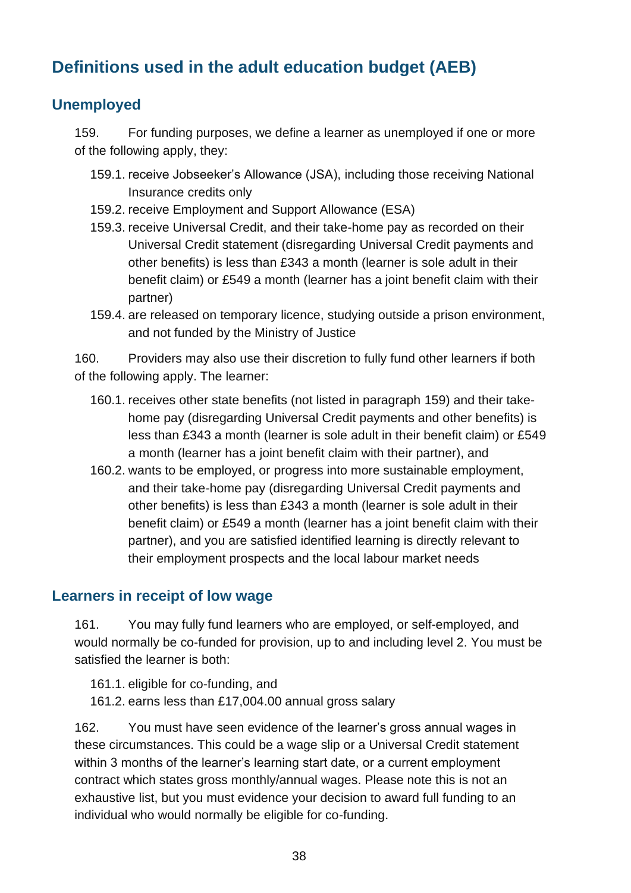## Definitions used in the adult education budget (AEB)

### Unemployed

159. For funding purposes, we define a learner as unemployed if one or more of the following apply, they:

- 159.1. receive Jobseeker's Allowance (JSA), including those receiving National Insurance credits only
- 159.2. receive Employment and Support Allowance (ESA)
- 159.3. receive Universal Credit, and their take-home pay as recorded on their Universal Credit statement (disregarding Universal Credit payments and other benefits) is less than £343 a month (learner is sole adult in their benefit claim) or £549 a month (learner has a joint benefit claim with their partner)
- 159.4. are released on temporary licence, studying outside a prison environment, and not funded by the Ministry of Justice

160. Providers may also use their discretion to fully fund other learners if both of the following apply. The learner:

- 160.1. receives other state benefits (not listed in paragraph 159) and their take-home pay (disregarding Universal Credit payments and other benefits) is less than £343 a month (learner is sole adult in their benefit claim) or £549 a month (learner has a joint benefit claim with their partner), and
- 160.2. wants to be employed, or progress into more sustainable employment, and their take-home pay (disregarding Universal Credit payments and other benefits) is less than £343 a month (learner is sole adult in their benefit claim) or £549 a month (learner has a joint benefit claim with their partner), and you are satisfied identified learning is directly relevant to their employment prospects and the local labour market needs

### Learners in receipt of low wage

161. You may fully fund learners who are employed, or self-employed, and would normally be co-funded for provision, up to and including level 2. You must be satisfied the learner is both:

- 161.1. eligible for co-funding, and
- 161.2. earns less than £17,004.00 annual gross salary

162. You must have seen evidence of the learner's gross annual wages in these circumstances. This could be a wage slip or a Universal Credit statement within 3 months of the learner's learning start date, or a current employment contract which states gross monthly/annual wages. Please note this is not an exhaustive list, but you must evidence your decision to award full funding to an individual who would normally be eligible for co-funding.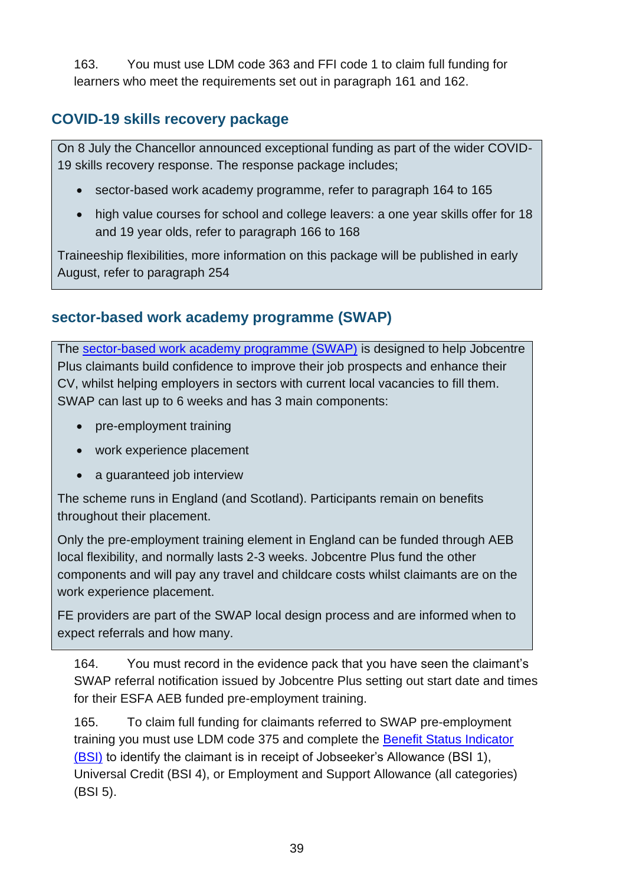163. You must use LDM code 363 and FFI code 1 to claim full funding for learners who meet the requirements set out in paragraph 161 and 162.

## COVID-19 skills recovery package

On 8 July the Chancellor announced exceptional funding as part of the wider COVID-19 skills recovery response. The response package includes;

- sector-based work academy programme, refer to paragraph 164 to 165
- high value courses for school and college leavers: a one year skills offer for 18 and 19 year olds, refer to paragraph 166 to 168

Traineeship flexibilities, more information on this package will be published in early August, refer to paragraph 254

## sector-based work academy programme (SWAP)

The sector-based work academy programme (SWAP) is designed to help Jobcentre Plus claimants build confidence to improve their job prospects and enhance their CV, whilst helping employers in sectors with current local vacancies to fill them. SWAP can last up to 6 weeks and has 3 main components:

- pre-employment training
- work experience placement
- a guaranteed job interview

The scheme runs in England (and Scotland). Participants remain on benefits throughout their placement.

Only the pre-employment training element in England can be funded through AEB local flexibility, and normally lasts 2-3 weeks. Jobcentre Plus fund the other components and will pay any travel and childcare costs whilst claimants are on the work experience placement.

FE providers are part of the SWAP local design process and are informed when to expect referrals and how many.

164. You must record in the evidence pack that you have seen the claimant's SWAP referral notification issued by Jobcentre Plus setting out start date and times for their ESFA AEB funded pre-employment training.

165. To claim full funding for claimants referred to SWAP pre-employment training you must use LDM code 375 and complete the Benefit Status Indicator (BSI) to identify the claimant is in receipt of Jobseeker's Allowance (BSI 1), Universal Credit (BSI 4), or Employment and Support Allowance (all categories) (BSI 5).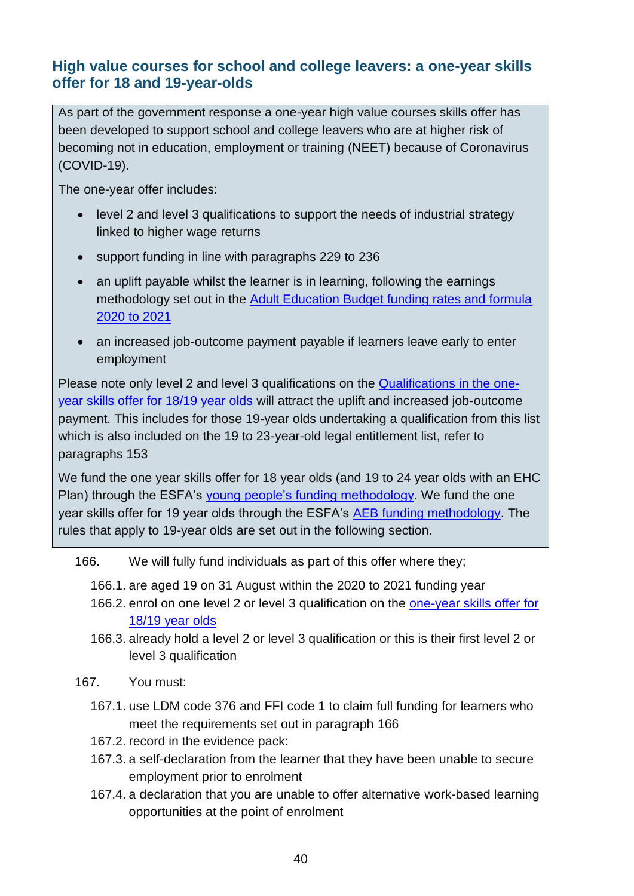## High value courses for school and college leavers: a one-year skills offer for 18 and 19-year-olds

As part of the government response a one-year high value courses skills offer has been developed to support school and college leavers who are at higher risk of becoming not in education, employment or training (NEET) because of Coronavirus (COVID-19).

The one-year offer includes:

- level 2 and level 3 qualifications to support the needs of industrial strategy linked to higher wage returns
- support funding in line with paragraphs 229 to 236
- an uplift payable whilst the learner is in learning, following the earnings methodology set out in the Adult Education Budget funding rates and formula 2020 to 2021
- an increased job-outcome payment payable if learners leave early to enter employment

Please note only level 2 and level 3 qualifications on the Qualifications in the one-year skills offer for 18/19 year olds will attract the uplift and increased job-outcome payment. This includes for those 19-year olds undertaking a qualification from this list which is also included on the 19 to 23-year-old legal entitlement list, refer to paragraphs 153

We fund the one year skills offer for 18 year olds (and 19 to 24 year olds with an EHC Plan) through the ESFA's young people's funding methodology. We fund the one year skills offer for 19 year olds through the ESFA's AEB funding methodology. The rules that apply to 19-year olds are set out in the following section.

166. We will fully fund individuals as part of this offer where they;

166.1. are aged 19 on 31 August within the 2020 to 2021 funding year

166.2. enrol on one level 2 or level 3 qualification on the one-year skills offer for 18/19 year olds

166.3. already hold a level 2 or level 3 qualification or this is their first level 2 or level 3 qualification

167. You must:

167.1. use LDM code 376 and FFI code 1 to claim full funding for learners who meet the requirements set out in paragraph 166

167.2. record in the evidence pack:

167.3. a self-declaration from the learner that they have been unable to secure employment prior to enrolment

167.4. a declaration that you are unable to offer alternative work-based learning opportunities at the point of enrolment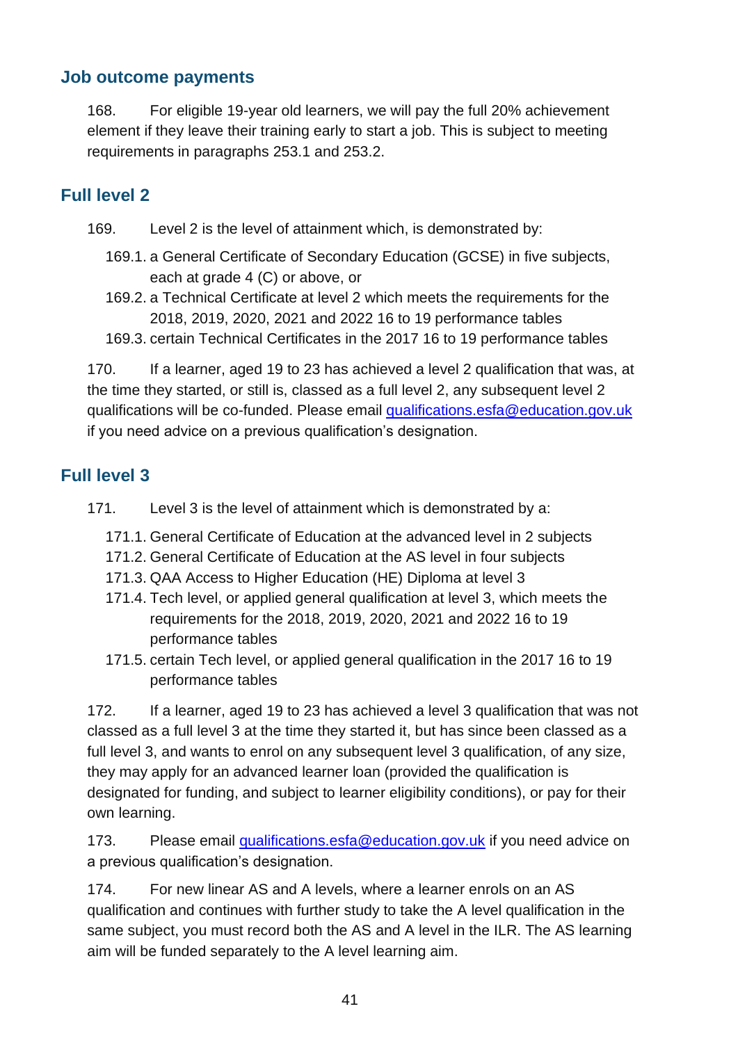## Job outcome payments

168. For eligible 19-year old learners, we will pay the full 20% achievement element if they leave their training early to start a job. This is subject to meeting requirements in paragraphs 253.1 and 253.2.

## Full level 2

169. Level 2 is the level of attainment which, is demonstrated by:

   169.1. a General Certificate of Secondary Education (GCSE) in five subjects, each at grade 4 (C) or above, or

   169.2. a Technical Certificate at level 2 which meets the requirements for the 2018, 2019, 2020, 2021 and 2022 16 to 19 performance tables

   169.3. certain Technical Certificates in the 2017 16 to 19 performance tables

170. If a learner, aged 19 to 23 has achieved a level 2 qualification that was, at the time they started, or still is, classed as a full level 2, any subsequent level 2 qualifications will be co-funded. Please email qualifications.esfa@education.gov.uk if you need advice on a previous qualification's designation.

## Full level 3

171. Level 3 is the level of attainment which is demonstrated by a:

   171.1. General Certificate of Education at the advanced level in 2 subjects

   171.2. General Certificate of Education at the AS level in four subjects

   171.3. QAA Access to Higher Education (HE) Diploma at level 3

   171.4. Tech level, or applied general qualification at level 3, which meets the requirements for the 2018, 2019, 2020, 2021 and 2022 16 to 19 performance tables

   171.5. certain Tech level, or applied general qualification in the 2017 16 to 19 performance tables

172. If a learner, aged 19 to 23 has achieved a level 3 qualification that was not classed as a full level 3 at the time they started it, but has since been classed as a full level 3, and wants to enrol on any subsequent level 3 qualification, of any size, they may apply for an advanced learner loan (provided the qualification is designated for funding, and subject to learner eligibility conditions), or pay for their own learning.

173. Please email qualifications.esfa@education.gov.uk if you need advice on a previous qualification's designation.

174. For new linear AS and A levels, where a learner enrols on an AS qualification and continues with further study to take the A level qualification in the same subject, you must record both the AS and A level in the ILR. The AS learning aim will be funded separately to the A level learning aim.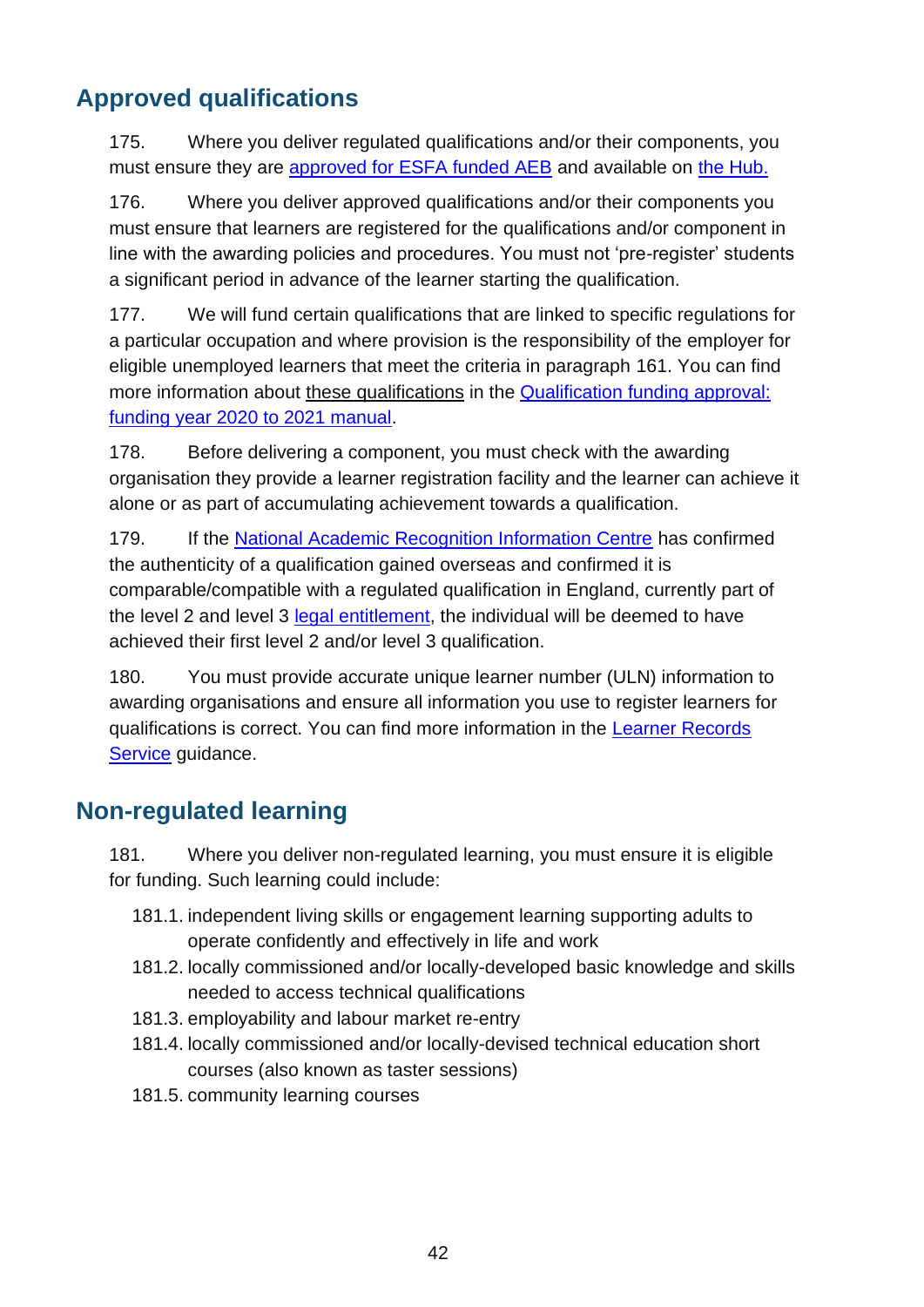## Approved qualifications

175. Where you deliver regulated qualifications and/or their components, you must ensure they are approved for ESFA funded AEB and available on the Hub.

176. Where you deliver approved qualifications and/or their components you must ensure that learners are registered for the qualifications and/or component in line with the awarding policies and procedures. You must not 'pre-register' students a significant period in advance of the learner starting the qualification.

177. We will fund certain qualifications that are linked to specific regulations for a particular occupation and where provision is the responsibility of the employer for eligible unemployed learners that meet the criteria in paragraph 161. You can find more information about these qualifications in the Qualification funding approval: funding year 2020 to 2021 manual.

178. Before delivering a component, you must check with the awarding organisation they provide a learner registration facility and the learner can achieve it alone or as part of accumulating achievement towards a qualification.

179. If the National Academic Recognition Information Centre has confirmed the authenticity of a qualification gained overseas and confirmed it is comparable/compatible with a regulated qualification in England, currently part of the level 2 and level 3 legal entitlement, the individual will be deemed to have achieved their first level 2 and/or level 3 qualification.

180. You must provide accurate unique learner number (ULN) information to awarding organisations and ensure all information you use to register learners for qualifications is correct. You can find more information in the Learner Records Service guidance.

## Non-regulated learning

181. Where you deliver non-regulated learning, you must ensure it is eligible for funding. Such learning could include:

- 181.1. independent living skills or engagement learning supporting adults to operate confidently and effectively in life and work
- 181.2. locally commissioned and/or locally-developed basic knowledge and skills needed to access technical qualifications
- 181.3. employability and labour market re-entry
- 181.4. locally commissioned and/or locally-devised technical education short courses (also known as taster sessions)
- 181.5. community learning courses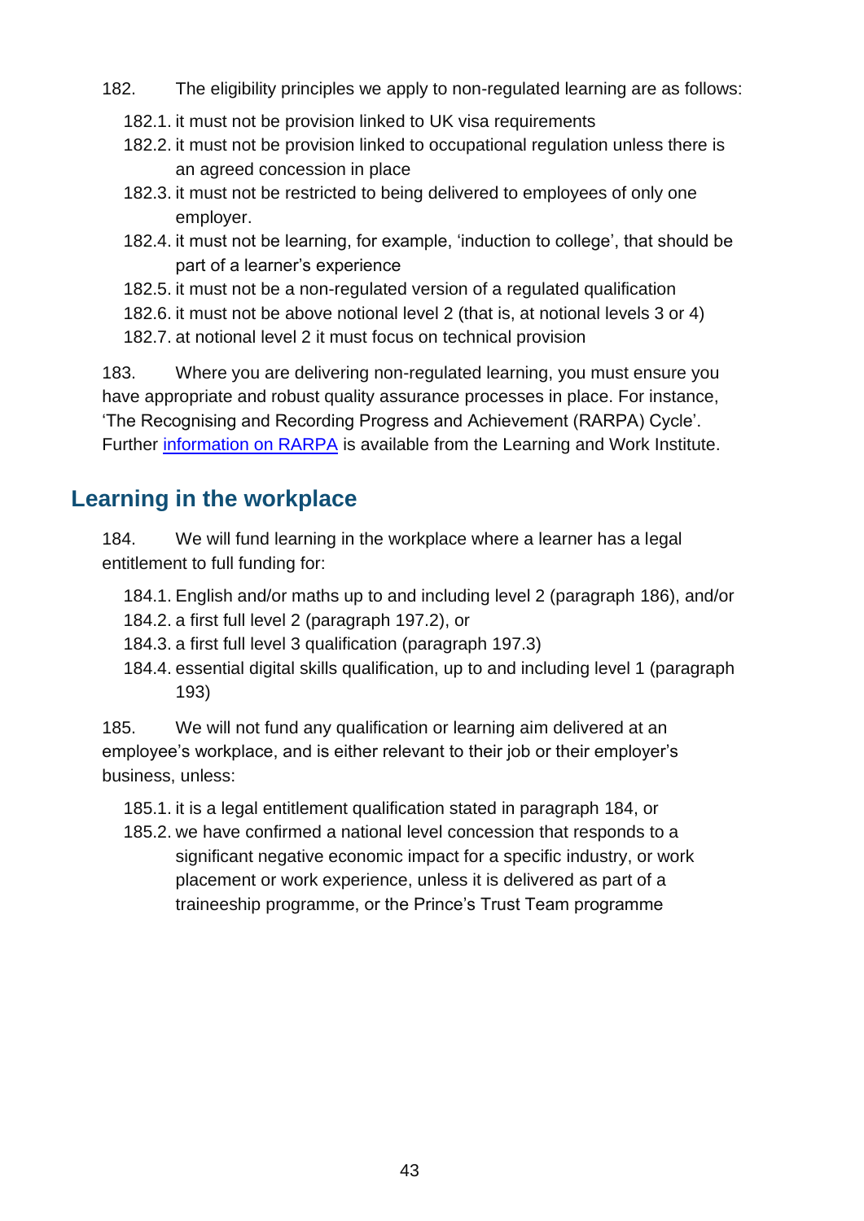182. The eligibility principles we apply to non-regulated learning are as follows:

- 182.1. it must not be provision linked to UK visa requirements
- 182.2. it must not be provision linked to occupational regulation unless there is an agreed concession in place
- 182.3. it must not be restricted to being delivered to employees of only one employer.
- 182.4. it must not be learning, for example, 'induction to college', that should be part of a learner's experience
- 182.5. it must not be a non-regulated version of a regulated qualification
- 182.6. it must not be above notional level 2 (that is, at notional levels 3 or 4)
- 182.7. at notional level 2 it must focus on technical provision

183. Where you are delivering non-regulated learning, you must ensure you have appropriate and robust quality assurance processes in place. For instance, 'The Recognising and Recording Progress and Achievement (RARPA) Cycle'. Further [information on RARPA] is available from the Learning and Work Institute.

## Learning in the workplace

184. We will fund learning in the workplace where a learner has a legal entitlement to full funding for:

- 184.1. English and/or maths up to and including level 2 (paragraph 186), and/or
- 184.2. a first full level 2 (paragraph 197.2), or
- 184.3. a first full level 3 qualification (paragraph 197.3)
- 184.4. essential digital skills qualification, up to and including level 1 (paragraph 193)

185. We will not fund any qualification or learning aim delivered at an employee's workplace, and is either relevant to their job or their employer's business, unless:

- 185.1. it is a legal entitlement qualification stated in paragraph 184, or
- 185.2. we have confirmed a national level concession that responds to a significant negative economic impact for a specific industry, or work placement or work experience, unless it is delivered as part of a traineeship programme, or the Prince's Trust Team programme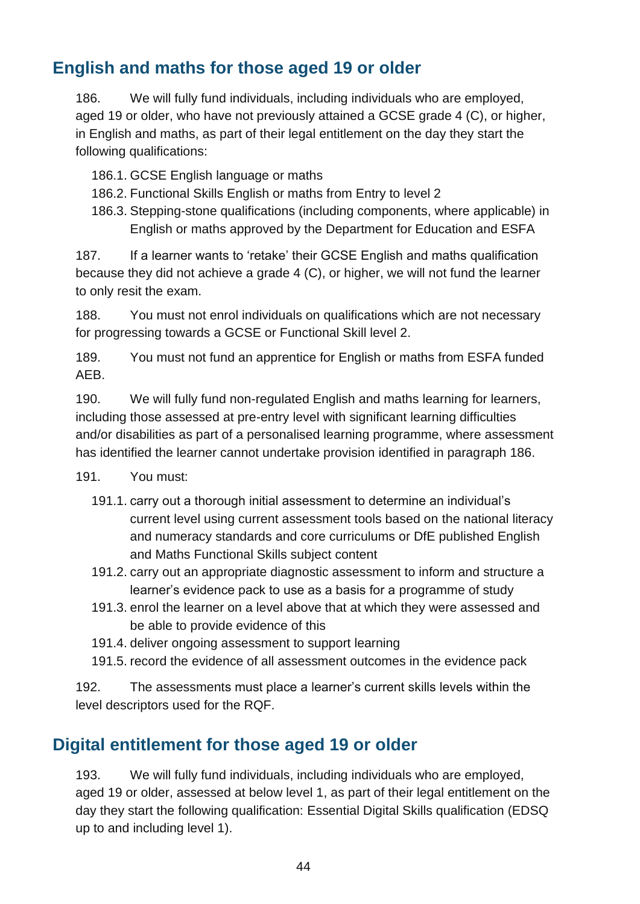## English and maths for those aged 19 or older

186. We will fully fund individuals, including individuals who are employed, aged 19 or older, who have not previously attained a GCSE grade 4 (C), or higher, in English and maths, as part of their legal entitlement on the day they start the following qualifications:

- 186.1. GCSE English language or maths
- 186.2. Functional Skills English or maths from Entry to level 2
- 186.3. Stepping-stone qualifications (including components, where applicable) in English or maths approved by the Department for Education and ESFA

187. If a learner wants to 'retake' their GCSE English and maths qualification because they did not achieve a grade 4 (C), or higher, we will not fund the learner to only resit the exam.

188. You must not enrol individuals on qualifications which are not necessary for progressing towards a GCSE or Functional Skill level 2.

189. You must not fund an apprentice for English or maths from ESFA funded AEB.

190. We will fully fund non-regulated English and maths learning for learners, including those assessed at pre-entry level with significant learning difficulties and/or disabilities as part of a personalised learning programme, where assessment has identified the learner cannot undertake provision identified in paragraph 186.

191. You must:

- 191.1. carry out a thorough initial assessment to determine an individual's current level using current assessment tools based on the national literacy and numeracy standards and core curriculums or DfE published English and Maths Functional Skills subject content
- 191.2. carry out an appropriate diagnostic assessment to inform and structure a learner's evidence pack to use as a basis for a programme of study
- 191.3. enrol the learner on a level above that at which they were assessed and be able to provide evidence of this
- 191.4. deliver ongoing assessment to support learning
- 191.5. record the evidence of all assessment outcomes in the evidence pack

192. The assessments must place a learner's current skills levels within the level descriptors used for the RQF.

## Digital entitlement for those aged 19 or older

193. We will fully fund individuals, including individuals who are employed, aged 19 or older, assessed at below level 1, as part of their legal entitlement on the day they start the following qualification: Essential Digital Skills qualification (EDSQ up to and including level 1).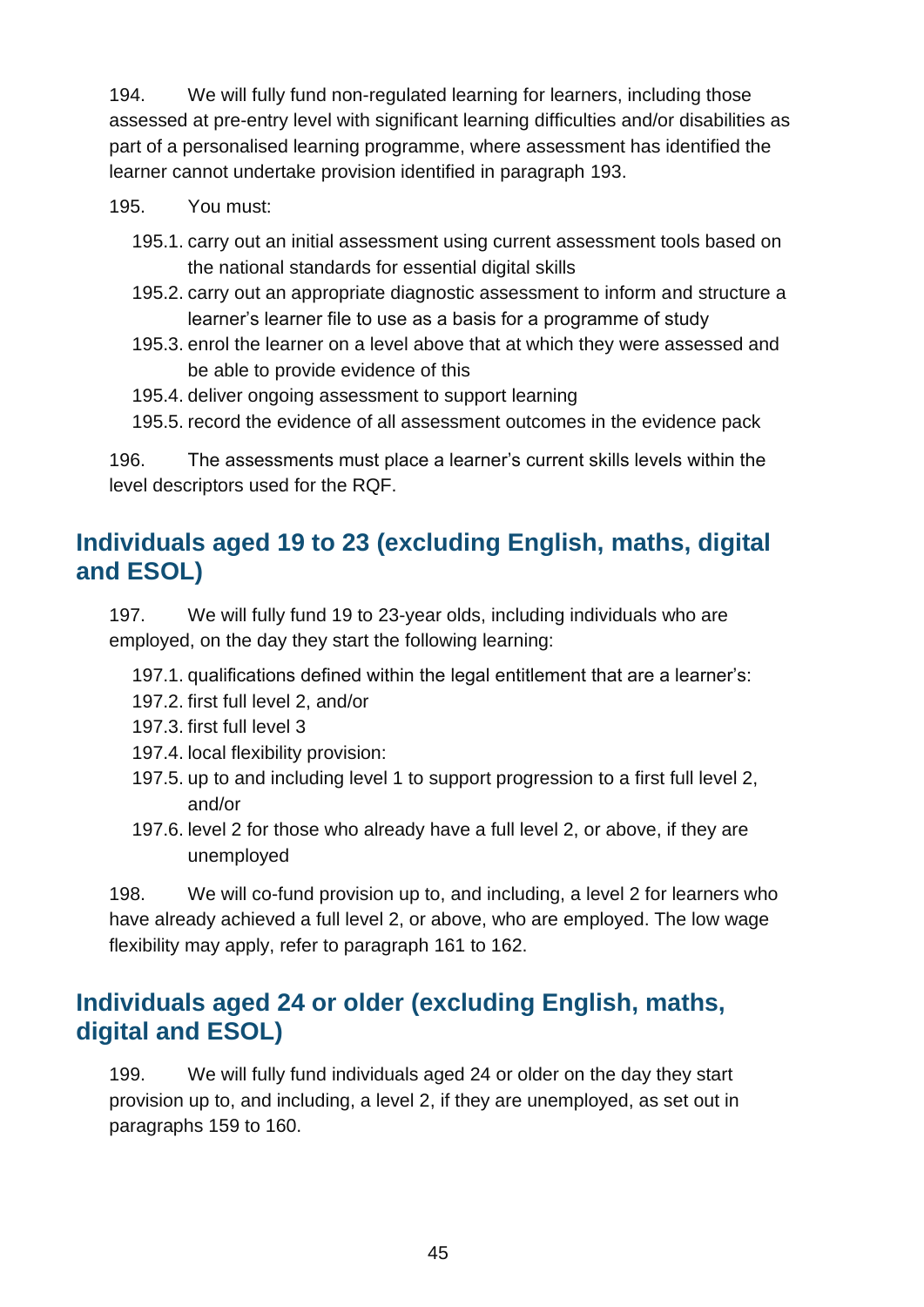194. We will fully fund non-regulated learning for learners, including those assessed at pre-entry level with significant learning difficulties and/or disabilities as part of a personalised learning programme, where assessment has identified the learner cannot undertake provision identified in paragraph 193.

195. You must:

- 195.1. carry out an initial assessment using current assessment tools based on the national standards for essential digital skills
- 195.2. carry out an appropriate diagnostic assessment to inform and structure a learner's learner file to use as a basis for a programme of study
- 195.3. enrol the learner on a level above that at which they were assessed and be able to provide evidence of this
- 195.4. deliver ongoing assessment to support learning
- 195.5. record the evidence of all assessment outcomes in the evidence pack

196. The assessments must place a learner's current skills levels within the level descriptors used for the RQF.

## Individuals aged 19 to 23 (excluding English, maths, digital and ESOL)

197. We will fully fund 19 to 23-year olds, including individuals who are employed, on the day they start the following learning:

- 197.1. qualifications defined within the legal entitlement that are a learner's:
- 197.2. first full level 2, and/or
- 197.3. first full level 3
- 197.4. local flexibility provision:
- 197.5. up to and including level 1 to support progression to a first full level 2, and/or
- 197.6. level 2 for those who already have a full level 2, or above, if they are unemployed

198. We will co-fund provision up to, and including, a level 2 for learners who have already achieved a full level 2, or above, who are employed. The low wage flexibility may apply, refer to paragraph 161 to 162.

## Individuals aged 24 or older (excluding English, maths, digital and ESOL)

199. We will fully fund individuals aged 24 or older on the day they start provision up to, and including, a level 2, if they are unemployed, as set out in paragraphs 159 to 160.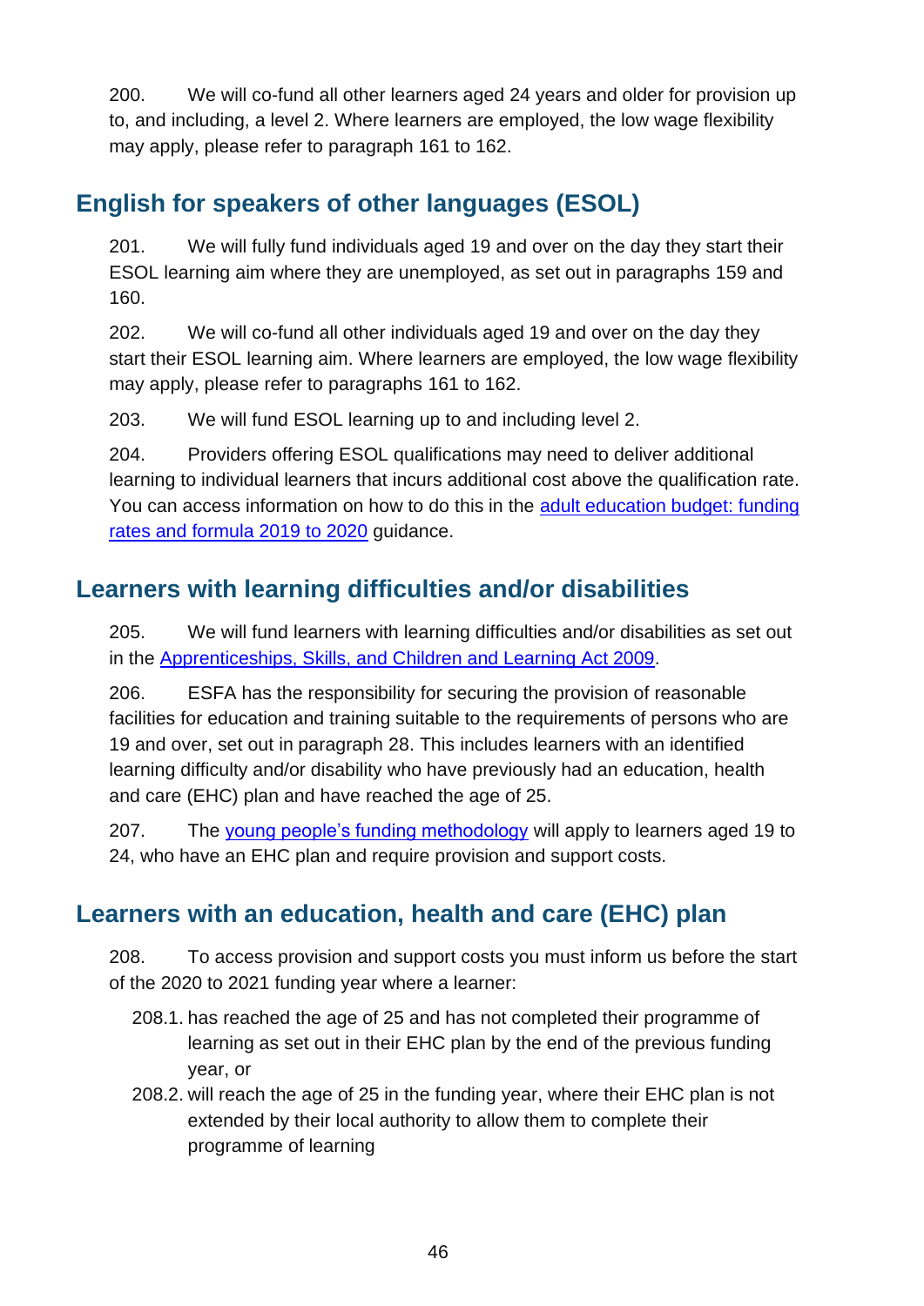200. We will co-fund all other learners aged 24 years and older for provision up to, and including, a level 2. Where learners are employed, the low wage flexibility may apply, please refer to paragraph 161 to 162.

## English for speakers of other languages (ESOL)

201. We will fully fund individuals aged 19 and over on the day they start their ESOL learning aim where they are unemployed, as set out in paragraphs 159 and 160.

202. We will co-fund all other individuals aged 19 and over on the day they start their ESOL learning aim. Where learners are employed, the low wage flexibility may apply, please refer to paragraphs 161 to 162.

203. We will fund ESOL learning up to and including level 2.

204. Providers offering ESOL qualifications may need to deliver additional learning to individual learners that incurs additional cost above the qualification rate. You can access information on how to do this in the adult education budget: funding rates and formula 2019 to 2020 guidance.

## Learners with learning difficulties and/or disabilities

205. We will fund learners with learning difficulties and/or disabilities as set out in the Apprenticeships, Skills, and Children and Learning Act 2009.

206. ESFA has the responsibility for securing the provision of reasonable facilities for education and training suitable to the requirements of persons who are 19 and over, set out in paragraph 28. This includes learners with an identified learning difficulty and/or disability who have previously had an education, health and care (EHC) plan and have reached the age of 25.

207. The young people's funding methodology will apply to learners aged 19 to 24, who have an EHC plan and require provision and support costs.

## Learners with an education, health and care (EHC) plan

208. To access provision and support costs you must inform us before the start of the 2020 to 2021 funding year where a learner:

208.1. has reached the age of 25 and has not completed their programme of learning as set out in their EHC plan by the end of the previous funding year, or

208.2. will reach the age of 25 in the funding year, where their EHC plan is not extended by their local authority to allow them to complete their programme of learning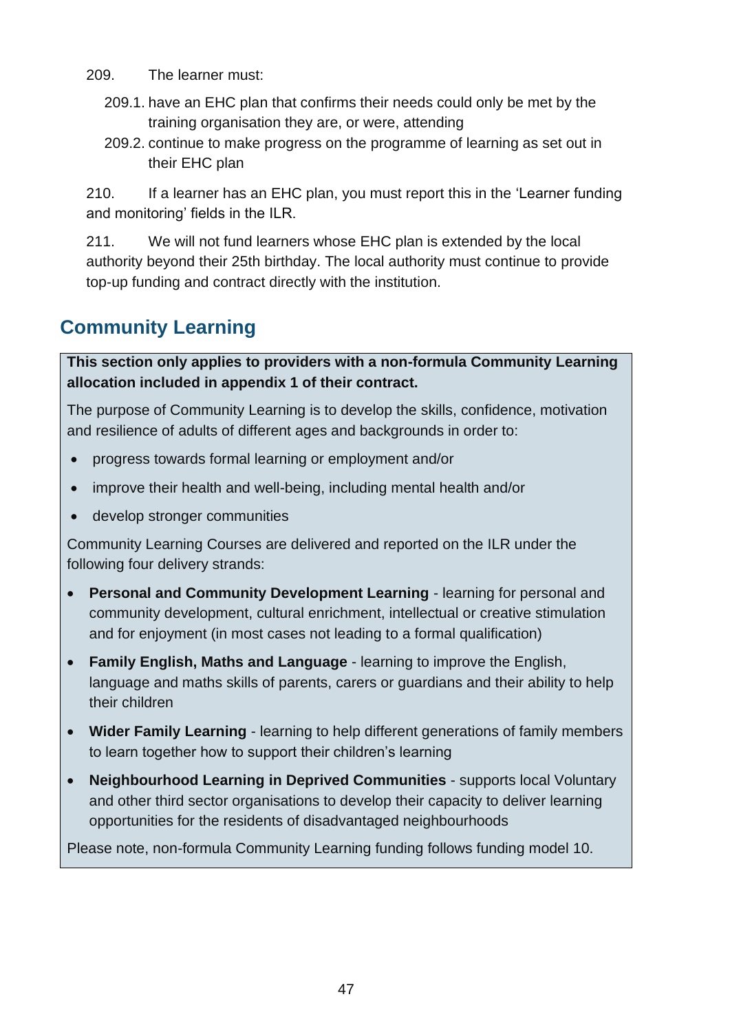209. The learner must:

209.1. have an EHC plan that confirms their needs could only be met by the training organisation they are, or were, attending

209.2. continue to make progress on the programme of learning as set out in their EHC plan

210. If a learner has an EHC plan, you must report this in the 'Learner funding and monitoring' fields in the ILR.

211. We will not fund learners whose EHC plan is extended by the local authority beyond their 25th birthday. The local authority must continue to provide top-up funding and contract directly with the institution.

## Community Learning

**This section only applies to providers with a non-formula Community Learning allocation included in appendix 1 of their contract.**

The purpose of Community Learning is to develop the skills, confidence, motivation and resilience of adults of different ages and backgrounds in order to:

- progress towards formal learning or employment and/or
- improve their health and well-being, including mental health and/or
- develop stronger communities

Community Learning Courses are delivered and reported on the ILR under the following four delivery strands:

- **Personal and Community Development Learning** - learning for personal and community development, cultural enrichment, intellectual or creative stimulation and for enjoyment (in most cases not leading to a formal qualification)
- **Family English, Maths and Language** - learning to improve the English, language and maths skills of parents, carers or guardians and their ability to help their children
- **Wider Family Learning** - learning to help different generations of family members to learn together how to support their children's learning
- **Neighbourhood Learning in Deprived Communities** - supports local Voluntary and other third sector organisations to develop their capacity to deliver learning opportunities for the residents of disadvantaged neighbourhoods

Please note, non-formula Community Learning funding follows funding model 10.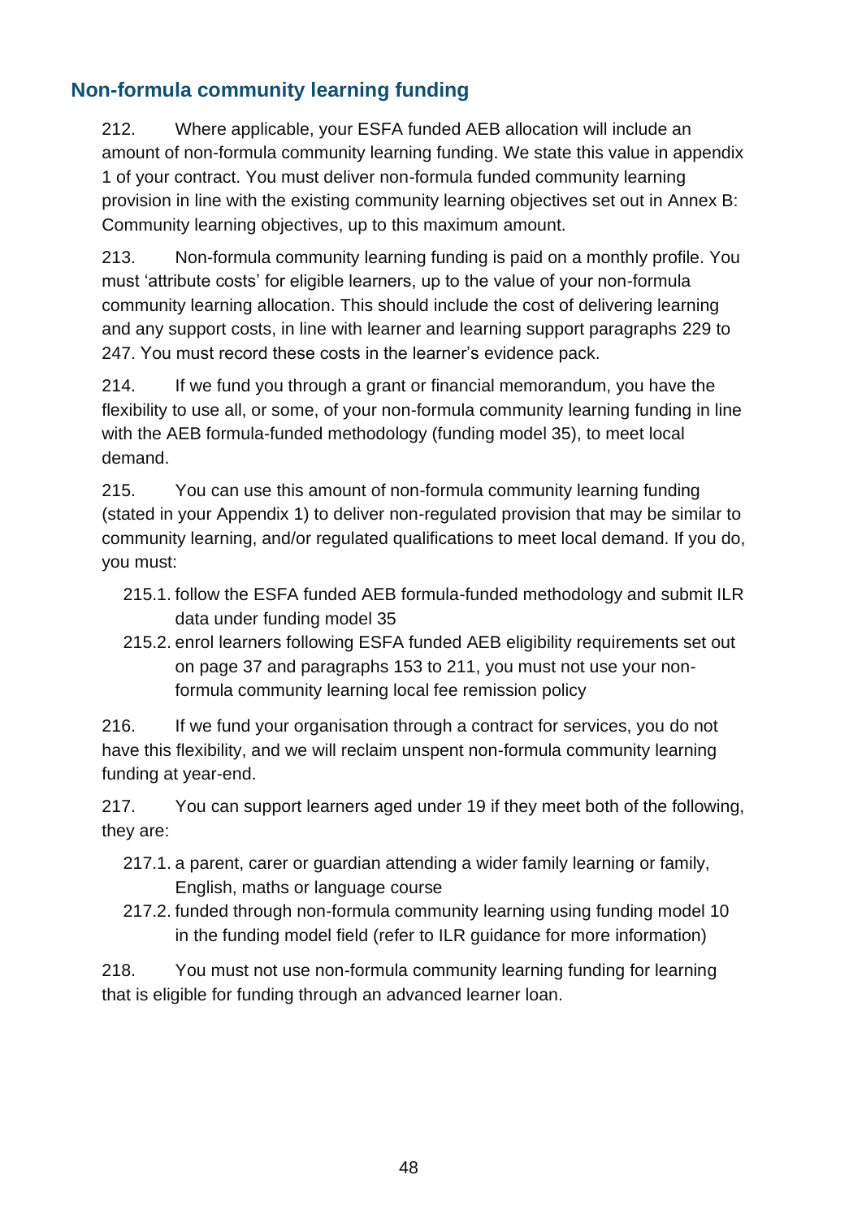## Non-formula community learning funding

212. Where applicable, your ESFA funded AEB allocation will include an amount of non-formula community learning funding. We state this value in appendix 1 of your contract. You must deliver non-formula funded community learning provision in line with the existing community learning objectives set out in Annex B: Community learning objectives, up to this maximum amount.

213. Non-formula community learning funding is paid on a monthly profile. You must 'attribute costs' for eligible learners, up to the value of your non-formula community learning allocation. This should include the cost of delivering learning and any support costs, in line with learner and learning support paragraphs 229 to 247. You must record these costs in the learner's evidence pack.

214. If we fund you through a grant or financial memorandum, you have the flexibility to use all, or some, of your non-formula community learning funding in line with the AEB formula-funded methodology (funding model 35), to meet local demand.

215. You can use this amount of non-formula community learning funding (stated in your Appendix 1) to deliver non-regulated provision that may be similar to community learning, and/or regulated qualifications to meet local demand. If you do, you must:

- 215.1. follow the ESFA funded AEB formula-funded methodology and submit ILR data under funding model 35
- 215.2. enrol learners following ESFA funded AEB eligibility requirements set out on page 37 and paragraphs 153 to 211, you must not use your non-formula community learning local fee remission policy

216. If we fund your organisation through a contract for services, you do not have this flexibility, and we will reclaim unspent non-formula community learning funding at year-end.

217. You can support learners aged under 19 if they meet both of the following, they are:

- 217.1. a parent, carer or guardian attending a wider family learning or family, English, maths or language course
- 217.2. funded through non-formula community learning using funding model 10 in the funding model field (refer to ILR guidance for more information)

218. You must not use non-formula community learning funding for learning that is eligible for funding through an advanced learner loan.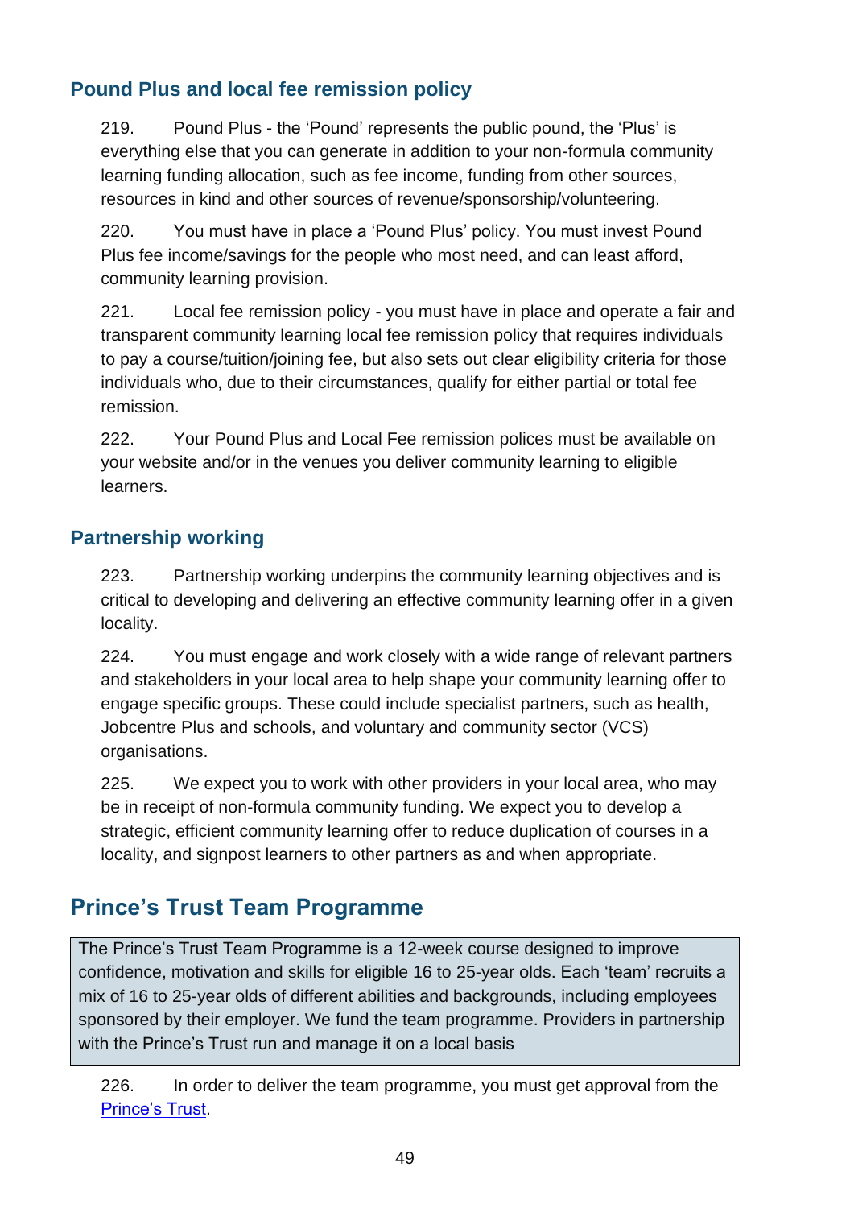### Pound Plus and local fee remission policy

219. Pound Plus - the 'Pound' represents the public pound, the 'Plus' is everything else that you can generate in addition to your non-formula community learning funding allocation, such as fee income, funding from other sources, resources in kind and other sources of revenue/sponsorship/volunteering.

220. You must have in place a 'Pound Plus' policy. You must invest Pound Plus fee income/savings for the people who most need, and can least afford, community learning provision.

221. Local fee remission policy - you must have in place and operate a fair and transparent community learning local fee remission policy that requires individuals to pay a course/tuition/joining fee, but also sets out clear eligibility criteria for those individuals who, due to their circumstances, qualify for either partial or total fee remission.

222. Your Pound Plus and Local Fee remission polices must be available on your website and/or in the venues you deliver community learning to eligible learners.

### Partnership working

223. Partnership working underpins the community learning objectives and is critical to developing and delivering an effective community learning offer in a given locality.

224. You must engage and work closely with a wide range of relevant partners and stakeholders in your local area to help shape your community learning offer to engage specific groups. These could include specialist partners, such as health, Jobcentre Plus and schools, and voluntary and community sector (VCS) organisations.

225. We expect you to work with other providers in your local area, who may be in receipt of non-formula community funding. We expect you to develop a strategic, efficient community learning offer to reduce duplication of courses in a locality, and signpost learners to other partners as and when appropriate.

## Prince's Trust Team Programme

The Prince's Trust Team Programme is a 12-week course designed to improve confidence, motivation and skills for eligible 16 to 25-year olds. Each 'team' recruits a mix of 16 to 25-year olds of different abilities and backgrounds, including employees sponsored by their employer. We fund the team programme. Providers in partnership with the Prince's Trust run and manage it on a local basis

226. In order to deliver the team programme, you must get approval from the Prince's Trust.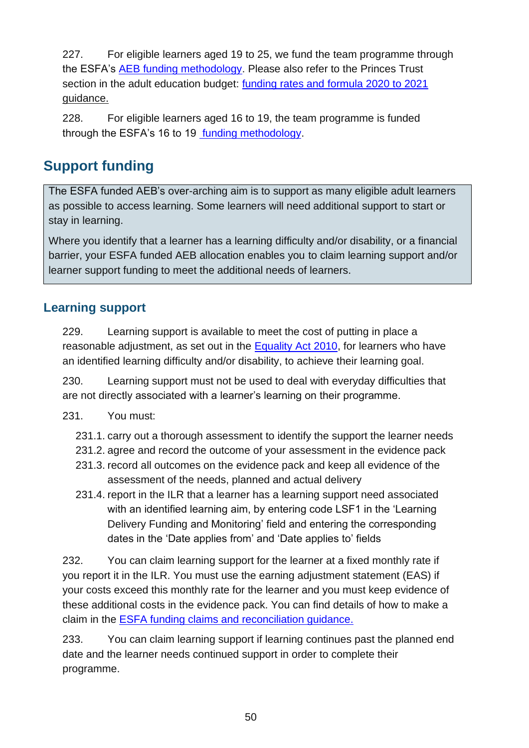227. For eligible learners aged 19 to 25, we fund the team programme through the ESFA's AEB funding methodology. Please also refer to the Princes Trust section in the adult education budget: funding rates and formula 2020 to 2021 guidance.

228. For eligible learners aged 16 to 19, the team programme is funded through the ESFA's 16 to 19 funding methodology.

## Support funding

> The ESFA funded AEB's over-arching aim is to support as many eligible adult learners as possible to access learning. Some learners will need additional support to start or stay in learning.
>
> Where you identify that a learner has a learning difficulty and/or disability, or a financial barrier, your ESFA funded AEB allocation enables you to claim learning support and/or learner support funding to meet the additional needs of learners.

### Learning support

229. Learning support is available to meet the cost of putting in place a reasonable adjustment, as set out in the Equality Act 2010, for learners who have an identified learning difficulty and/or disability, to achieve their learning goal.

230. Learning support must not be used to deal with everyday difficulties that are not directly associated with a learner's learning on their programme.

231. You must:

- 231.1. carry out a thorough assessment to identify the support the learner needs
- 231.2. agree and record the outcome of your assessment in the evidence pack
- 231.3. record all outcomes on the evidence pack and keep all evidence of the assessment of the needs, planned and actual delivery
- 231.4. report in the ILR that a learner has a learning support need associated with an identified learning aim, by entering code LSF1 in the 'Learning Delivery Funding and Monitoring' field and entering the corresponding dates in the 'Date applies from' and 'Date applies to' fields

232. You can claim learning support for the learner at a fixed monthly rate if you report it in the ILR. You must use the earning adjustment statement (EAS) if your costs exceed this monthly rate for the learner and you must keep evidence of these additional costs in the evidence pack. You can find details of how to make a claim in the ESFA funding claims and reconciliation guidance.

233. You can claim learning support if learning continues past the planned end date and the learner needs continued support in order to complete their programme.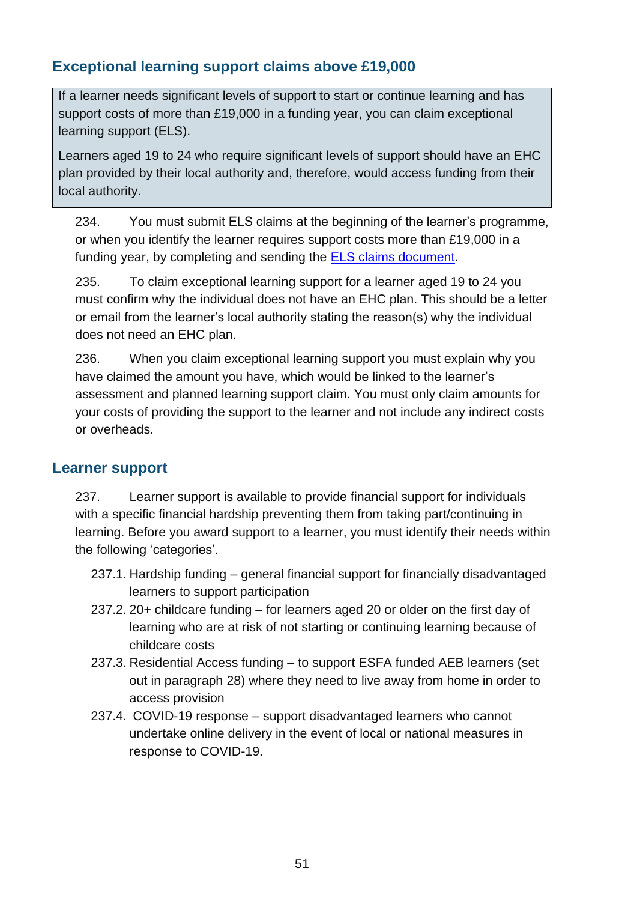## Exceptional learning support claims above £19,000

> If a learner needs significant levels of support to start or continue learning and has support costs of more than £19,000 in a funding year, you can claim exceptional learning support (ELS).
>
> Learners aged 19 to 24 who require significant levels of support should have an EHC plan provided by their local authority and, therefore, would access funding from their local authority.

234. You must submit ELS claims at the beginning of the learner's programme, or when you identify the learner requires support costs more than £19,000 in a funding year, by completing and sending the [ELS claims document](#).

235. To claim exceptional learning support for a learner aged 19 to 24 you must confirm why the individual does not have an EHC plan. This should be a letter or email from the learner's local authority stating the reason(s) why the individual does not need an EHC plan.

236. When you claim exceptional learning support you must explain why you have claimed the amount you have, which would be linked to the learner's assessment and planned learning support claim. You must only claim amounts for your costs of providing the support to the learner and not include any indirect costs or overheads.

## Learner support

237. Learner support is available to provide financial support for individuals with a specific financial hardship preventing them from taking part/continuing in learning. Before you award support to a learner, you must identify their needs within the following 'categories'.

- 237.1. Hardship funding – general financial support for financially disadvantaged learners to support participation
- 237.2. 20+ childcare funding – for learners aged 20 or older on the first day of learning who are at risk of not starting or continuing learning because of childcare costs
- 237.3. Residential Access funding – to support ESFA funded AEB learners (set out in paragraph 28) where they need to live away from home in order to access provision
- 237.4. COVID-19 response – support disadvantaged learners who cannot undertake online delivery in the event of local or national measures in response to COVID-19.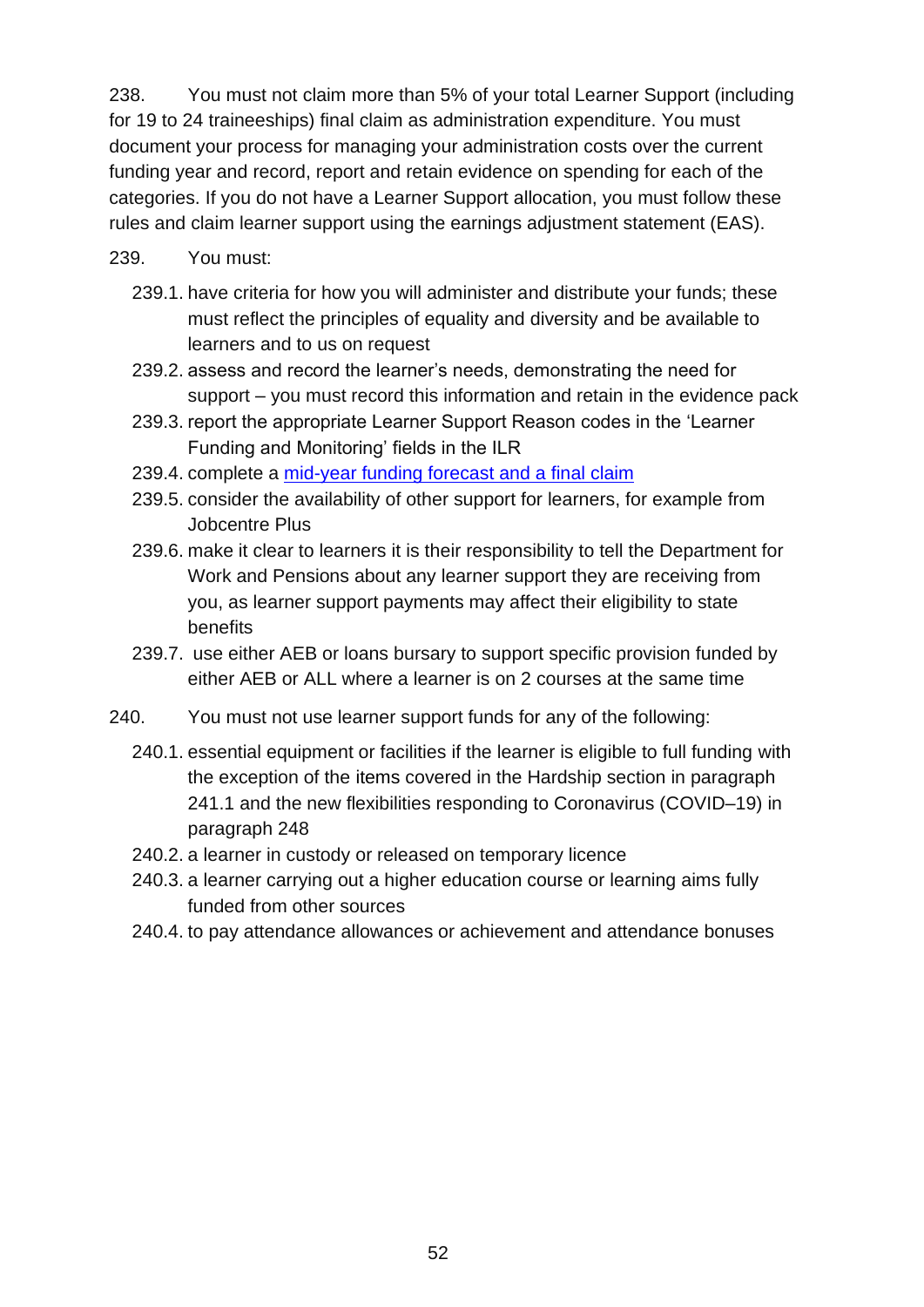238. You must not claim more than 5% of your total Learner Support (including for 19 to 24 traineeships) final claim as administration expenditure. You must document your process for managing your administration costs over the current funding year and record, report and retain evidence on spending for each of the categories. If you do not have a Learner Support allocation, you must follow these rules and claim learner support using the earnings adjustment statement (EAS).

239. You must:

- 239.1. have criteria for how you will administer and distribute your funds; these must reflect the principles of equality and diversity and be available to learners and to us on request
- 239.2. assess and record the learner's needs, demonstrating the need for support – you must record this information and retain in the evidence pack
- 239.3. report the appropriate Learner Support Reason codes in the 'Learner Funding and Monitoring' fields in the ILR
- 239.4. complete a [mid-year funding forecast and a final claim]()
- 239.5. consider the availability of other support for learners, for example from Jobcentre Plus
- 239.6. make it clear to learners it is their responsibility to tell the Department for Work and Pensions about any learner support they are receiving from you, as learner support payments may affect their eligibility to state benefits
- 239.7. use either AEB or loans bursary to support specific provision funded by either AEB or ALL where a learner is on 2 courses at the same time

240. You must not use learner support funds for any of the following:

- 240.1. essential equipment or facilities if the learner is eligible to full funding with the exception of the items covered in the Hardship section in paragraph 241.1 and the new flexibilities responding to Coronavirus (COVID–19) in paragraph 248
- 240.2. a learner in custody or released on temporary licence
- 240.3. a learner carrying out a higher education course or learning aims fully funded from other sources
- 240.4. to pay attendance allowances or achievement and attendance bonuses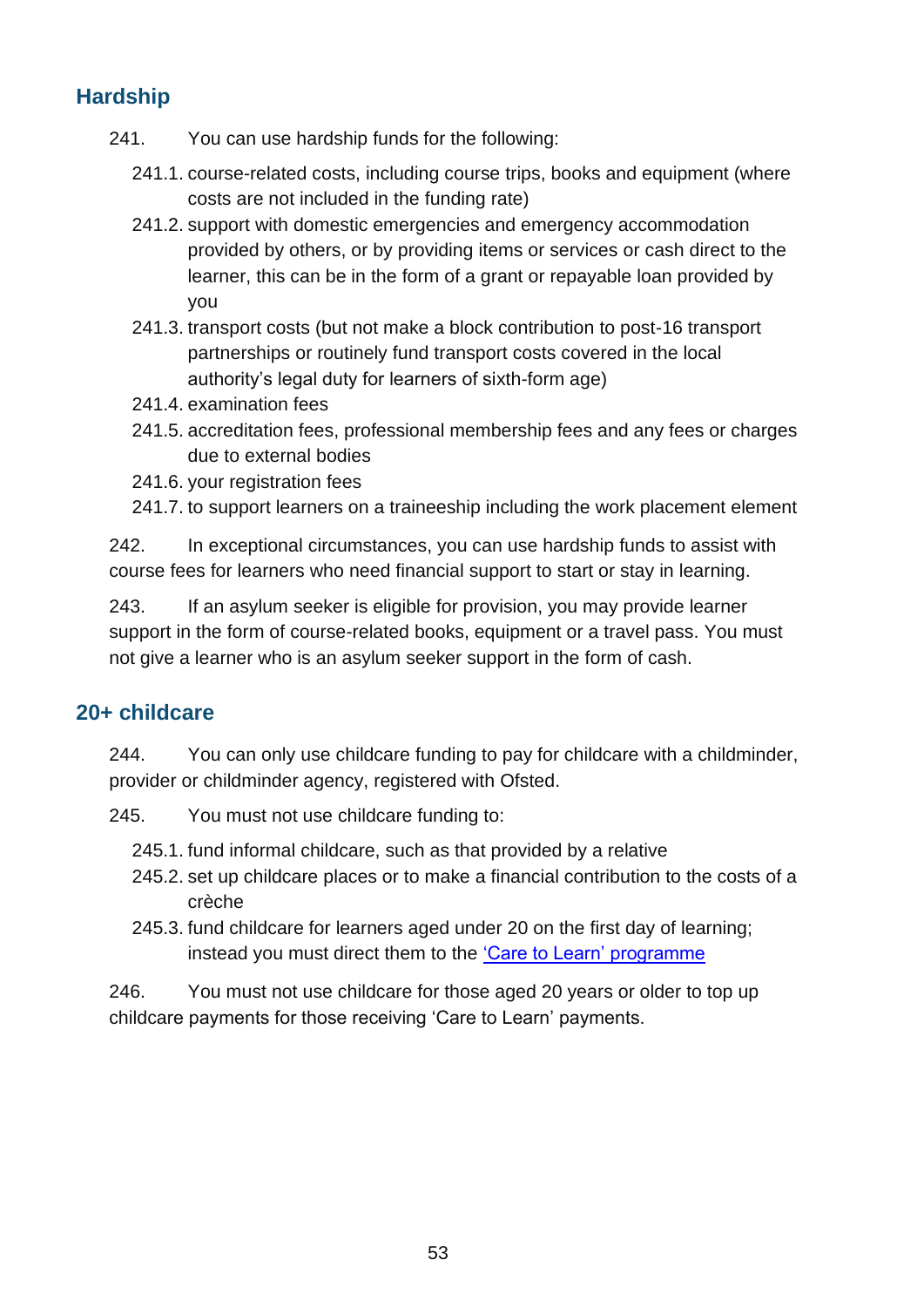## Hardship

241. You can use hardship funds for the following:

   241.1. course-related costs, including course trips, books and equipment (where costs are not included in the funding rate)

   241.2. support with domestic emergencies and emergency accommodation provided by others, or by providing items or services or cash direct to the learner, this can be in the form of a grant or repayable loan provided by you

   241.3. transport costs (but not make a block contribution to post-16 transport partnerships or routinely fund transport costs covered in the local authority's legal duty for learners of sixth-form age)

   241.4. examination fees

   241.5. accreditation fees, professional membership fees and any fees or charges due to external bodies

   241.6. your registration fees

   241.7. to support learners on a traineeship including the work placement element

242. In exceptional circumstances, you can use hardship funds to assist with course fees for learners who need financial support to start or stay in learning.

243. If an asylum seeker is eligible for provision, you may provide learner support in the form of course-related books, equipment or a travel pass. You must not give a learner who is an asylum seeker support in the form of cash.

## 20+ childcare

244. You can only use childcare funding to pay for childcare with a childminder, provider or childminder agency, registered with Ofsted.

245. You must not use childcare funding to:

   245.1. fund informal childcare, such as that provided by a relative

   245.2. set up childcare places or to make a financial contribution to the costs of a crèche

   245.3. fund childcare for learners aged under 20 on the first day of learning; instead you must direct them to the 'Care to Learn' programme

246. You must not use childcare for those aged 20 years or older to top up childcare payments for those receiving 'Care to Learn' payments.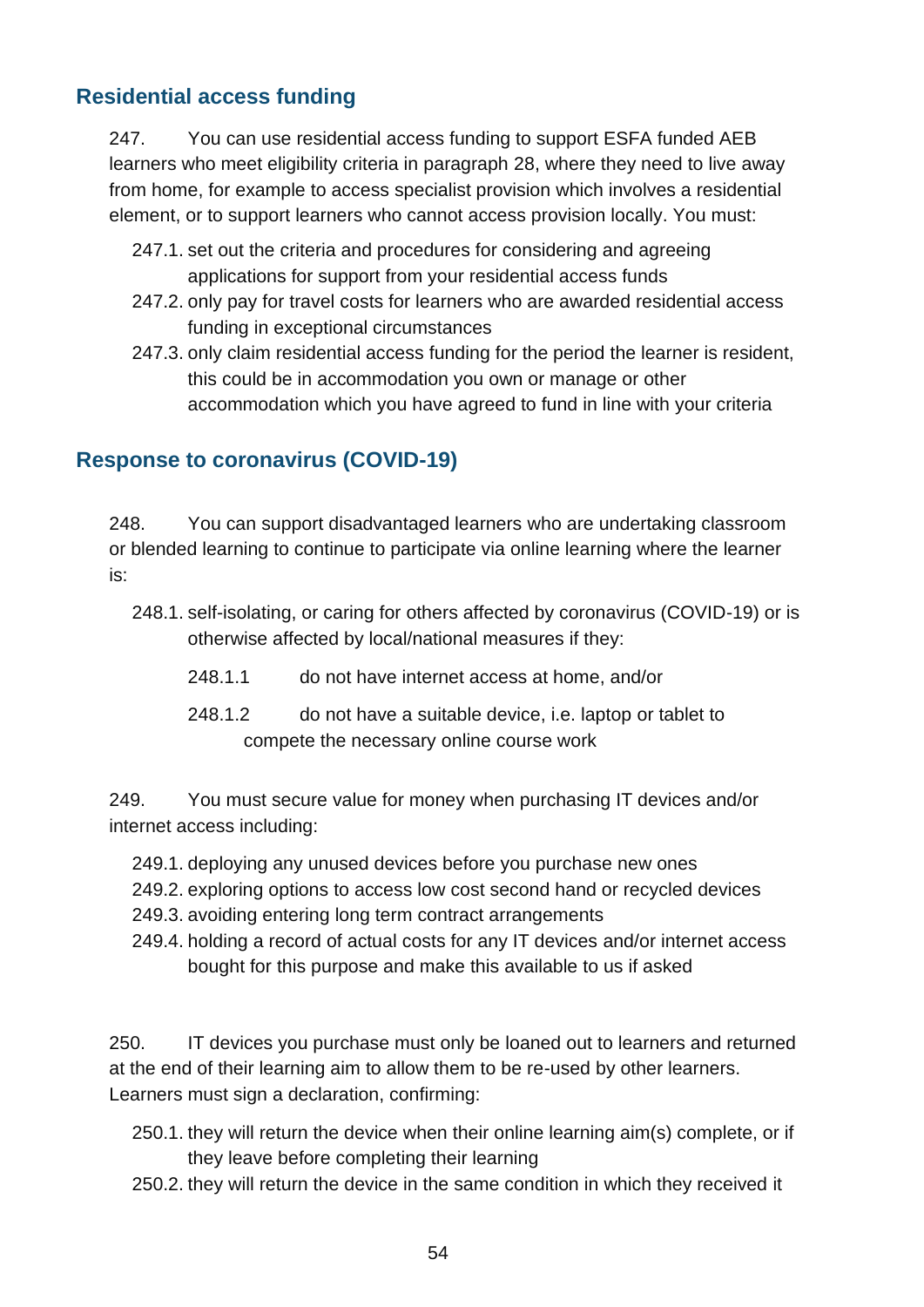## Residential access funding

247. You can use residential access funding to support ESFA funded AEB learners who meet eligibility criteria in paragraph 28, where they need to live away from home, for example to access specialist provision which involves a residential element, or to support learners who cannot access provision locally. You must:

- 247.1. set out the criteria and procedures for considering and agreeing applications for support from your residential access funds
- 247.2. only pay for travel costs for learners who are awarded residential access funding in exceptional circumstances
- 247.3. only claim residential access funding for the period the learner is resident, this could be in accommodation you own or manage or other accommodation which you have agreed to fund in line with your criteria

## Response to coronavirus (COVID-19)

248. You can support disadvantaged learners who are undertaking classroom or blended learning to continue to participate via online learning where the learner is:

- 248.1. self-isolating, or caring for others affected by coronavirus (COVID-19) or is otherwise affected by local/national measures if they:
  - 248.1.1 do not have internet access at home, and/or
  - 248.1.2 do not have a suitable device, i.e. laptop or tablet to compete the necessary online course work

249. You must secure value for money when purchasing IT devices and/or internet access including:

- 249.1. deploying any unused devices before you purchase new ones
- 249.2. exploring options to access low cost second hand or recycled devices
- 249.3. avoiding entering long term contract arrangements
- 249.4. holding a record of actual costs for any IT devices and/or internet access bought for this purpose and make this available to us if asked

250. IT devices you purchase must only be loaned out to learners and returned at the end of their learning aim to allow them to be re-used by other learners. Learners must sign a declaration, confirming:

- 250.1. they will return the device when their online learning aim(s) complete, or if they leave before completing their learning
- 250.2. they will return the device in the same condition in which they received it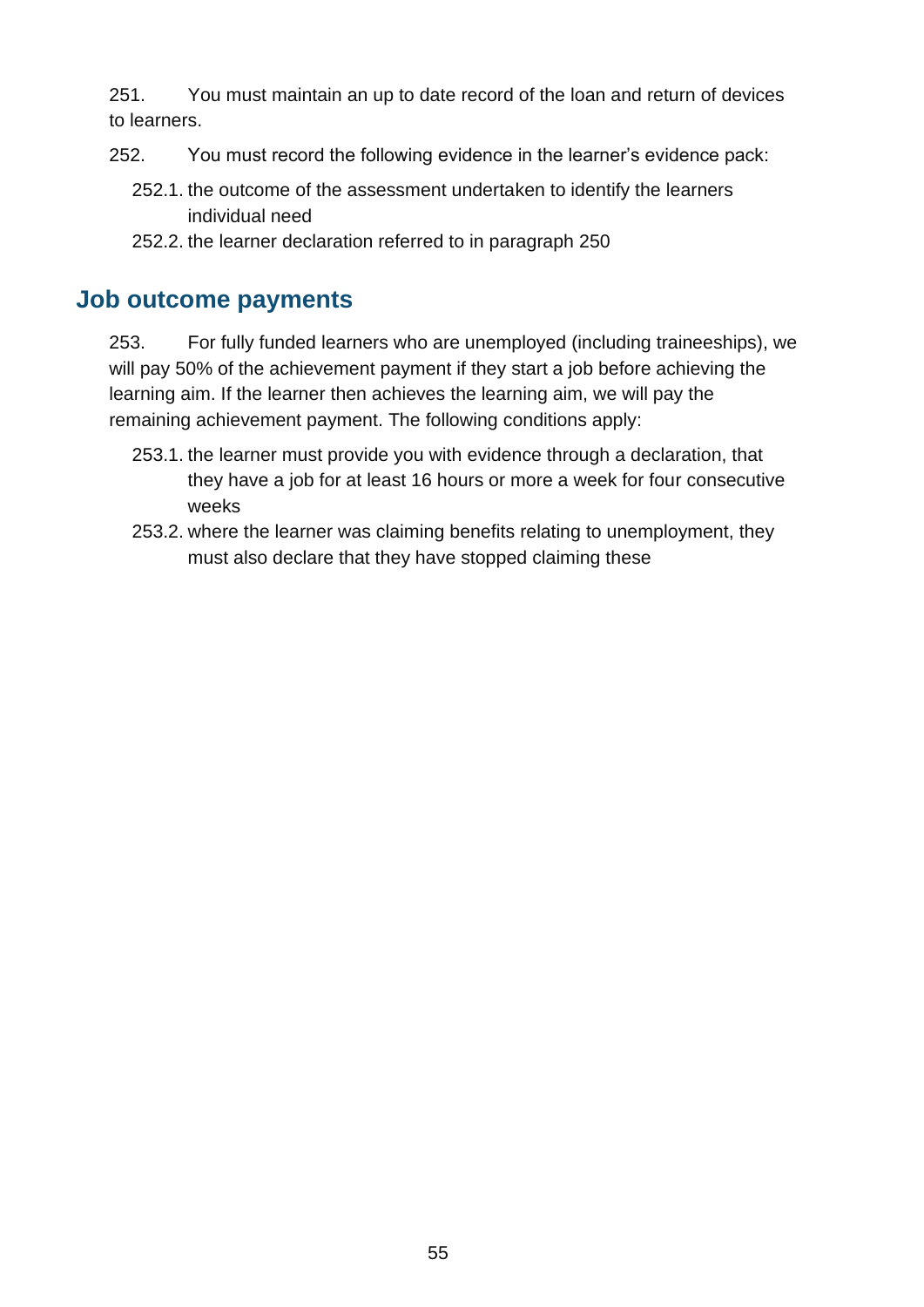251. You must maintain an up to date record of the loan and return of devices to learners.

252. You must record the following evidence in the learner's evidence pack:

252.1. the outcome of the assessment undertaken to identify the learners individual need

252.2. the learner declaration referred to in paragraph 250

## Job outcome payments

253. For fully funded learners who are unemployed (including traineeships), we will pay 50% of the achievement payment if they start a job before achieving the learning aim. If the learner then achieves the learning aim, we will pay the remaining achievement payment. The following conditions apply:

253.1. the learner must provide you with evidence through a declaration, that they have a job for at least 16 hours or more a week for four consecutive weeks

253.2. where the learner was claiming benefits relating to unemployment, they must also declare that they have stopped claiming these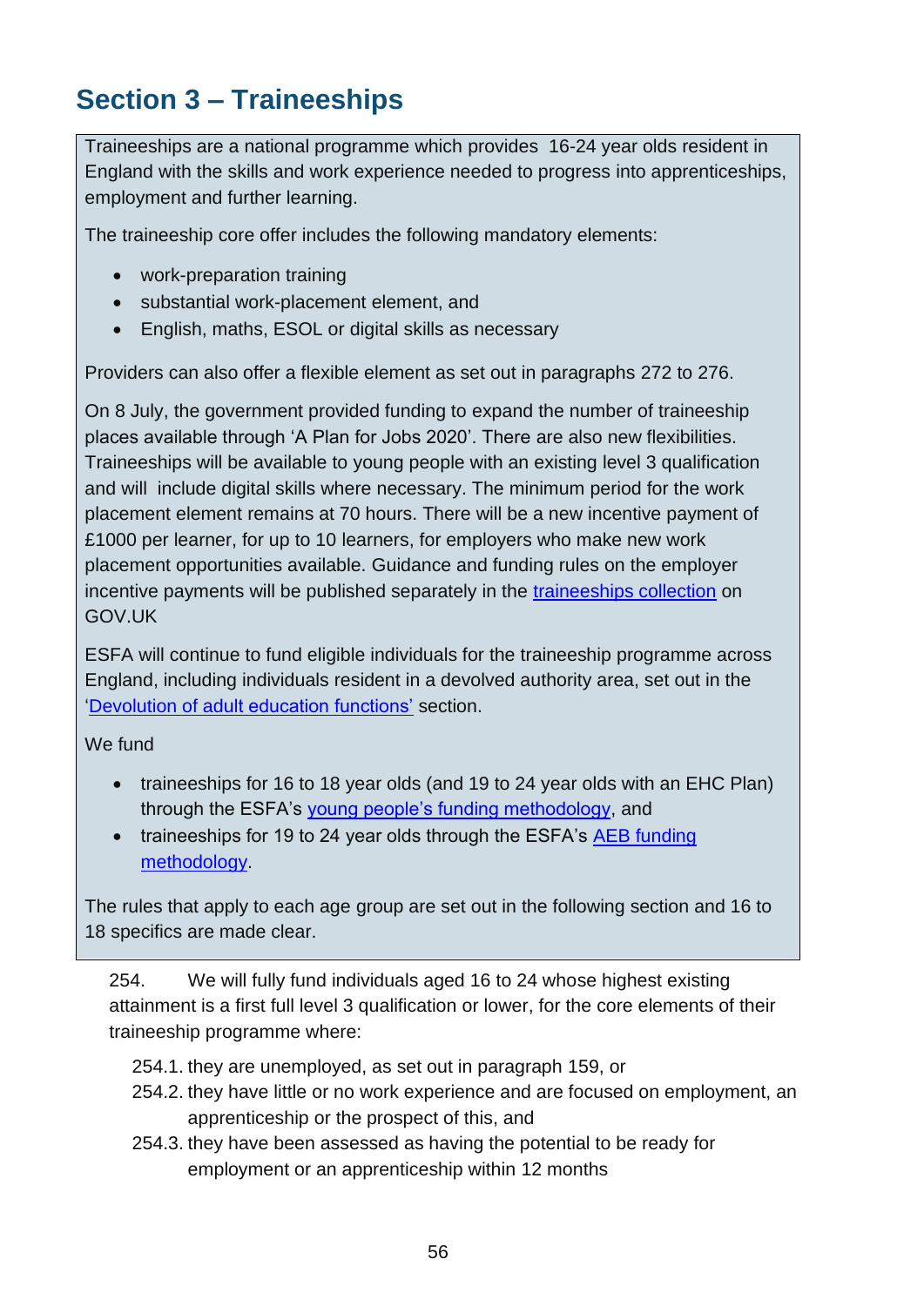## Section 3 – Traineeships

Traineeships are a national programme which provides 16-24 year olds resident in England with the skills and work experience needed to progress into apprenticeships, employment and further learning.

The traineeship core offer includes the following mandatory elements:

- work-preparation training
- substantial work-placement element, and
- English, maths, ESOL or digital skills as necessary

Providers can also offer a flexible element as set out in paragraphs 272 to 276.

On 8 July, the government provided funding to expand the number of traineeship places available through 'A Plan for Jobs 2020'. There are also new flexibilities. Traineeships will be available to young people with an existing level 3 qualification and will include digital skills where necessary. The minimum period for the work placement element remains at 70 hours. There will be a new incentive payment of £1000 per learner, for up to 10 learners, for employers who make new work placement opportunities available. Guidance and funding rules on the employer incentive payments will be published separately in the traineeships collection on GOV.UK

ESFA will continue to fund eligible individuals for the traineeship programme across England, including individuals resident in a devolved authority area, set out in the 'Devolution of adult education functions' section.

We fund

- traineeships for 16 to 18 year olds (and 19 to 24 year olds with an EHC Plan) through the ESFA's young people's funding methodology, and
- traineeships for 19 to 24 year olds through the ESFA's AEB funding methodology.

The rules that apply to each age group are set out in the following section and 16 to 18 specifics are made clear.

254. We will fully fund individuals aged 16 to 24 whose highest existing attainment is a first full level 3 qualification or lower, for the core elements of their traineeship programme where:

254.1. they are unemployed, as set out in paragraph 159, or

254.2. they have little or no work experience and are focused on employment, an apprenticeship or the prospect of this, and

254.3. they have been assessed as having the potential to be ready for employment or an apprenticeship within 12 months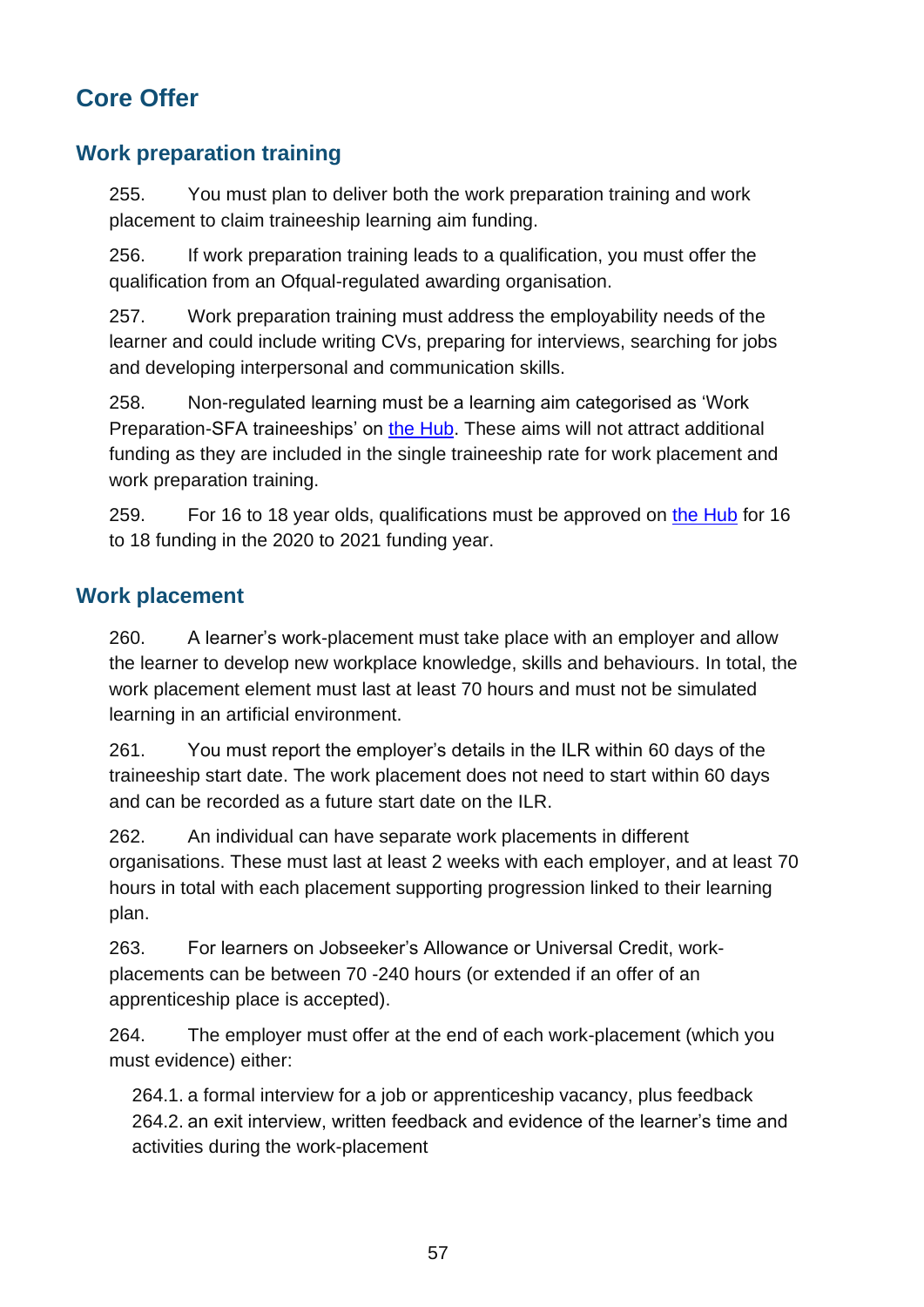## Core Offer

### Work preparation training

255. You must plan to deliver both the work preparation training and work placement to claim traineeship learning aim funding.

256. If work preparation training leads to a qualification, you must offer the qualification from an Ofqual-regulated awarding organisation.

257. Work preparation training must address the employability needs of the learner and could include writing CVs, preparing for interviews, searching for jobs and developing interpersonal and communication skills.

258. Non-regulated learning must be a learning aim categorised as 'Work Preparation-SFA traineeships' on the Hub. These aims will not attract additional funding as they are included in the single traineeship rate for work placement and work preparation training.

259. For 16 to 18 year olds, qualifications must be approved on the Hub for 16 to 18 funding in the 2020 to 2021 funding year.

### Work placement

260. A learner's work-placement must take place with an employer and allow the learner to develop new workplace knowledge, skills and behaviours. In total, the work placement element must last at least 70 hours and must not be simulated learning in an artificial environment.

261. You must report the employer's details in the ILR within 60 days of the traineeship start date. The work placement does not need to start within 60 days and can be recorded as a future start date on the ILR.

262. An individual can have separate work placements in different organisations. These must last at least 2 weeks with each employer, and at least 70 hours in total with each placement supporting progression linked to their learning plan.

263. For learners on Jobseeker's Allowance or Universal Credit, work-placements can be between 70 -240 hours (or extended if an offer of an apprenticeship place is accepted).

264. The employer must offer at the end of each work-placement (which you must evidence) either:

264.1. a formal interview for a job or apprenticeship vacancy, plus feedback
264.2. an exit interview, written feedback and evidence of the learner's time and activities during the work-placement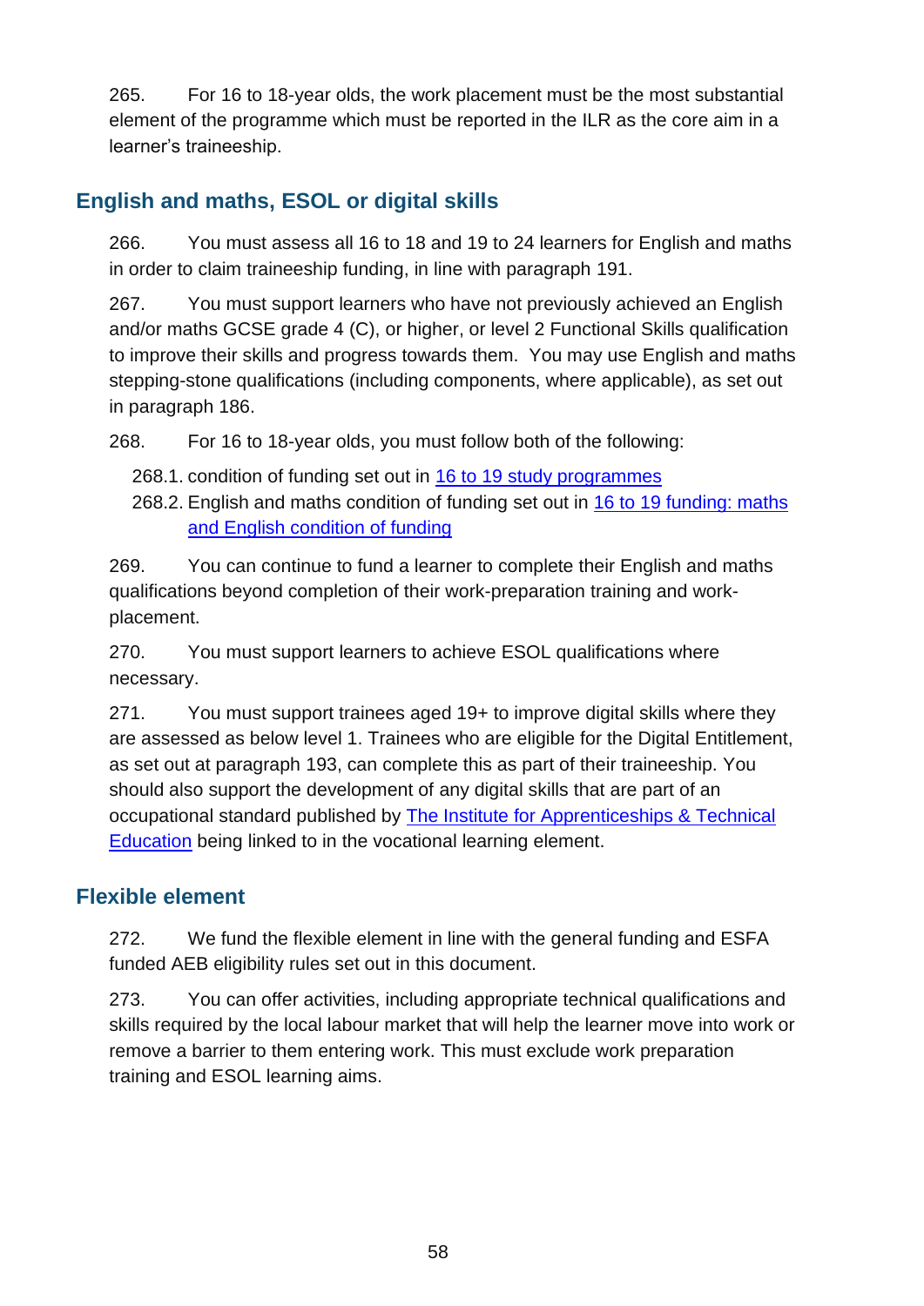265. For 16 to 18-year olds, the work placement must be the most substantial element of the programme which must be reported in the ILR as the core aim in a learner's traineeship.

## English and maths, ESOL or digital skills

266. You must assess all 16 to 18 and 19 to 24 learners for English and maths in order to claim traineeship funding, in line with paragraph 191.

267. You must support learners who have not previously achieved an English and/or maths GCSE grade 4 (C), or higher, or level 2 Functional Skills qualification to improve their skills and progress towards them. You may use English and maths stepping-stone qualifications (including components, where applicable), as set out in paragraph 186.

268. For 16 to 18-year olds, you must follow both of the following:

268.1. condition of funding set out in [16 to 19 study programmes]

268.2. English and maths condition of funding set out in [16 to 19 funding: maths and English condition of funding]

269. You can continue to fund a learner to complete their English and maths qualifications beyond completion of their work-preparation training and work-placement.

270. You must support learners to achieve ESOL qualifications where necessary.

271. You must support trainees aged 19+ to improve digital skills where they are assessed as below level 1. Trainees who are eligible for the Digital Entitlement, as set out at paragraph 193, can complete this as part of their traineeship. You should also support the development of any digital skills that are part of an occupational standard published by [The Institute for Apprenticeships & Technical Education] being linked to in the vocational learning element.

## Flexible element

272. We fund the flexible element in line with the general funding and ESFA funded AEB eligibility rules set out in this document.

273. You can offer activities, including appropriate technical qualifications and skills required by the local labour market that will help the learner move into work or remove a barrier to them entering work. This must exclude work preparation training and ESOL learning aims.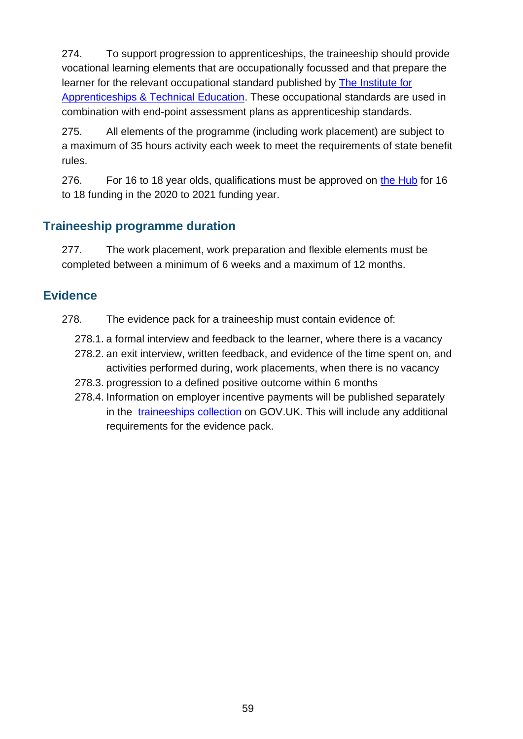274. To support progression to apprenticeships, the traineeship should provide vocational learning elements that are occupationally focussed and that prepare the learner for the relevant occupational standard published by [The Institute for Apprenticeships & Technical Education](). These occupational standards are used in combination with end-point assessment plans as apprenticeship standards.

275. All elements of the programme (including work placement) are subject to a maximum of 35 hours activity each week to meet the requirements of state benefit rules.

276. For 16 to 18 year olds, qualifications must be approved on [the Hub]() for 16 to 18 funding in the 2020 to 2021 funding year.

## Traineeship programme duration

277. The work placement, work preparation and flexible elements must be completed between a minimum of 6 weeks and a maximum of 12 months.

## Evidence

278. The evidence pack for a traineeship must contain evidence of:

278.1. a formal interview and feedback to the learner, where there is a vacancy

278.2. an exit interview, written feedback, and evidence of the time spent on, and activities performed during, work placements, when there is no vacancy

278.3. progression to a defined positive outcome within 6 months

278.4. Information on employer incentive payments will be published separately in the [traineeships collection]() on GOV.UK. This will include any additional requirements for the evidence pack.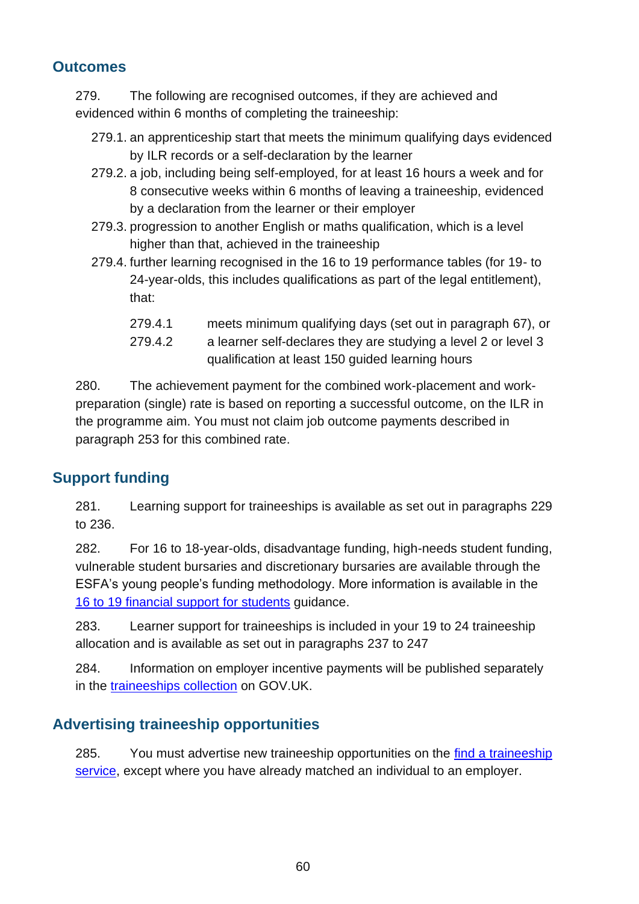## Outcomes

279. The following are recognised outcomes, if they are achieved and evidenced within 6 months of completing the traineeship:

   279.1. an apprenticeship start that meets the minimum qualifying days evidenced by ILR records or a self-declaration by the learner

   279.2. a job, including being self-employed, for at least 16 hours a week and for 8 consecutive weeks within 6 months of leaving a traineeship, evidenced by a declaration from the learner or their employer

   279.3. progression to another English or maths qualification, which is a level higher than that, achieved in the traineeship

   279.4. further learning recognised in the 16 to 19 performance tables (for 19- to 24-year-olds, this includes qualifications as part of the legal entitlement), that:

      279.4.1 meets minimum qualifying days (set out in paragraph 67), or

      279.4.2 a learner self-declares they are studying a level 2 or level 3 qualification at least 150 guided learning hours

280. The achievement payment for the combined work-placement and work-preparation (single) rate is based on reporting a successful outcome, on the ILR in the programme aim. You must not claim job outcome payments described in paragraph 253 for this combined rate.

## Support funding

281. Learning support for traineeships is available as set out in paragraphs 229 to 236.

282. For 16 to 18-year-olds, disadvantage funding, high-needs student funding, vulnerable student bursaries and discretionary bursaries are available through the ESFA's young people's funding methodology. More information is available in the [16 to 19 financial support for students]() guidance.

283. Learner support for traineeships is included in your 19 to 24 traineeship allocation and is available as set out in paragraphs 237 to 247

284. Information on employer incentive payments will be published separately in the [traineeships collection]() on GOV.UK.

## Advertising traineeship opportunities

285. You must advertise new traineeship opportunities on the [find a traineeship service](), except where you have already matched an individual to an employer.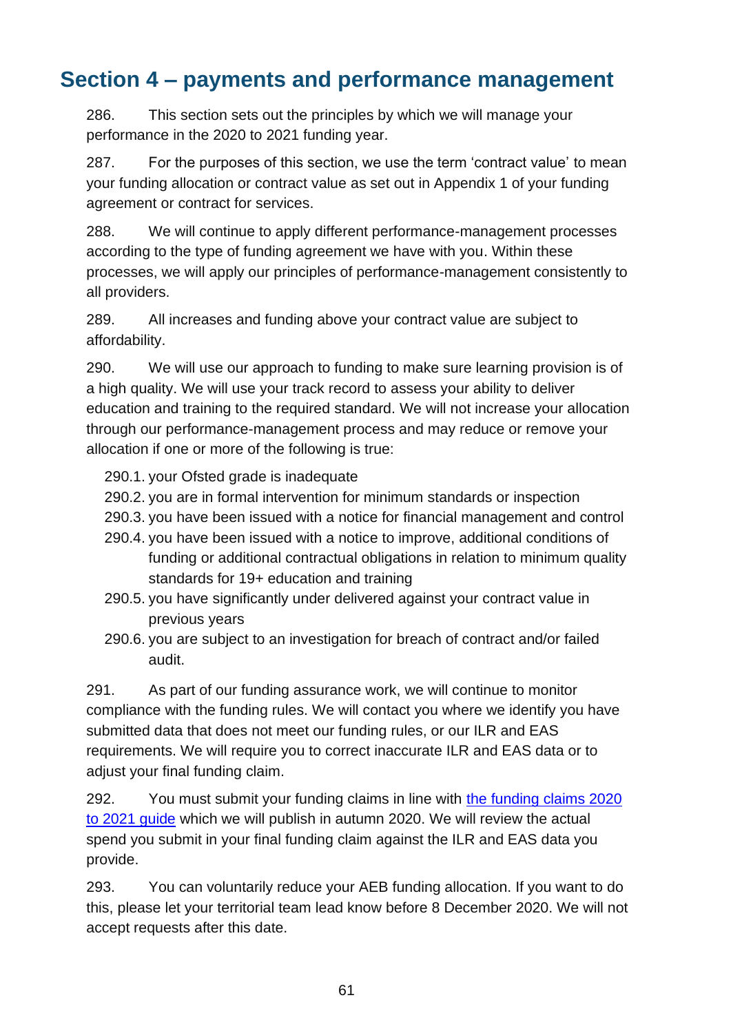# Section 4 – payments and performance management

286. This section sets out the principles by which we will manage your performance in the 2020 to 2021 funding year.

287. For the purposes of this section, we use the term 'contract value' to mean your funding allocation or contract value as set out in Appendix 1 of your funding agreement or contract for services.

288. We will continue to apply different performance-management processes according to the type of funding agreement we have with you. Within these processes, we will apply our principles of performance-management consistently to all providers.

289. All increases and funding above your contract value are subject to affordability.

290. We will use our approach to funding to make sure learning provision is of a high quality. We will use your track record to assess your ability to deliver education and training to the required standard. We will not increase your allocation through our performance-management process and may reduce or remove your allocation if one or more of the following is true:

- 290.1. your Ofsted grade is inadequate
- 290.2. you are in formal intervention for minimum standards or inspection
- 290.3. you have been issued with a notice for financial management and control
- 290.4. you have been issued with a notice to improve, additional conditions of funding or additional contractual obligations in relation to minimum quality standards for 19+ education and training
- 290.5. you have significantly under delivered against your contract value in previous years
- 290.6. you are subject to an investigation for breach of contract and/or failed audit.

291. As part of our funding assurance work, we will continue to monitor compliance with the funding rules. We will contact you where we identify you have submitted data that does not meet our funding rules, or our ILR and EAS requirements. We will require you to correct inaccurate ILR and EAS data or to adjust your final funding claim.

292. You must submit your funding claims in line with [the funding claims 2020 to 2021 guide] which we will publish in autumn 2020. We will review the actual spend you submit in your final funding claim against the ILR and EAS data you provide.

293. You can voluntarily reduce your AEB funding allocation. If you want to do this, please let your territorial team lead know before 8 December 2020. We will not accept requests after this date.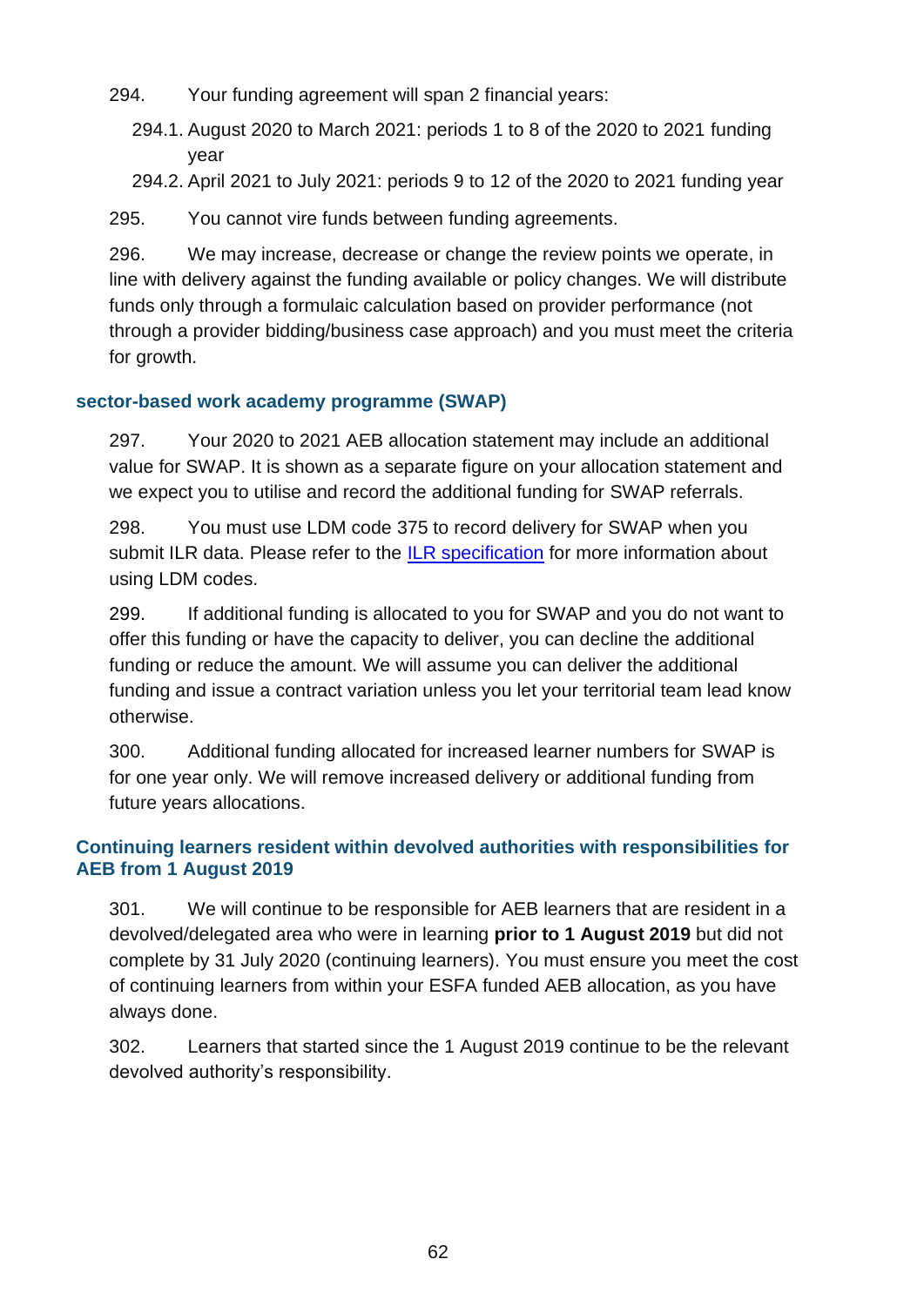294. Your funding agreement will span 2 financial years:

294.1. August 2020 to March 2021: periods 1 to 8 of the 2020 to 2021 funding year

294.2. April 2021 to July 2021: periods 9 to 12 of the 2020 to 2021 funding year

295. You cannot vire funds between funding agreements.

296. We may increase, decrease or change the review points we operate, in line with delivery against the funding available or policy changes. We will distribute funds only through a formulaic calculation based on provider performance (not through a provider bidding/business case approach) and you must meet the criteria for growth.

### sector-based work academy programme (SWAP)

297. Your 2020 to 2021 AEB allocation statement may include an additional value for SWAP. It is shown as a separate figure on your allocation statement and we expect you to utilise and record the additional funding for SWAP referrals.

298. You must use LDM code 375 to record delivery for SWAP when you submit ILR data. Please refer to the [ILR specification] for more information about using LDM codes.

299. If additional funding is allocated to you for SWAP and you do not want to offer this funding or have the capacity to deliver, you can decline the additional funding or reduce the amount. We will assume you can deliver the additional funding and issue a contract variation unless you let your territorial team lead know otherwise.

300. Additional funding allocated for increased learner numbers for SWAP is for one year only. We will remove increased delivery or additional funding from future years allocations.

### Continuing learners resident within devolved authorities with responsibilities for AEB from 1 August 2019

301. We will continue to be responsible for AEB learners that are resident in a devolved/delegated area who were in learning **prior to 1 August 2019** but did not complete by 31 July 2020 (continuing learners). You must ensure you meet the cost of continuing learners from within your ESFA funded AEB allocation, as you have always done.

302. Learners that started since the 1 August 2019 continue to be the relevant devolved authority's responsibility.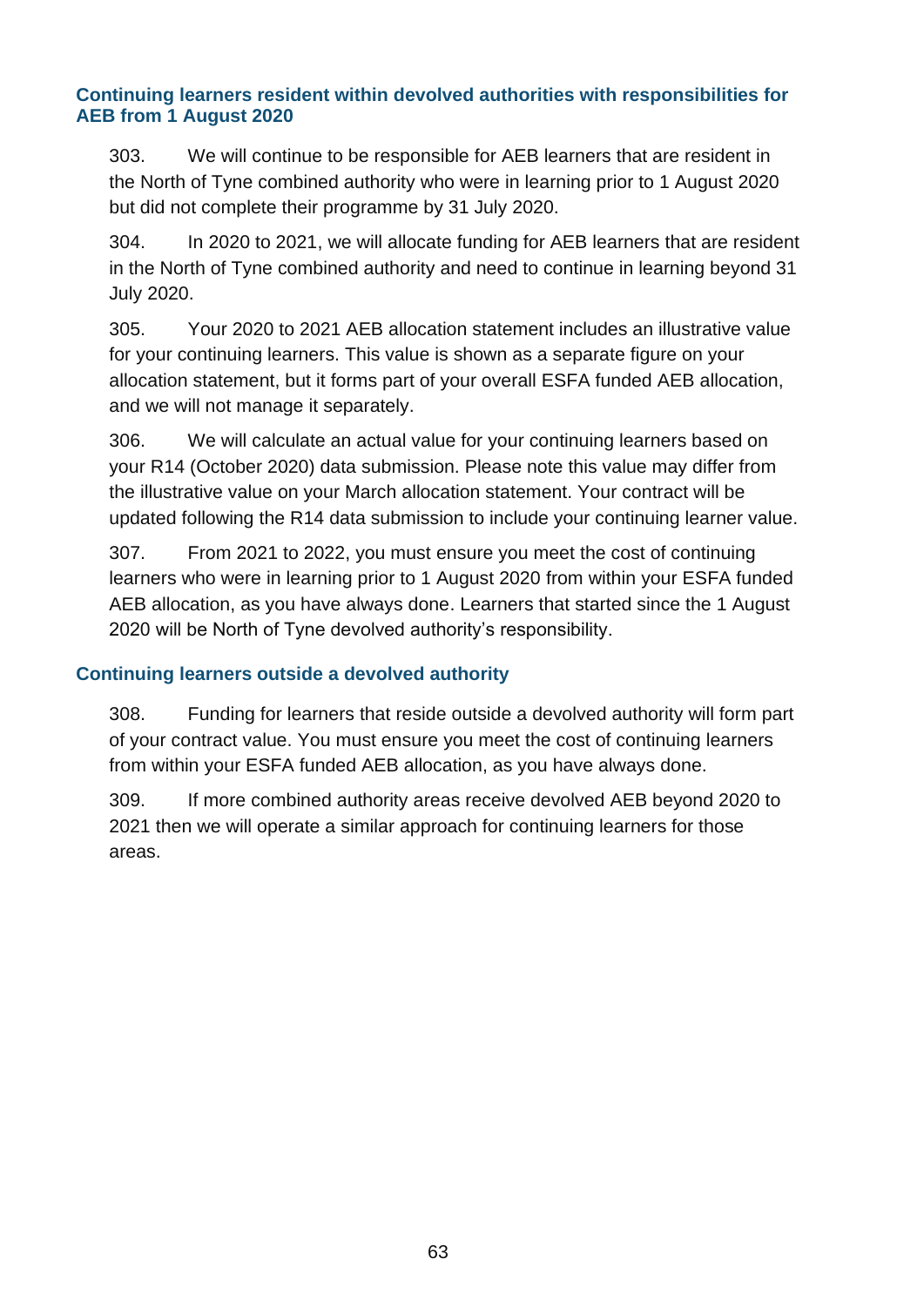### Continuing learners resident within devolved authorities with responsibilities for AEB from 1 August 2020

303. We will continue to be responsible for AEB learners that are resident in the North of Tyne combined authority who were in learning prior to 1 August 2020 but did not complete their programme by 31 July 2020.

304. In 2020 to 2021, we will allocate funding for AEB learners that are resident in the North of Tyne combined authority and need to continue in learning beyond 31 July 2020.

305. Your 2020 to 2021 AEB allocation statement includes an illustrative value for your continuing learners. This value is shown as a separate figure on your allocation statement, but it forms part of your overall ESFA funded AEB allocation, and we will not manage it separately.

306. We will calculate an actual value for your continuing learners based on your R14 (October 2020) data submission. Please note this value may differ from the illustrative value on your March allocation statement. Your contract will be updated following the R14 data submission to include your continuing learner value.

307. From 2021 to 2022, you must ensure you meet the cost of continuing learners who were in learning prior to 1 August 2020 from within your ESFA funded AEB allocation, as you have always done. Learners that started since the 1 August 2020 will be North of Tyne devolved authority's responsibility.

### Continuing learners outside a devolved authority

308. Funding for learners that reside outside a devolved authority will form part of your contract value. You must ensure you meet the cost of continuing learners from within your ESFA funded AEB allocation, as you have always done.

309. If more combined authority areas receive devolved AEB beyond 2020 to 2021 then we will operate a similar approach for continuing learners for those areas.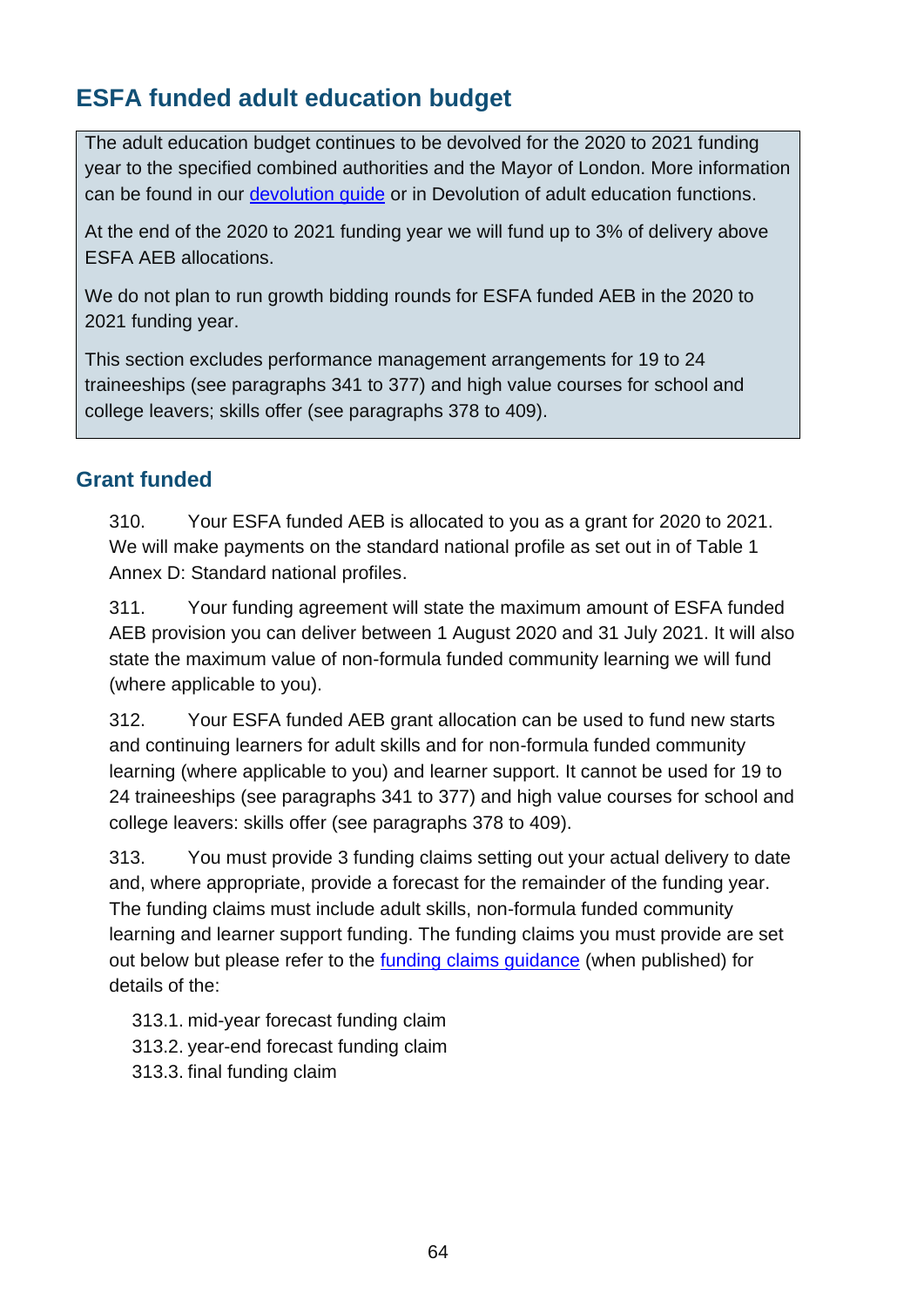## ESFA funded adult education budget

> The adult education budget continues to be devolved for the 2020 to 2021 funding year to the specified combined authorities and the Mayor of London. More information can be found in our [devolution guide](#) or in Devolution of adult education functions.
>
> At the end of the 2020 to 2021 funding year we will fund up to 3% of delivery above ESFA AEB allocations.
>
> We do not plan to run growth bidding rounds for ESFA funded AEB in the 2020 to 2021 funding year.
>
> This section excludes performance management arrangements for 19 to 24 traineeships (see paragraphs 341 to 377) and high value courses for school and college leavers; skills offer (see paragraphs 378 to 409).

### Grant funded

310. Your ESFA funded AEB is allocated to you as a grant for 2020 to 2021. We will make payments on the standard national profile as set out in of Table 1 Annex D: Standard national profiles.

311. Your funding agreement will state the maximum amount of ESFA funded AEB provision you can deliver between 1 August 2020 and 31 July 2021. It will also state the maximum value of non-formula funded community learning we will fund (where applicable to you).

312. Your ESFA funded AEB grant allocation can be used to fund new starts and continuing learners for adult skills and for non-formula funded community learning (where applicable to you) and learner support. It cannot be used for 19 to 24 traineeships (see paragraphs 341 to 377) and high value courses for school and college leavers: skills offer (see paragraphs 378 to 409).

313. You must provide 3 funding claims setting out your actual delivery to date and, where appropriate, provide a forecast for the remainder of the funding year. The funding claims must include adult skills, non-formula funded community learning and learner support funding. The funding claims you must provide are set out below but please refer to the [funding claims guidance](#) (when published) for details of the:

 313.1. mid-year forecast funding claim
 313.2. year-end forecast funding claim
 313.3. final funding claim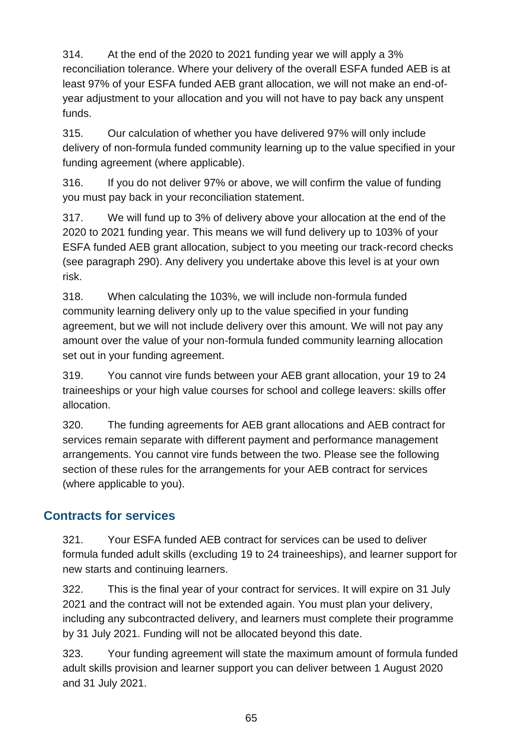314. At the end of the 2020 to 2021 funding year we will apply a 3% reconciliation tolerance. Where your delivery of the overall ESFA funded AEB is at least 97% of your ESFA funded AEB grant allocation, we will not make an end-of-year adjustment to your allocation and you will not have to pay back any unspent funds.

315. Our calculation of whether you have delivered 97% will only include delivery of non-formula funded community learning up to the value specified in your funding agreement (where applicable).

316. If you do not deliver 97% or above, we will confirm the value of funding you must pay back in your reconciliation statement.

317. We will fund up to 3% of delivery above your allocation at the end of the 2020 to 2021 funding year. This means we will fund delivery up to 103% of your ESFA funded AEB grant allocation, subject to you meeting our track-record checks (see paragraph 290). Any delivery you undertake above this level is at your own risk.

318. When calculating the 103%, we will include non-formula funded community learning delivery only up to the value specified in your funding agreement, but we will not include delivery over this amount. We will not pay any amount over the value of your non-formula funded community learning allocation set out in your funding agreement.

319. You cannot vire funds between your AEB grant allocation, your 19 to 24 traineeships or your high value courses for school and college leavers: skills offer allocation.

320. The funding agreements for AEB grant allocations and AEB contract for services remain separate with different payment and performance management arrangements. You cannot vire funds between the two. Please see the following section of these rules for the arrangements for your AEB contract for services (where applicable to you).

## Contracts for services

321. Your ESFA funded AEB contract for services can be used to deliver formula funded adult skills (excluding 19 to 24 traineeships), and learner support for new starts and continuing learners.

322. This is the final year of your contract for services. It will expire on 31 July 2021 and the contract will not be extended again. You must plan your delivery, including any subcontracted delivery, and learners must complete their programme by 31 July 2021. Funding will not be allocated beyond this date.

323. Your funding agreement will state the maximum amount of formula funded adult skills provision and learner support you can deliver between 1 August 2020 and 31 July 2021.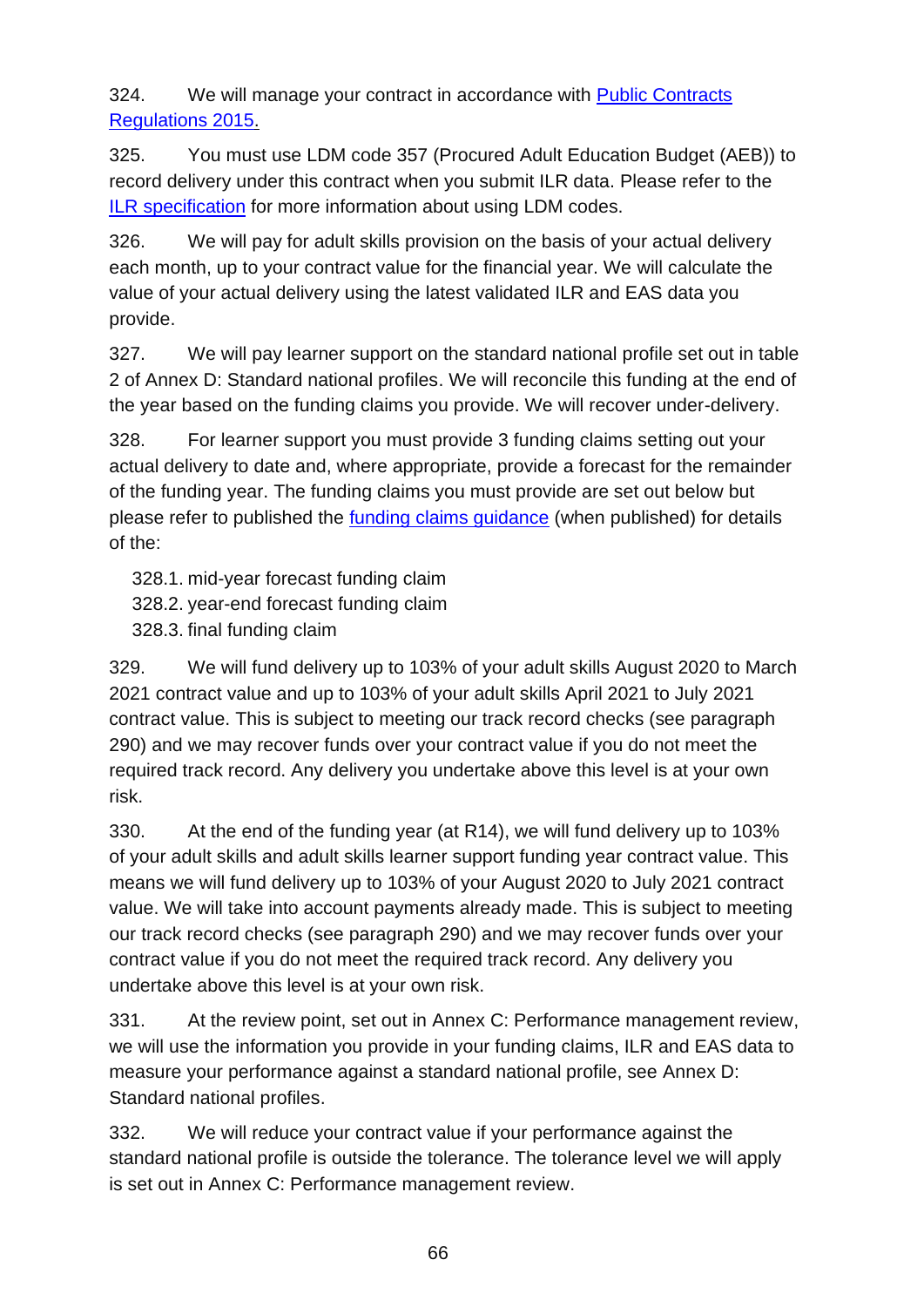324. We will manage your contract in accordance with [Public Contracts Regulations 2015.]

325. You must use LDM code 357 (Procured Adult Education Budget (AEB)) to record delivery under this contract when you submit ILR data. Please refer to the [ILR specification] for more information about using LDM codes.

326. We will pay for adult skills provision on the basis of your actual delivery each month, up to your contract value for the financial year. We will calculate the value of your actual delivery using the latest validated ILR and EAS data you provide.

327. We will pay learner support on the standard national profile set out in table 2 of Annex D: Standard national profiles. We will reconcile this funding at the end of the year based on the funding claims you provide. We will recover under-delivery.

328. For learner support you must provide 3 funding claims setting out your actual delivery to date and, where appropriate, provide a forecast for the remainder of the funding year. The funding claims you must provide are set out below but please refer to published the [funding claims guidance] (when published) for details of the:

328.1. mid-year forecast funding claim
328.2. year-end forecast funding claim
328.3. final funding claim

329. We will fund delivery up to 103% of your adult skills August 2020 to March 2021 contract value and up to 103% of your adult skills April 2021 to July 2021 contract value. This is subject to meeting our track record checks (see paragraph 290) and we may recover funds over your contract value if you do not meet the required track record. Any delivery you undertake above this level is at your own risk.

330. At the end of the funding year (at R14), we will fund delivery up to 103% of your adult skills and adult skills learner support funding year contract value. This means we will fund delivery up to 103% of your August 2020 to July 2021 contract value. We will take into account payments already made. This is subject to meeting our track record checks (see paragraph 290) and we may recover funds over your contract value if you do not meet the required track record. Any delivery you undertake above this level is at your own risk.

331. At the review point, set out in Annex C: Performance management review, we will use the information you provide in your funding claims, ILR and EAS data to measure your performance against a standard national profile, see Annex D: Standard national profiles.

332. We will reduce your contract value if your performance against the standard national profile is outside the tolerance. The tolerance level we will apply is set out in Annex C: Performance management review.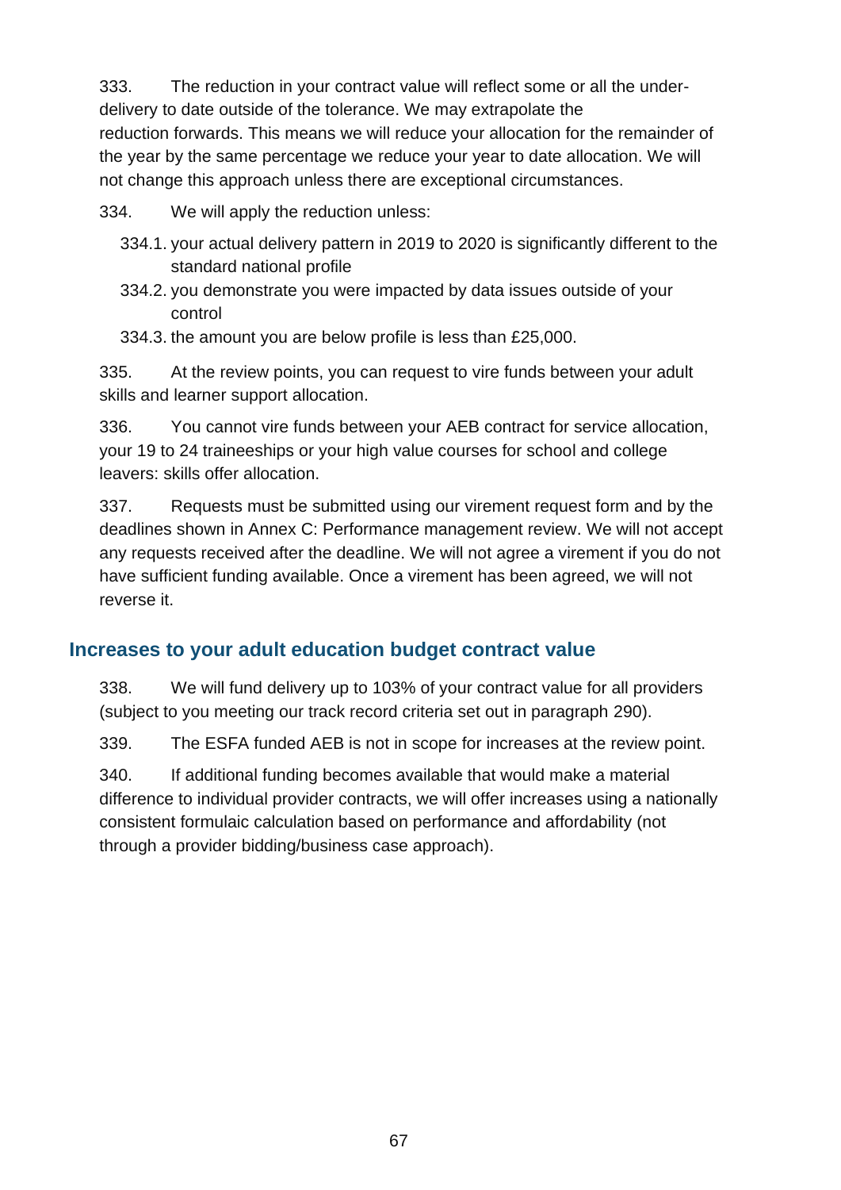333. The reduction in your contract value will reflect some or all the under-delivery to date outside of the tolerance. We may extrapolate the reduction forwards. This means we will reduce your allocation for the remainder of the year by the same percentage we reduce your year to date allocation. We will not change this approach unless there are exceptional circumstances.

334. We will apply the reduction unless:

334.1. your actual delivery pattern in 2019 to 2020 is significantly different to the standard national profile

334.2. you demonstrate you were impacted by data issues outside of your control

334.3. the amount you are below profile is less than £25,000.

335. At the review points, you can request to vire funds between your adult skills and learner support allocation.

336. You cannot vire funds between your AEB contract for service allocation, your 19 to 24 traineeships or your high value courses for school and college leavers: skills offer allocation.

337. Requests must be submitted using our virement request form and by the deadlines shown in Annex C: Performance management review. We will not accept any requests received after the deadline. We will not agree a virement if you do not have sufficient funding available. Once a virement has been agreed, we will not reverse it.

## Increases to your adult education budget contract value

338. We will fund delivery up to 103% of your contract value for all providers (subject to you meeting our track record criteria set out in paragraph 290).

339. The ESFA funded AEB is not in scope for increases at the review point.

340. If additional funding becomes available that would make a material difference to individual provider contracts, we will offer increases using a nationally consistent formulaic calculation based on performance and affordability (not through a provider bidding/business case approach).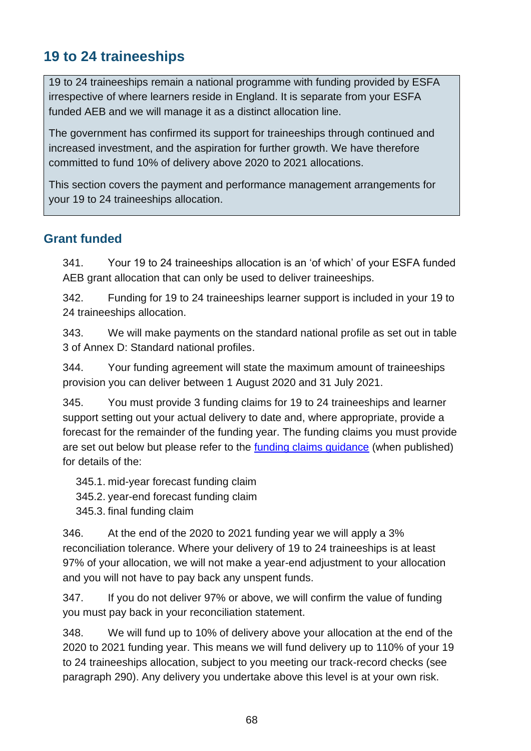## 19 to 24 traineeships

19 to 24 traineeships remain a national programme with funding provided by ESFA irrespective of where learners reside in England. It is separate from your ESFA funded AEB and we will manage it as a distinct allocation line.

The government has confirmed its support for traineeships through continued and increased investment, and the aspiration for further growth. We have therefore committed to fund 10% of delivery above 2020 to 2021 allocations.

This section covers the payment and performance management arrangements for your 19 to 24 traineeships allocation.

### Grant funded

341. Your 19 to 24 traineeships allocation is an 'of which' of your ESFA funded AEB grant allocation that can only be used to deliver traineeships.

342. Funding for 19 to 24 traineeships learner support is included in your 19 to 24 traineeships allocation.

343. We will make payments on the standard national profile as set out in table 3 of Annex D: Standard national profiles.

344. Your funding agreement will state the maximum amount of traineeships provision you can deliver between 1 August 2020 and 31 July 2021.

345. You must provide 3 funding claims for 19 to 24 traineeships and learner support setting out your actual delivery to date and, where appropriate, provide a forecast for the remainder of the funding year. The funding claims you must provide are set out below but please refer to the [funding claims guidance](#) (when published) for details of the:

345.1. mid-year forecast funding claim
345.2. year-end forecast funding claim
345.3. final funding claim

346. At the end of the 2020 to 2021 funding year we will apply a 3% reconciliation tolerance. Where your delivery of 19 to 24 traineeships is at least 97% of your allocation, we will not make a year-end adjustment to your allocation and you will not have to pay back any unspent funds.

347. If you do not deliver 97% or above, we will confirm the value of funding you must pay back in your reconciliation statement.

348. We will fund up to 10% of delivery above your allocation at the end of the 2020 to 2021 funding year. This means we will fund delivery up to 110% of your 19 to 24 traineeships allocation, subject to you meeting our track-record checks (see paragraph 290). Any delivery you undertake above this level is at your own risk.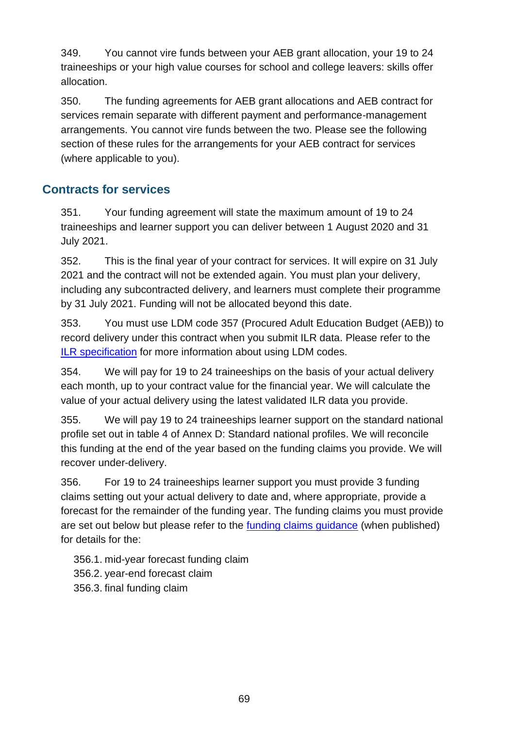349. You cannot vire funds between your AEB grant allocation, your 19 to 24 traineeships or your high value courses for school and college leavers: skills offer allocation.

350. The funding agreements for AEB grant allocations and AEB contract for services remain separate with different payment and performance-management arrangements. You cannot vire funds between the two. Please see the following section of these rules for the arrangements for your AEB contract for services (where applicable to you).

## Contracts for services

351. Your funding agreement will state the maximum amount of 19 to 24 traineeships and learner support you can deliver between 1 August 2020 and 31 July 2021.

352. This is the final year of your contract for services. It will expire on 31 July 2021 and the contract will not be extended again. You must plan your delivery, including any subcontracted delivery, and learners must complete their programme by 31 July 2021. Funding will not be allocated beyond this date.

353. You must use LDM code 357 (Procured Adult Education Budget (AEB)) to record delivery under this contract when you submit ILR data. Please refer to the [ILR specification](#) for more information about using LDM codes.

354. We will pay for 19 to 24 traineeships on the basis of your actual delivery each month, up to your contract value for the financial year. We will calculate the value of your actual delivery using the latest validated ILR data you provide.

355. We will pay 19 to 24 traineeships learner support on the standard national profile set out in table 4 of Annex D: Standard national profiles. We will reconcile this funding at the end of the year based on the funding claims you provide. We will recover under-delivery.

356. For 19 to 24 traineeships learner support you must provide 3 funding claims setting out your actual delivery to date and, where appropriate, provide a forecast for the remainder of the funding year. The funding claims you must provide are set out below but please refer to the [funding claims guidance](#) (when published) for details for the:

356.1. mid-year forecast funding claim
356.2. year-end forecast claim
356.3. final funding claim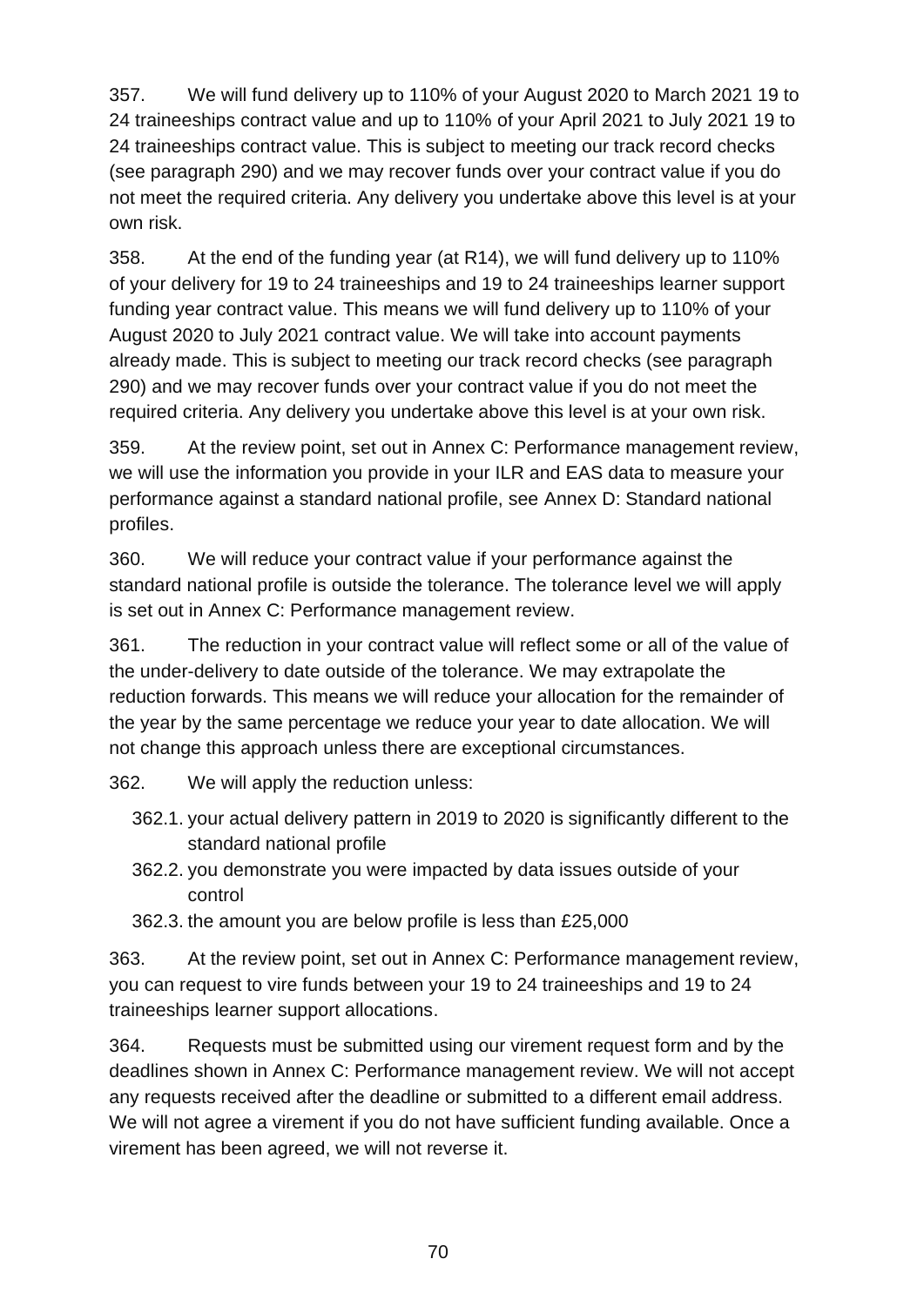357. We will fund delivery up to 110% of your August 2020 to March 2021 19 to 24 traineeships contract value and up to 110% of your April 2021 to July 2021 19 to 24 traineeships contract value. This is subject to meeting our track record checks (see paragraph 290) and we may recover funds over your contract value if you do not meet the required criteria. Any delivery you undertake above this level is at your own risk.

358. At the end of the funding year (at R14), we will fund delivery up to 110% of your delivery for 19 to 24 traineeships and 19 to 24 traineeships learner support funding year contract value. This means we will fund delivery up to 110% of your August 2020 to July 2021 contract value. We will take into account payments already made. This is subject to meeting our track record checks (see paragraph 290) and we may recover funds over your contract value if you do not meet the required criteria. Any delivery you undertake above this level is at your own risk.

359. At the review point, set out in Annex C: Performance management review, we will use the information you provide in your ILR and EAS data to measure your performance against a standard national profile, see Annex D: Standard national profiles.

360. We will reduce your contract value if your performance against the standard national profile is outside the tolerance. The tolerance level we will apply is set out in Annex C: Performance management review.

361. The reduction in your contract value will reflect some or all of the value of the under-delivery to date outside of the tolerance. We may extrapolate the reduction forwards. This means we will reduce your allocation for the remainder of the year by the same percentage we reduce your year to date allocation. We will not change this approach unless there are exceptional circumstances.

362. We will apply the reduction unless:

- 362.1. your actual delivery pattern in 2019 to 2020 is significantly different to the standard national profile
- 362.2. you demonstrate you were impacted by data issues outside of your control
- 362.3. the amount you are below profile is less than £25,000

363. At the review point, set out in Annex C: Performance management review, you can request to vire funds between your 19 to 24 traineeships and 19 to 24 traineeships learner support allocations.

364. Requests must be submitted using our virement request form and by the deadlines shown in Annex C: Performance management review. We will not accept any requests received after the deadline or submitted to a different email address. We will not agree a virement if you do not have sufficient funding available. Once a virement has been agreed, we will not reverse it.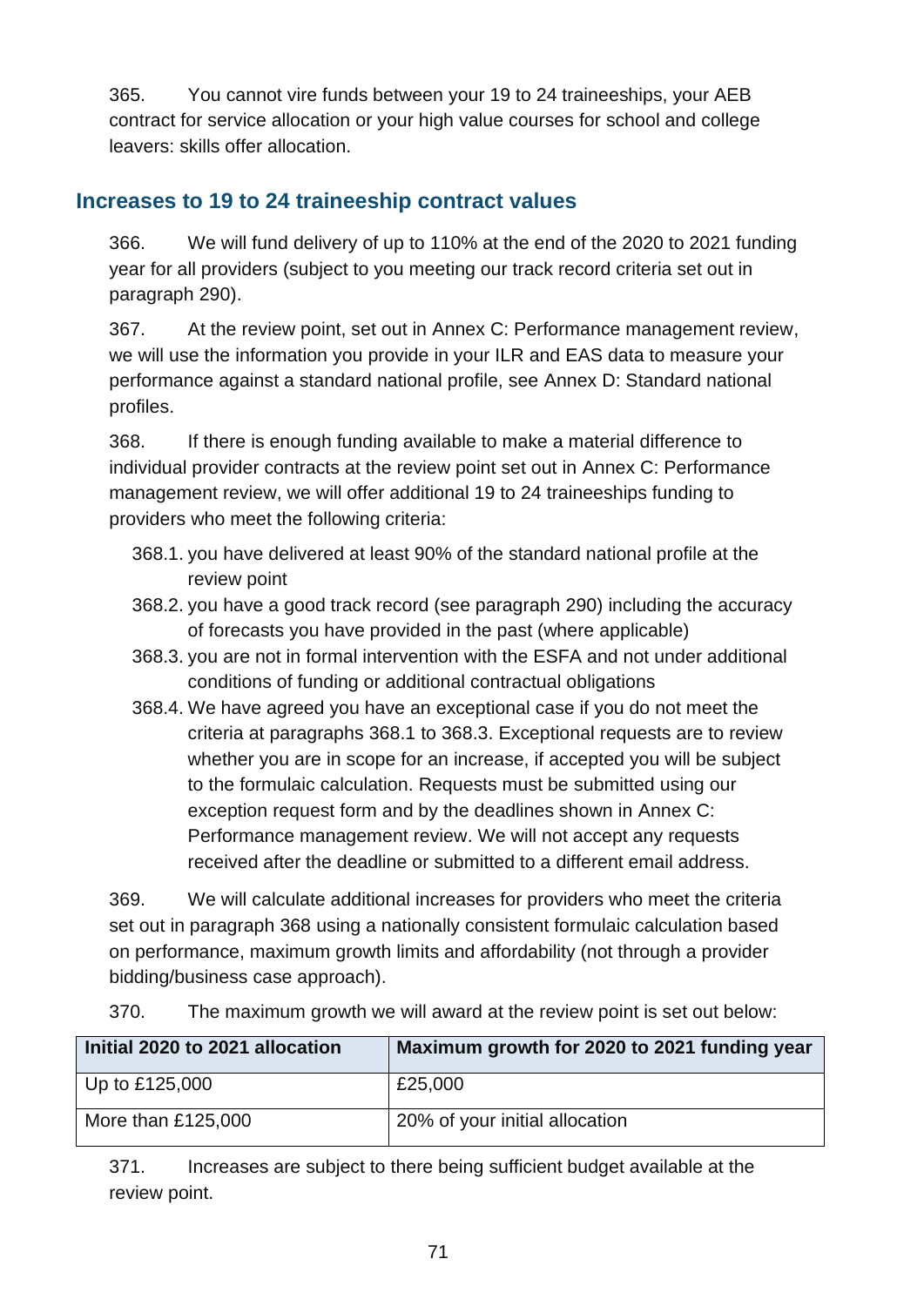365. You cannot vire funds between your 19 to 24 traineeships, your AEB contract for service allocation or your high value courses for school and college leavers: skills offer allocation.

## Increases to 19 to 24 traineeship contract values

366. We will fund delivery of up to 110% at the end of the 2020 to 2021 funding year for all providers (subject to you meeting our track record criteria set out in paragraph 290).

367. At the review point, set out in Annex C: Performance management review, we will use the information you provide in your ILR and EAS data to measure your performance against a standard national profile, see Annex D: Standard national profiles.

368. If there is enough funding available to make a material difference to individual provider contracts at the review point set out in Annex C: Performance management review, we will offer additional 19 to 24 traineeships funding to providers who meet the following criteria:

368.1. you have delivered at least 90% of the standard national profile at the review point

368.2. you have a good track record (see paragraph 290) including the accuracy of forecasts you have provided in the past (where applicable)

368.3. you are not in formal intervention with the ESFA and not under additional conditions of funding or additional contractual obligations

368.4. We have agreed you have an exceptional case if you do not meet the criteria at paragraphs 368.1 to 368.3. Exceptional requests are to review whether you are in scope for an increase, if accepted you will be subject to the formulaic calculation. Requests must be submitted using our exception request form and by the deadlines shown in Annex C: Performance management review. We will not accept any requests received after the deadline or submitted to a different email address.

369. We will calculate additional increases for providers who meet the criteria set out in paragraph 368 using a nationally consistent formulaic calculation based on performance, maximum growth limits and affordability (not through a provider bidding/business case approach).

370. The maximum growth we will award at the review point is set out below:

| Initial 2020 to 2021 allocation | Maximum growth for 2020 to 2021 funding year |
| --- | --- |
| Up to £125,000 | £25,000 |
| More than £125,000 | 20% of your initial allocation |

371. Increases are subject to there being sufficient budget available at the review point.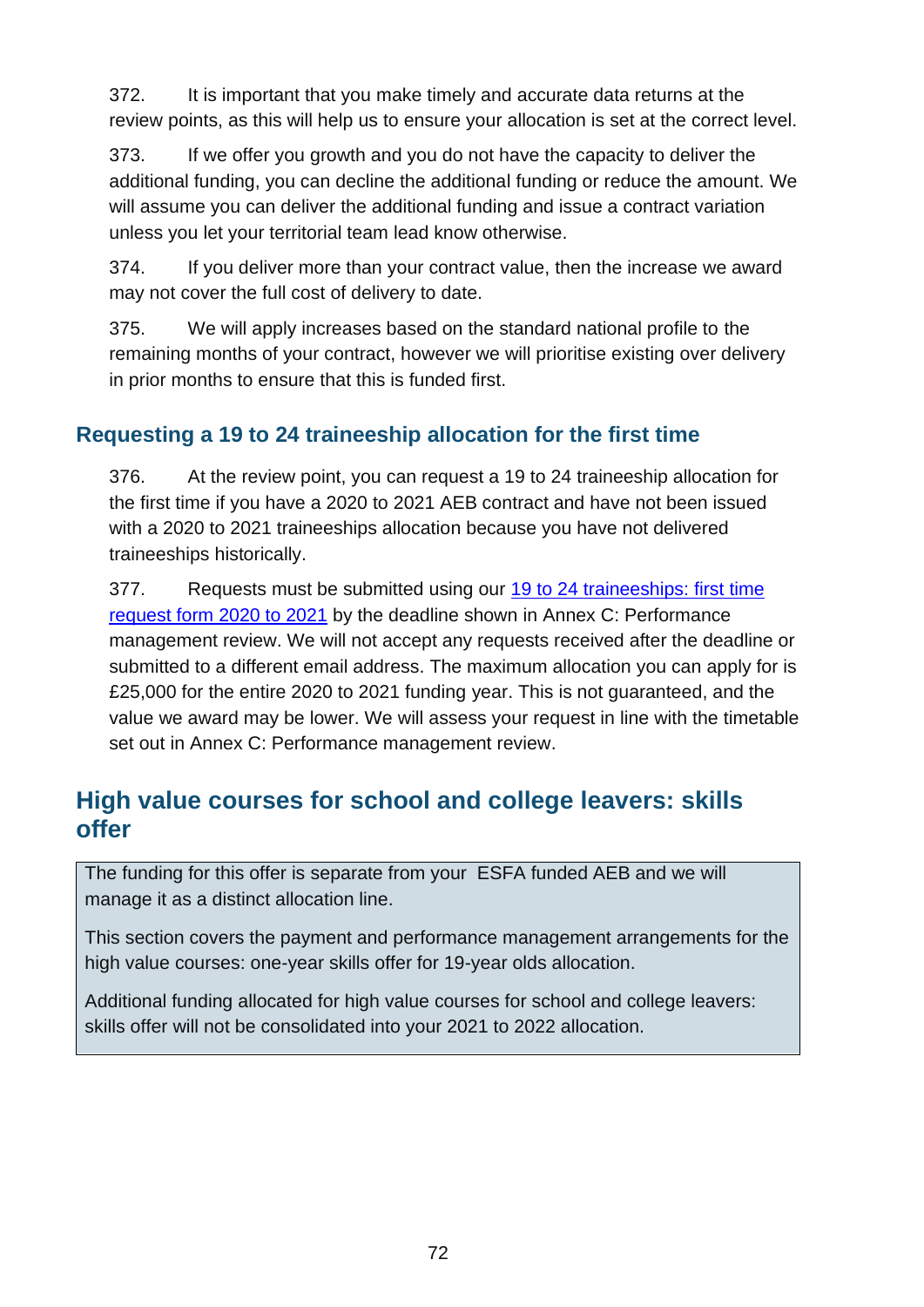372. It is important that you make timely and accurate data returns at the review points, as this will help us to ensure your allocation is set at the correct level.

373. If we offer you growth and you do not have the capacity to deliver the additional funding, you can decline the additional funding or reduce the amount. We will assume you can deliver the additional funding and issue a contract variation unless you let your territorial team lead know otherwise.

374. If you deliver more than your contract value, then the increase we award may not cover the full cost of delivery to date.

375. We will apply increases based on the standard national profile to the remaining months of your contract, however we will prioritise existing over delivery in prior months to ensure that this is funded first.

### Requesting a 19 to 24 traineeship allocation for the first time

376. At the review point, you can request a 19 to 24 traineeship allocation for the first time if you have a 2020 to 2021 AEB contract and have not been issued with a 2020 to 2021 traineeships allocation because you have not delivered traineeships historically.

377. Requests must be submitted using our [19 to 24 traineeships: first time request form 2020 to 2021]() by the deadline shown in Annex C: Performance management review. We will not accept any requests received after the deadline or submitted to a different email address. The maximum allocation you can apply for is £25,000 for the entire 2020 to 2021 funding year. This is not guaranteed, and the value we award may be lower. We will assess your request in line with the timetable set out in Annex C: Performance management review.

## High value courses for school and college leavers: skills offer

> The funding for this offer is separate from your ESFA funded AEB and we will manage it as a distinct allocation line.
>
> This section covers the payment and performance management arrangements for the high value courses: one-year skills offer for 19-year olds allocation.
>
> Additional funding allocated for high value courses for school and college leavers: skills offer will not be consolidated into your 2021 to 2022 allocation.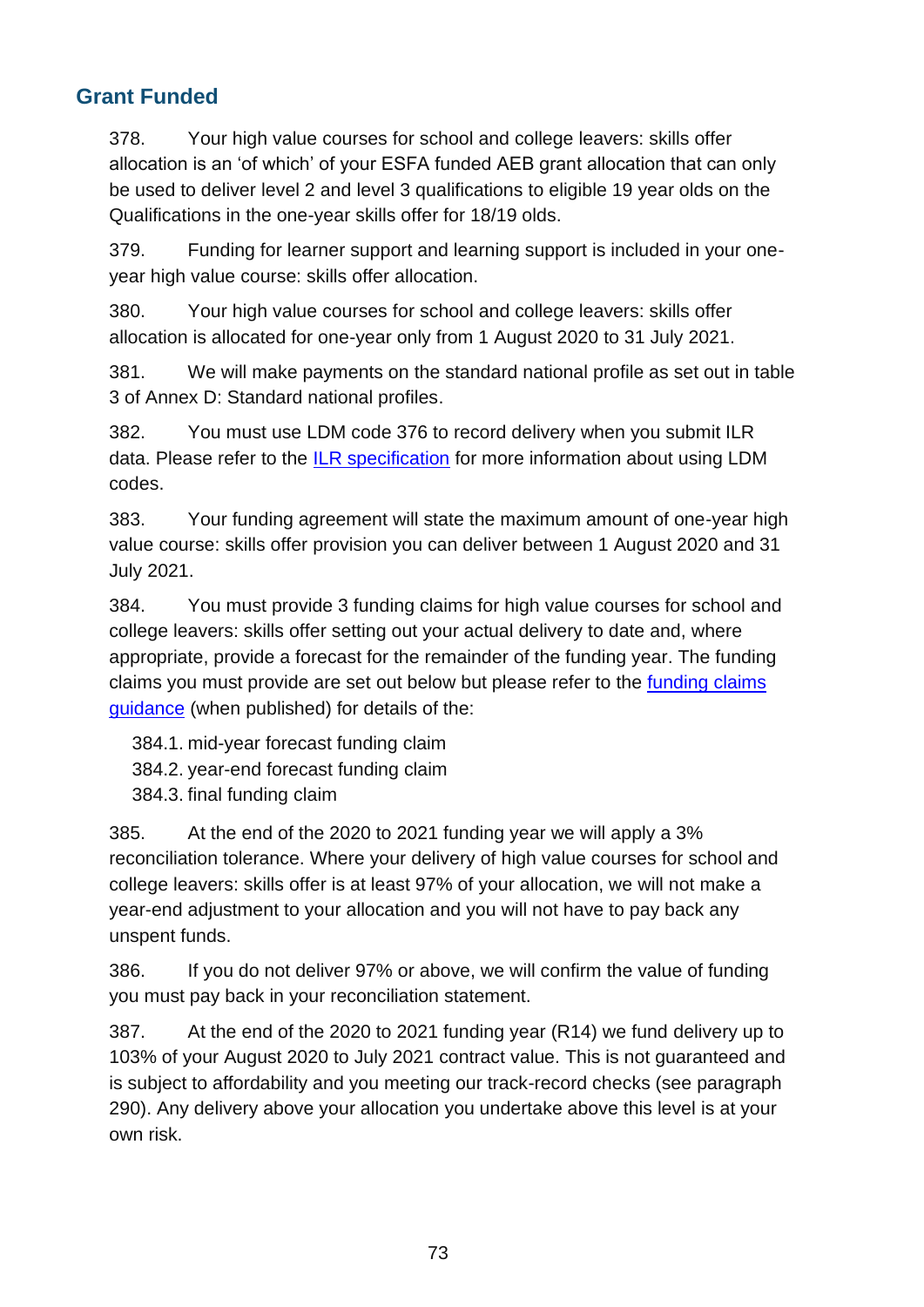## Grant Funded

378. Your high value courses for school and college leavers: skills offer allocation is an 'of which' of your ESFA funded AEB grant allocation that can only be used to deliver level 2 and level 3 qualifications to eligible 19 year olds on the Qualifications in the one-year skills offer for 18/19 olds.

379. Funding for learner support and learning support is included in your one-year high value course: skills offer allocation.

380. Your high value courses for school and college leavers: skills offer allocation is allocated for one-year only from 1 August 2020 to 31 July 2021.

381. We will make payments on the standard national profile as set out in table 3 of Annex D: Standard national profiles.

382. You must use LDM code 376 to record delivery when you submit ILR data. Please refer to the [ILR specification]() for more information about using LDM codes.

383. Your funding agreement will state the maximum amount of one-year high value course: skills offer provision you can deliver between 1 August 2020 and 31 July 2021.

384. You must provide 3 funding claims for high value courses for school and college leavers: skills offer setting out your actual delivery to date and, where appropriate, provide a forecast for the remainder of the funding year. The funding claims you must provide are set out below but please refer to the [funding claims guidance]() (when published) for details of the:

384.1. mid-year forecast funding claim
384.2. year-end forecast funding claim
384.3. final funding claim

385. At the end of the 2020 to 2021 funding year we will apply a 3% reconciliation tolerance. Where your delivery of high value courses for school and college leavers: skills offer is at least 97% of your allocation, we will not make a year-end adjustment to your allocation and you will not have to pay back any unspent funds.

386. If you do not deliver 97% or above, we will confirm the value of funding you must pay back in your reconciliation statement.

387. At the end of the 2020 to 2021 funding year (R14) we fund delivery up to 103% of your August 2020 to July 2021 contract value. This is not guaranteed and is subject to affordability and you meeting our track-record checks (see paragraph 290). Any delivery above your allocation you undertake above this level is at your own risk.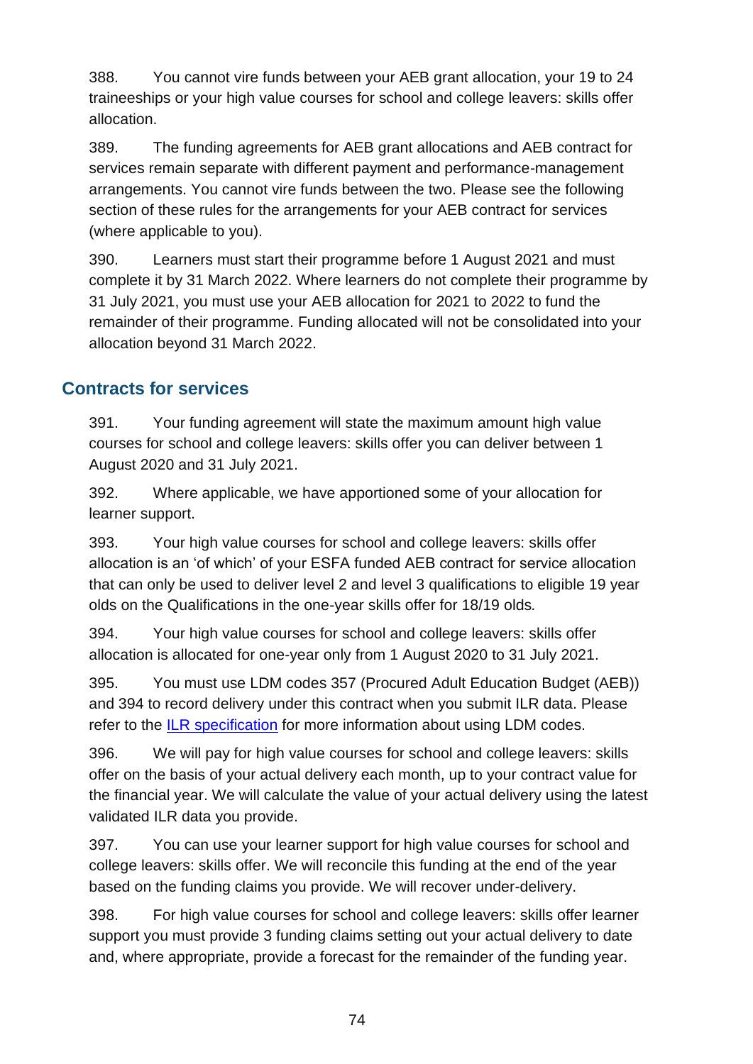388. You cannot vire funds between your AEB grant allocation, your 19 to 24 traineeships or your high value courses for school and college leavers: skills offer allocation.

389. The funding agreements for AEB grant allocations and AEB contract for services remain separate with different payment and performance-management arrangements. You cannot vire funds between the two. Please see the following section of these rules for the arrangements for your AEB contract for services (where applicable to you).

390. Learners must start their programme before 1 August 2021 and must complete it by 31 March 2022. Where learners do not complete their programme by 31 July 2021, you must use your AEB allocation for 2021 to 2022 to fund the remainder of their programme. Funding allocated will not be consolidated into your allocation beyond 31 March 2022.

## Contracts for services

391. Your funding agreement will state the maximum amount high value courses for school and college leavers: skills offer you can deliver between 1 August 2020 and 31 July 2021.

392. Where applicable, we have apportioned some of your allocation for learner support.

393. Your high value courses for school and college leavers: skills offer allocation is an 'of which' of your ESFA funded AEB contract for service allocation that can only be used to deliver level 2 and level 3 qualifications to eligible 19 year olds on the Qualifications in the one-year skills offer for 18/19 olds*.*

394. Your high value courses for school and college leavers: skills offer allocation is allocated for one-year only from 1 August 2020 to 31 July 2021.

395. You must use LDM codes 357 (Procured Adult Education Budget (AEB)) and 394 to record delivery under this contract when you submit ILR data. Please refer to the [ILR specification] for more information about using LDM codes.

396. We will pay for high value courses for school and college leavers: skills offer on the basis of your actual delivery each month, up to your contract value for the financial year. We will calculate the value of your actual delivery using the latest validated ILR data you provide.

397. You can use your learner support for high value courses for school and college leavers: skills offer. We will reconcile this funding at the end of the year based on the funding claims you provide. We will recover under-delivery.

398. For high value courses for school and college leavers: skills offer learner support you must provide 3 funding claims setting out your actual delivery to date and, where appropriate, provide a forecast for the remainder of the funding year.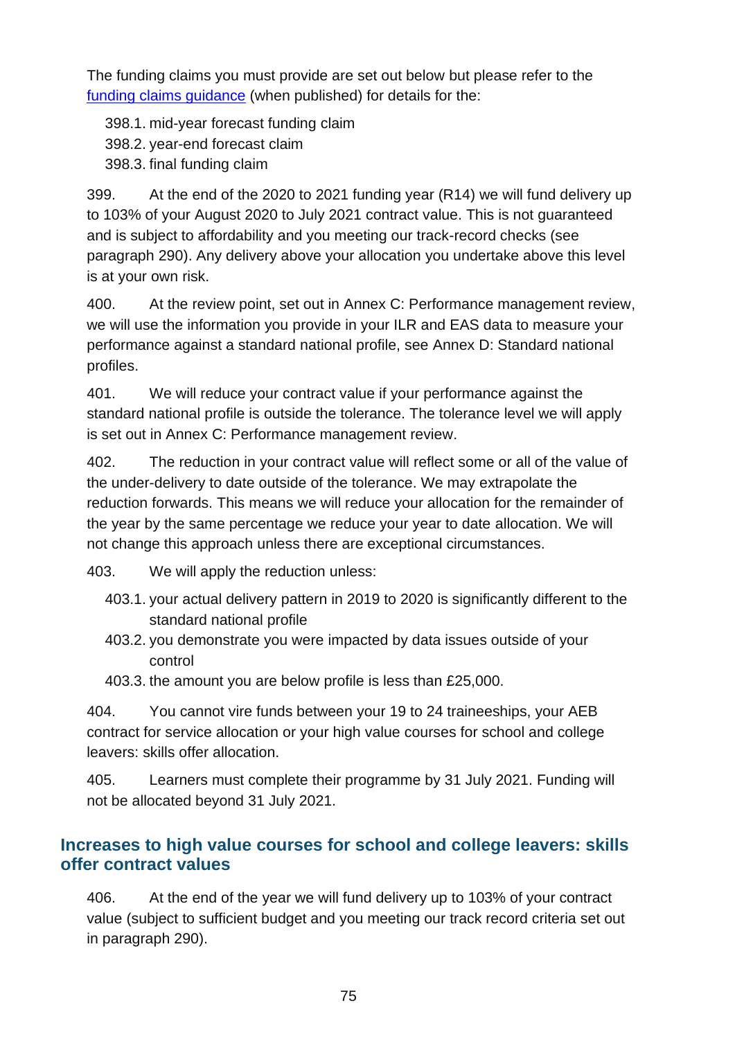The funding claims you must provide are set out below but please refer to the [funding claims guidance](funding claims guidance) (when published) for details for the:

398.1. mid-year forecast funding claim
398.2. year-end forecast claim
398.3. final funding claim

399. At the end of the 2020 to 2021 funding year (R14) we will fund delivery up to 103% of your August 2020 to July 2021 contract value. This is not guaranteed and is subject to affordability and you meeting our track-record checks (see paragraph 290). Any delivery above your allocation you undertake above this level is at your own risk.

400. At the review point, set out in Annex C: Performance management review, we will use the information you provide in your ILR and EAS data to measure your performance against a standard national profile, see Annex D: Standard national profiles.

401. We will reduce your contract value if your performance against the standard national profile is outside the tolerance. The tolerance level we will apply is set out in Annex C: Performance management review.

402. The reduction in your contract value will reflect some or all of the value of the under-delivery to date outside of the tolerance. We may extrapolate the reduction forwards. This means we will reduce your allocation for the remainder of the year by the same percentage we reduce your year to date allocation. We will not change this approach unless there are exceptional circumstances.

403. We will apply the reduction unless:

403.1. your actual delivery pattern in 2019 to 2020 is significantly different to the standard national profile
403.2. you demonstrate you were impacted by data issues outside of your control
403.3. the amount you are below profile is less than £25,000.

404. You cannot vire funds between your 19 to 24 traineeships, your AEB contract for service allocation or your high value courses for school and college leavers: skills offer allocation.

405. Learners must complete their programme by 31 July 2021. Funding will not be allocated beyond 31 July 2021.

## Increases to high value courses for school and college leavers: skills offer contract values

406. At the end of the year we will fund delivery up to 103% of your contract value (subject to sufficient budget and you meeting our track record criteria set out in paragraph 290).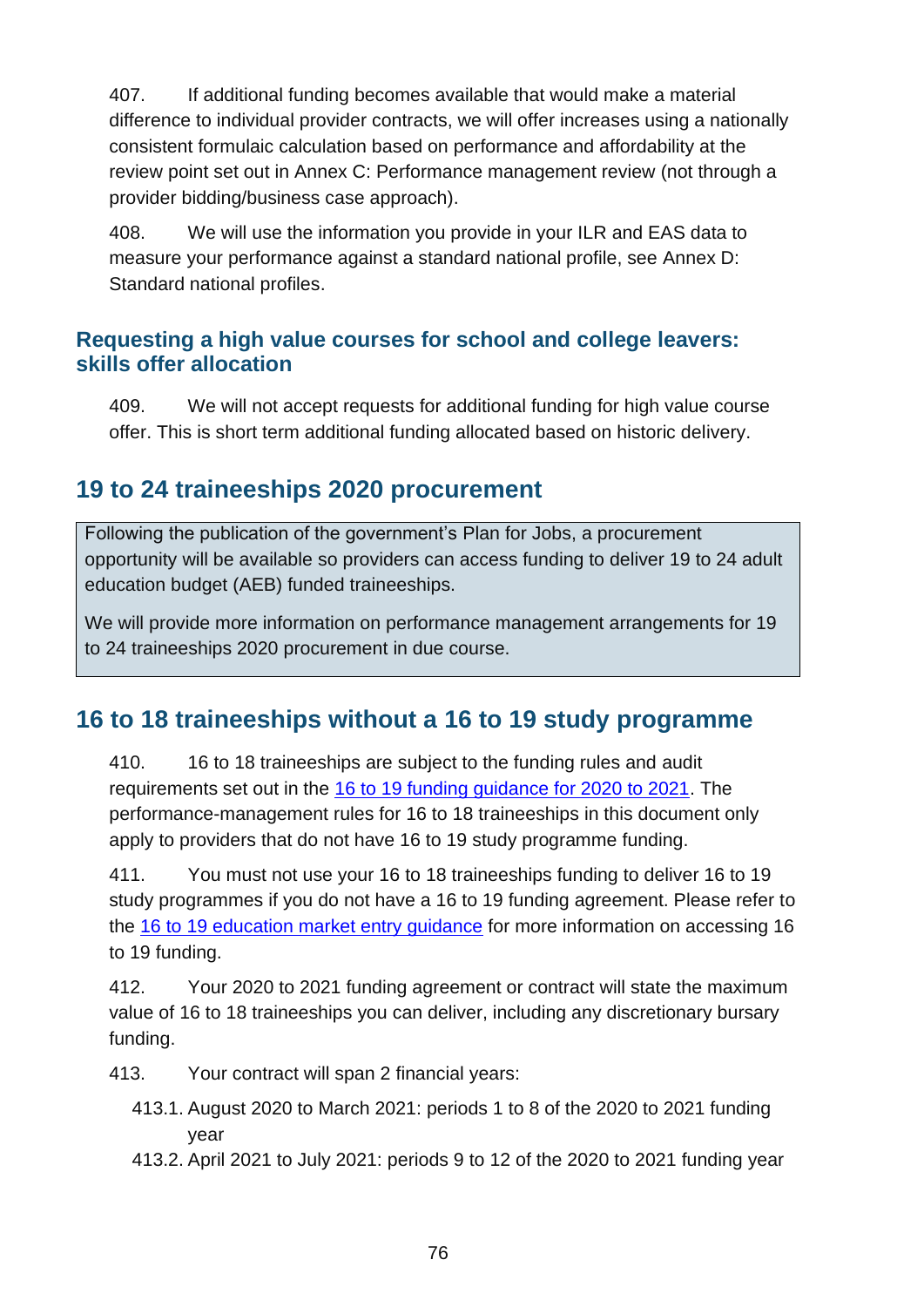407. If additional funding becomes available that would make a material difference to individual provider contracts, we will offer increases using a nationally consistent formulaic calculation based on performance and affordability at the review point set out in Annex C: Performance management review (not through a provider bidding/business case approach).

408. We will use the information you provide in your ILR and EAS data to measure your performance against a standard national profile, see Annex D: Standard national profiles.

### Requesting a high value courses for school and college leavers: skills offer allocation

409. We will not accept requests for additional funding for high value course offer. This is short term additional funding allocated based on historic delivery.

## 19 to 24 traineeships 2020 procurement

> Following the publication of the government's Plan for Jobs, a procurement opportunity will be available so providers can access funding to deliver 19 to 24 adult education budget (AEB) funded traineeships.
>
> We will provide more information on performance management arrangements for 19 to 24 traineeships 2020 procurement in due course.

## 16 to 18 traineeships without a 16 to 19 study programme

410. 16 to 18 traineeships are subject to the funding rules and audit requirements set out in the [16 to 19 funding guidance for 2020 to 2021](). The performance-management rules for 16 to 18 traineeships in this document only apply to providers that do not have 16 to 19 study programme funding.

411. You must not use your 16 to 18 traineeships funding to deliver 16 to 19 study programmes if you do not have a 16 to 19 funding agreement. Please refer to the [16 to 19 education market entry guidance]() for more information on accessing 16 to 19 funding.

412. Your 2020 to 2021 funding agreement or contract will state the maximum value of 16 to 18 traineeships you can deliver, including any discretionary bursary funding.

413. Your contract will span 2 financial years:

413.1. August 2020 to March 2021: periods 1 to 8 of the 2020 to 2021 funding year

413.2. April 2021 to July 2021: periods 9 to 12 of the 2020 to 2021 funding year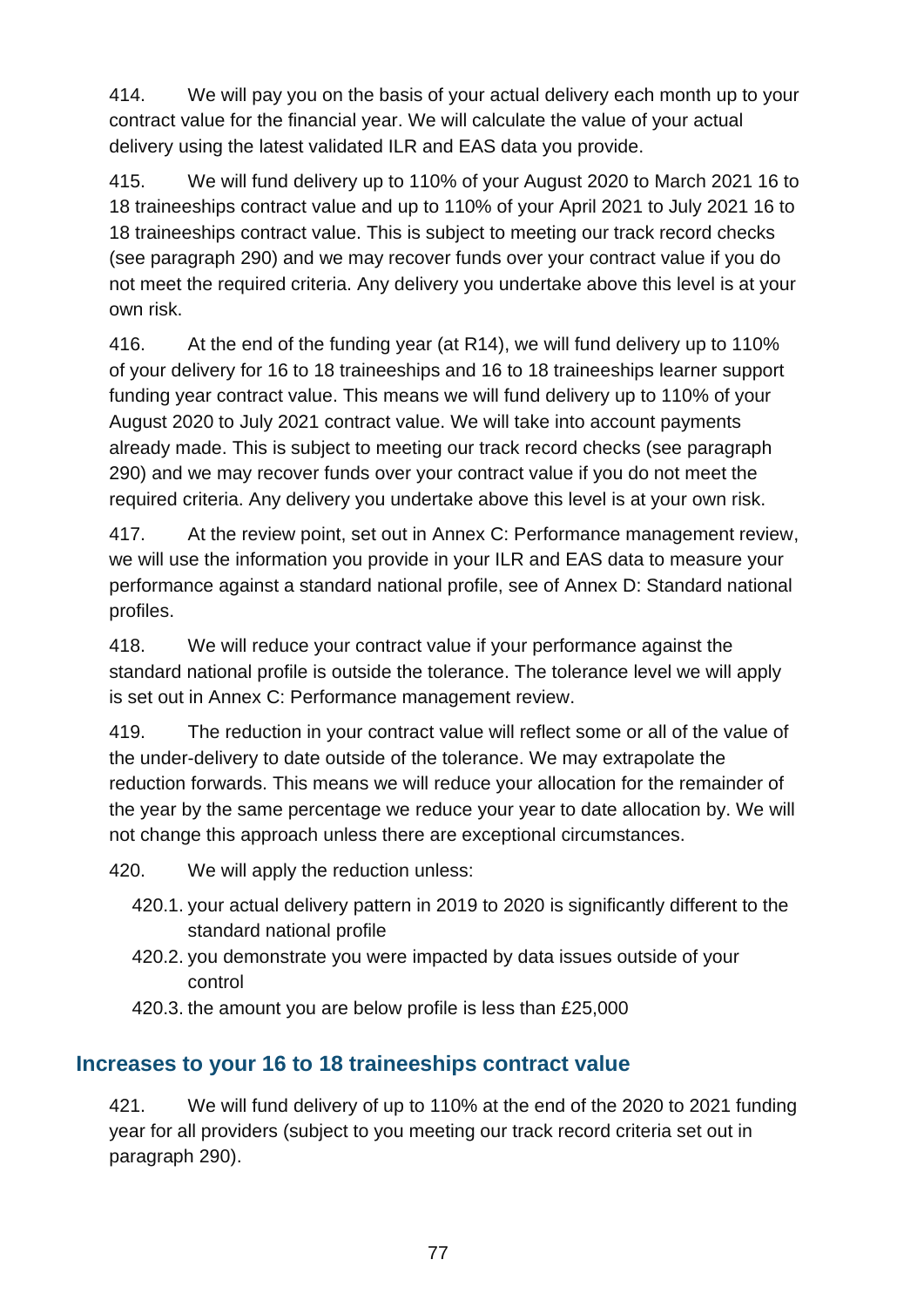414. We will pay you on the basis of your actual delivery each month up to your contract value for the financial year. We will calculate the value of your actual delivery using the latest validated ILR and EAS data you provide.

415. We will fund delivery up to 110% of your August 2020 to March 2021 16 to 18 traineeships contract value and up to 110% of your April 2021 to July 2021 16 to 18 traineeships contract value. This is subject to meeting our track record checks (see paragraph 290) and we may recover funds over your contract value if you do not meet the required criteria. Any delivery you undertake above this level is at your own risk.

416. At the end of the funding year (at R14), we will fund delivery up to 110% of your delivery for 16 to 18 traineeships and 16 to 18 traineeships learner support funding year contract value. This means we will fund delivery up to 110% of your August 2020 to July 2021 contract value. We will take into account payments already made. This is subject to meeting our track record checks (see paragraph 290) and we may recover funds over your contract value if you do not meet the required criteria. Any delivery you undertake above this level is at your own risk.

417. At the review point, set out in Annex C: Performance management review, we will use the information you provide in your ILR and EAS data to measure your performance against a standard national profile, see of Annex D: Standard national profiles.

418. We will reduce your contract value if your performance against the standard national profile is outside the tolerance. The tolerance level we will apply is set out in Annex C: Performance management review.

419. The reduction in your contract value will reflect some or all of the value of the under-delivery to date outside of the tolerance. We may extrapolate the reduction forwards. This means we will reduce your allocation for the remainder of the year by the same percentage we reduce your year to date allocation by. We will not change this approach unless there are exceptional circumstances.

420. We will apply the reduction unless:

- 420.1. your actual delivery pattern in 2019 to 2020 is significantly different to the standard national profile
- 420.2. you demonstrate you were impacted by data issues outside of your control
- 420.3. the amount you are below profile is less than £25,000

## Increases to your 16 to 18 traineeships contract value

421. We will fund delivery of up to 110% at the end of the 2020 to 2021 funding year for all providers (subject to you meeting our track record criteria set out in paragraph 290).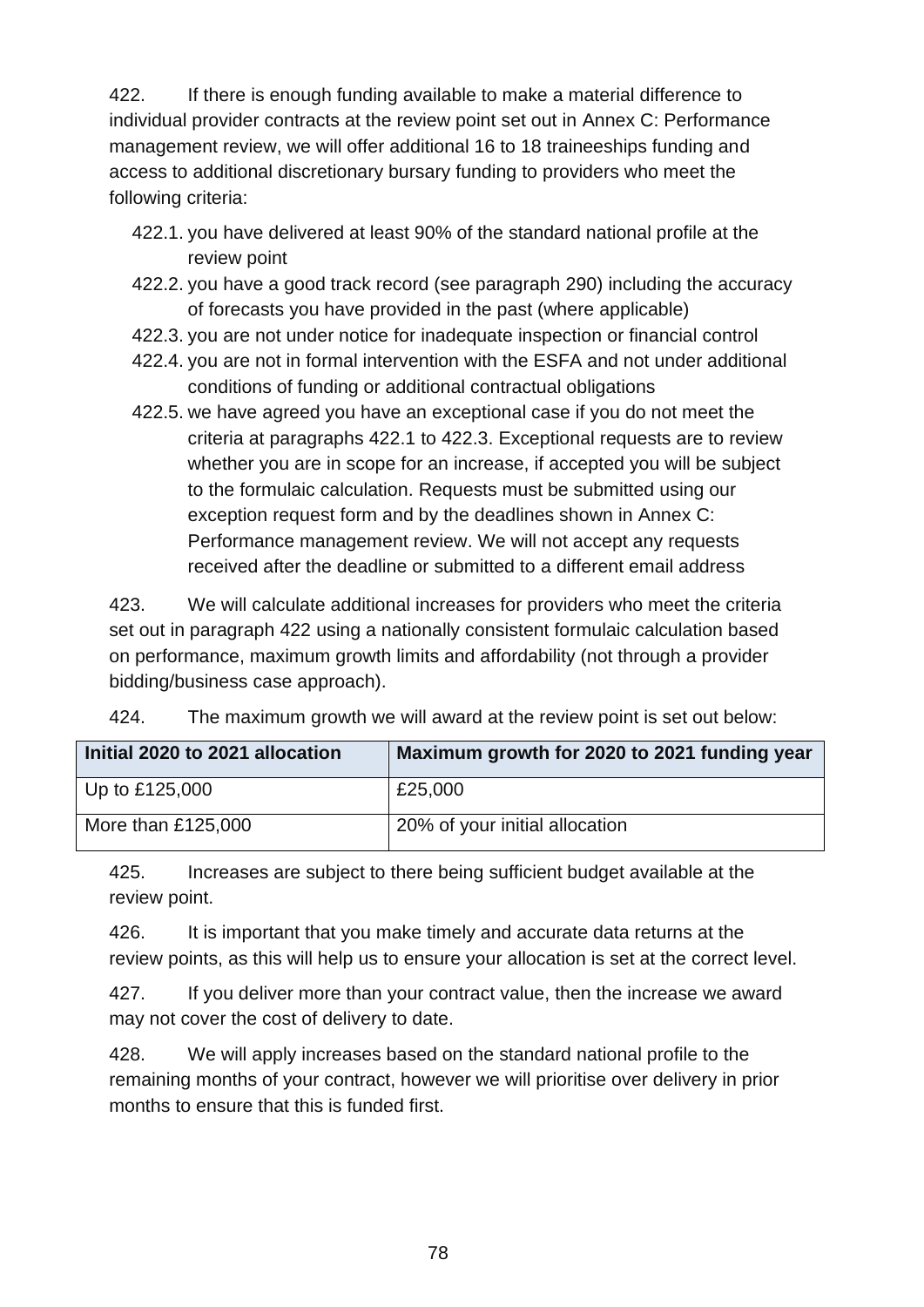422. If there is enough funding available to make a material difference to individual provider contracts at the review point set out in Annex C: Performance management review, we will offer additional 16 to 18 traineeships funding and access to additional discretionary bursary funding to providers who meet the following criteria:

- 422.1. you have delivered at least 90% of the standard national profile at the review point
- 422.2. you have a good track record (see paragraph 290) including the accuracy of forecasts you have provided in the past (where applicable)
- 422.3. you are not under notice for inadequate inspection or financial control
- 422.4. you are not in formal intervention with the ESFA and not under additional conditions of funding or additional contractual obligations
- 422.5. we have agreed you have an exceptional case if you do not meet the criteria at paragraphs 422.1 to 422.3. Exceptional requests are to review whether you are in scope for an increase, if accepted you will be subject to the formulaic calculation. Requests must be submitted using our exception request form and by the deadlines shown in Annex C: Performance management review. We will not accept any requests received after the deadline or submitted to a different email address

423. We will calculate additional increases for providers who meet the criteria set out in paragraph 422 using a nationally consistent formulaic calculation based on performance, maximum growth limits and affordability (not through a provider bidding/business case approach).

424. The maximum growth we will award at the review point is set out below:

| Initial 2020 to 2021 allocation | Maximum growth for 2020 to 2021 funding year |
| --- | --- |
| Up to £125,000 | £25,000 |
| More than £125,000 | 20% of your initial allocation |

425. Increases are subject to there being sufficient budget available at the review point.

426. It is important that you make timely and accurate data returns at the review points, as this will help us to ensure your allocation is set at the correct level.

427. If you deliver more than your contract value, then the increase we award may not cover the cost of delivery to date.

428. We will apply increases based on the standard national profile to the remaining months of your contract, however we will prioritise over delivery in prior months to ensure that this is funded first.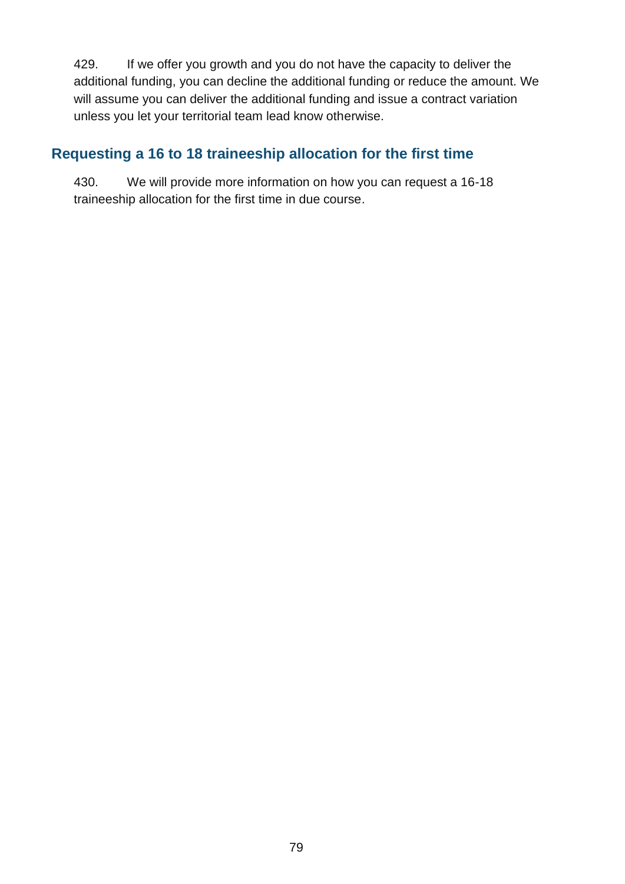429. If we offer you growth and you do not have the capacity to deliver the additional funding, you can decline the additional funding or reduce the amount. We will assume you can deliver the additional funding and issue a contract variation unless you let your territorial team lead know otherwise.

## Requesting a 16 to 18 traineeship allocation for the first time

430. We will provide more information on how you can request a 16-18 traineeship allocation for the first time in due course.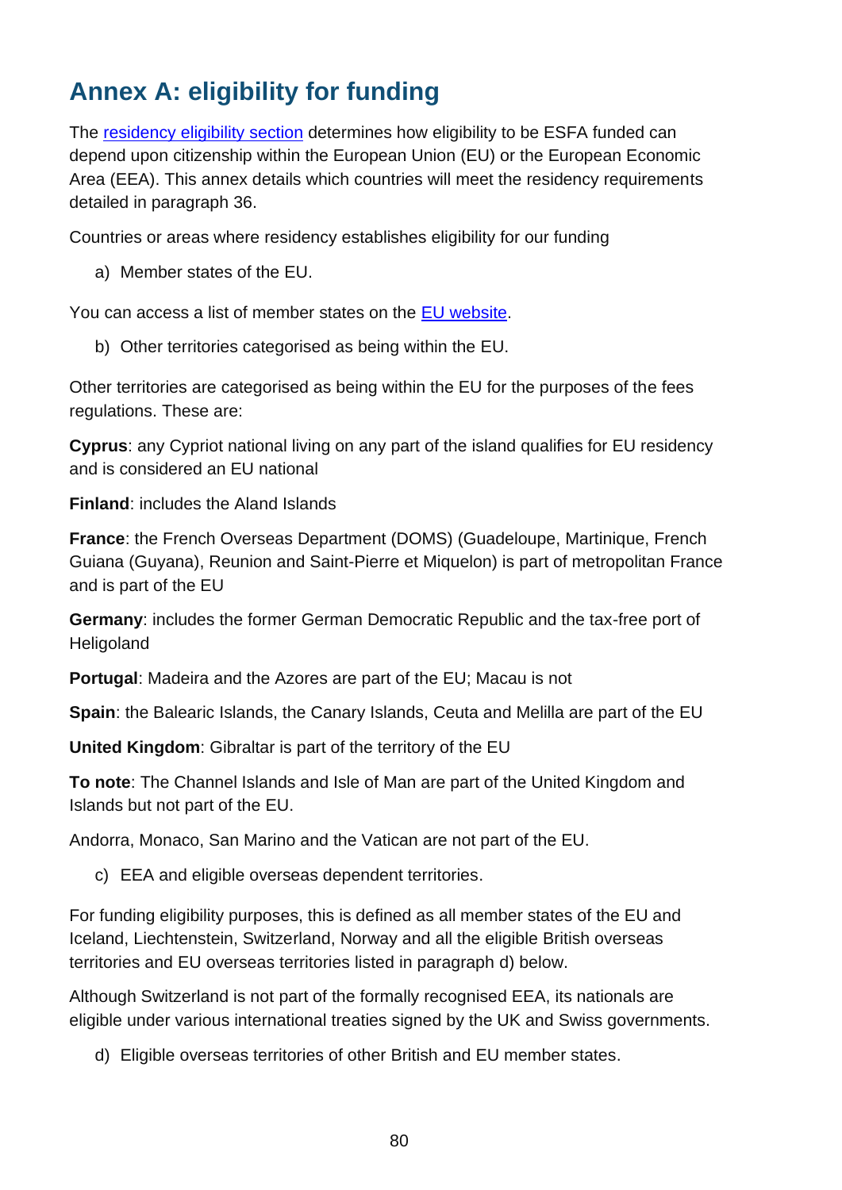## Annex A: eligibility for funding

The [residency eligibility section](#) determines how eligibility to be ESFA funded can depend upon citizenship within the European Union (EU) or the European Economic Area (EEA). This annex details which countries will meet the residency requirements detailed in paragraph 36.

Countries or areas where residency establishes eligibility for our funding

a) Member states of the EU.

You can access a list of member states on the [EU website](#).

b) Other territories categorised as being within the EU.

Other territories are categorised as being within the EU for the purposes of the fees regulations. These are:

**Cyprus**: any Cypriot national living on any part of the island qualifies for EU residency and is considered an EU national

**Finland**: includes the Aland Islands

**France**: the French Overseas Department (DOMS) (Guadeloupe, Martinique, French Guiana (Guyana), Reunion and Saint-Pierre et Miquelon) is part of metropolitan France and is part of the EU

**Germany**: includes the former German Democratic Republic and the tax-free port of Heligoland

**Portugal**: Madeira and the Azores are part of the EU; Macau is not

**Spain**: the Balearic Islands, the Canary Islands, Ceuta and Melilla are part of the EU

**United Kingdom**: Gibraltar is part of the territory of the EU

**To note**: The Channel Islands and Isle of Man are part of the United Kingdom and Islands but not part of the EU.

Andorra, Monaco, San Marino and the Vatican are not part of the EU.

c) EEA and eligible overseas dependent territories.

For funding eligibility purposes, this is defined as all member states of the EU and Iceland, Liechtenstein, Switzerland, Norway and all the eligible British overseas territories and EU overseas territories listed in paragraph d) below.

Although Switzerland is not part of the formally recognised EEA, its nationals are eligible under various international treaties signed by the UK and Swiss governments.

d) Eligible overseas territories of other British and EU member states.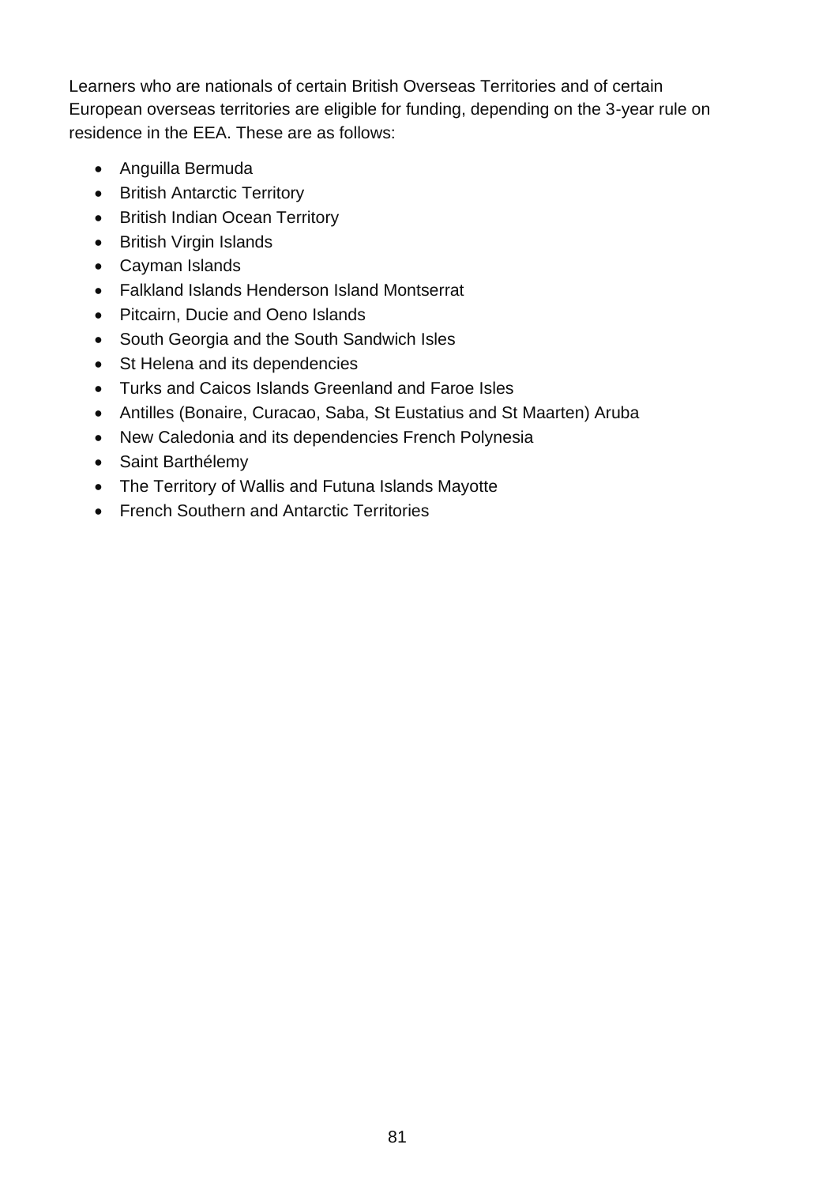Learners who are nationals of certain British Overseas Territories and of certain European overseas territories are eligible for funding, depending on the 3-year rule on residence in the EEA. These are as follows:

- Anguilla Bermuda
- British Antarctic Territory
- British Indian Ocean Territory
- British Virgin Islands
- Cayman Islands
- Falkland Islands Henderson Island Montserrat
- Pitcairn, Ducie and Oeno Islands
- South Georgia and the South Sandwich Isles
- St Helena and its dependencies
- Turks and Caicos Islands Greenland and Faroe Isles
- Antilles (Bonaire, Curacao, Saba, St Eustatius and St Maarten) Aruba
- New Caledonia and its dependencies French Polynesia
- Saint Barthélemy
- The Territory of Wallis and Futuna Islands Mayotte
- French Southern and Antarctic Territories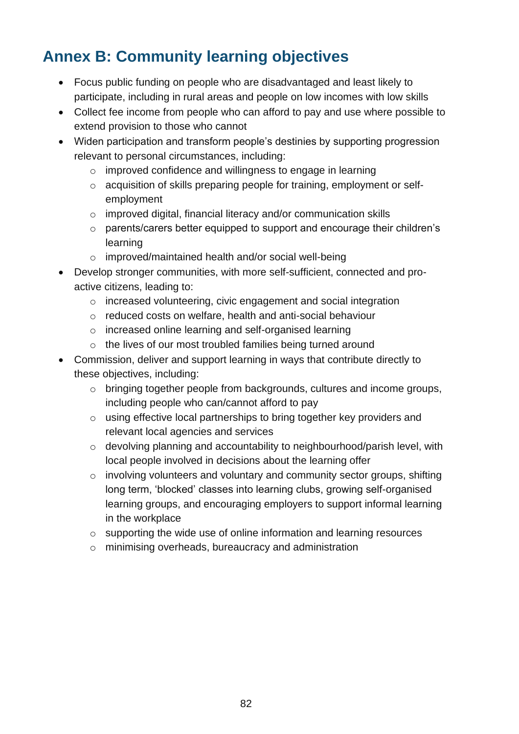## Annex B: Community learning objectives

- Focus public funding on people who are disadvantaged and least likely to participate, including in rural areas and people on low incomes with low skills
- Collect fee income from people who can afford to pay and use where possible to extend provision to those who cannot
- Widen participation and transform people's destinies by supporting progression relevant to personal circumstances, including:
  - improved confidence and willingness to engage in learning
  - acquisition of skills preparing people for training, employment or self-employment
  - improved digital, financial literacy and/or communication skills
  - parents/carers better equipped to support and encourage their children's learning
  - improved/maintained health and/or social well-being
- Develop stronger communities, with more self-sufficient, connected and pro-active citizens, leading to:
  - increased volunteering, civic engagement and social integration
  - reduced costs on welfare, health and anti-social behaviour
  - increased online learning and self-organised learning
  - the lives of our most troubled families being turned around
- Commission, deliver and support learning in ways that contribute directly to these objectives, including:
  - bringing together people from backgrounds, cultures and income groups, including people who can/cannot afford to pay
  - using effective local partnerships to bring together key providers and relevant local agencies and services
  - devolving planning and accountability to neighbourhood/parish level, with local people involved in decisions about the learning offer
  - involving volunteers and voluntary and community sector groups, shifting long term, 'blocked' classes into learning clubs, growing self-organised learning groups, and encouraging employers to support informal learning in the workplace
  - supporting the wide use of online information and learning resources
  - minimising overheads, bureaucracy and administration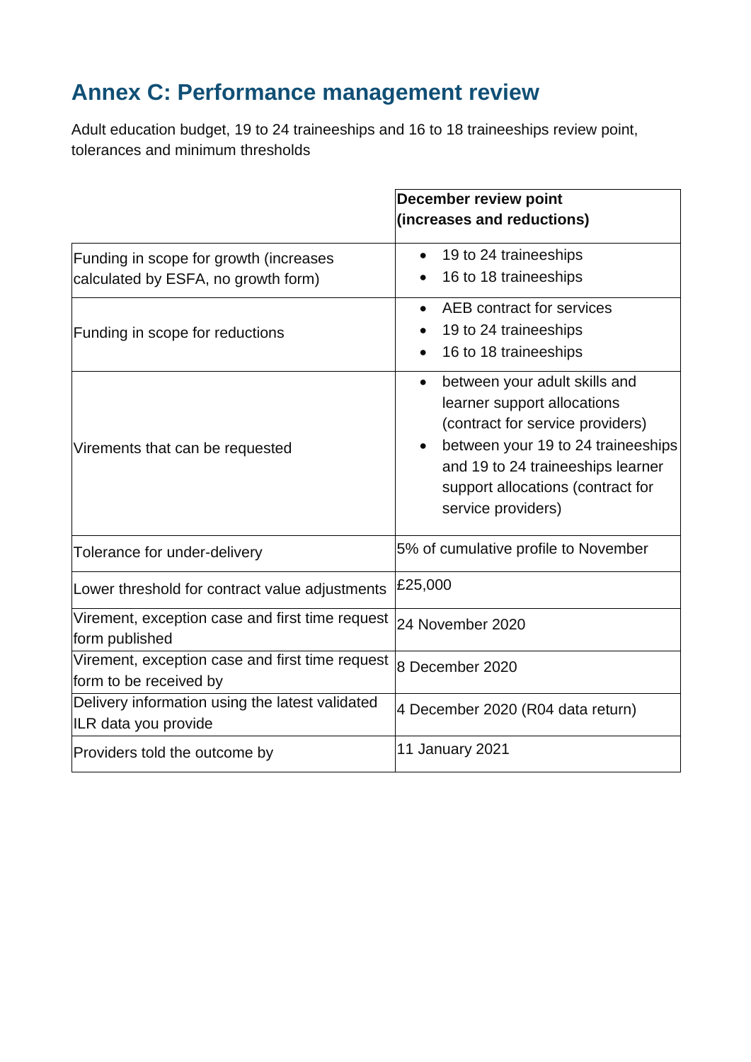# Annex C: Performance management review

Adult education budget, 19 to 24 traineeships and 16 to 18 traineeships review point, tolerances and minimum thresholds

| | **December review point (increases and reductions)** |
|---|---|
| Funding in scope for growth (increases calculated by ESFA, no growth form) | • 19 to 24 traineeships<br>• 16 to 18 traineeships |
| Funding in scope for reductions | • AEB contract for services<br>• 19 to 24 traineeships<br>• 16 to 18 traineeships |
| Virements that can be requested | • between your adult skills and learner support allocations (contract for service providers)<br>• between your 19 to 24 traineeships and 19 to 24 traineeships learner support allocations (contract for service providers) |
| Tolerance for under-delivery | 5% of cumulative profile to November |
| Lower threshold for contract value adjustments | £25,000 |
| Virement, exception case and first time request form published | 24 November 2020 |
| Virement, exception case and first time request form to be received by | 8 December 2020 |
| Delivery information using the latest validated ILR data you provide | 4 December 2020 (R04 data return) |
| Providers told the outcome by | 11 January 2021 |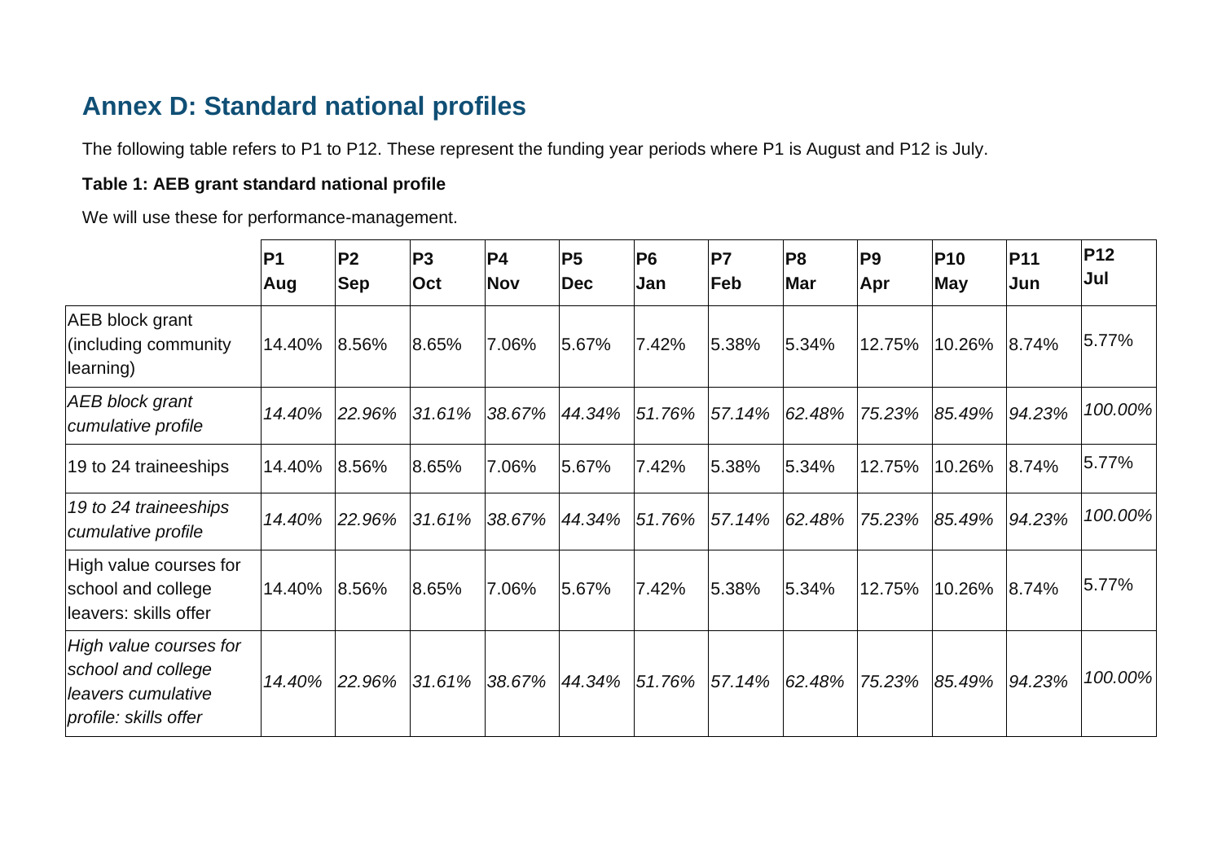## Annex D: Standard national profiles

The following table refers to P1 to P12. These represent the funding year periods where P1 is August and P12 is July.

**Table 1: AEB grant standard national profile**

We will use these for performance-management.

| | P1 Aug | P2 Sep | P3 Oct | P4 Nov | P5 Dec | P6 Jan | P7 Feb | P8 Mar | P9 Apr | P10 May | P11 Jun | P12 Jul |
|---|---|---|---|---|---|---|---|---|---|---|---|---|
| AEB block grant (including community learning) | 14.40% | 8.56% | 8.65% | 7.06% | 5.67% | 7.42% | 5.38% | 5.34% | 12.75% | 10.26% | 8.74% | 5.77% |
| *AEB block grant cumulative profile* | *14.40%* | *22.96%* | *31.61%* | *38.67%* | *44.34%* | *51.76%* | *57.14%* | *62.48%* | *75.23%* | *85.49%* | *94.23%* | *100.00%* |
| 19 to 24 traineeships | 14.40% | 8.56% | 8.65% | 7.06% | 5.67% | 7.42% | 5.38% | 5.34% | 12.75% | 10.26% | 8.74% | 5.77% |
| *19 to 24 traineeships cumulative profile* | *14.40%* | *22.96%* | *31.61%* | *38.67%* | *44.34%* | *51.76%* | *57.14%* | *62.48%* | *75.23%* | *85.49%* | *94.23%* | *100.00%* |
| High value courses for school and college leavers: skills offer | 14.40% | 8.56% | 8.65% | 7.06% | 5.67% | 7.42% | 5.38% | 5.34% | 12.75% | 10.26% | 8.74% | 5.77% |
| *High value courses for school and college leavers cumulative profile: skills offer* | *14.40%* | *22.96%* | *31.61%* | *38.67%* | *44.34%* | *51.76%* | *57.14%* | *62.48%* | *75.23%* | *85.49%* | *94.23%* | *100.00%* |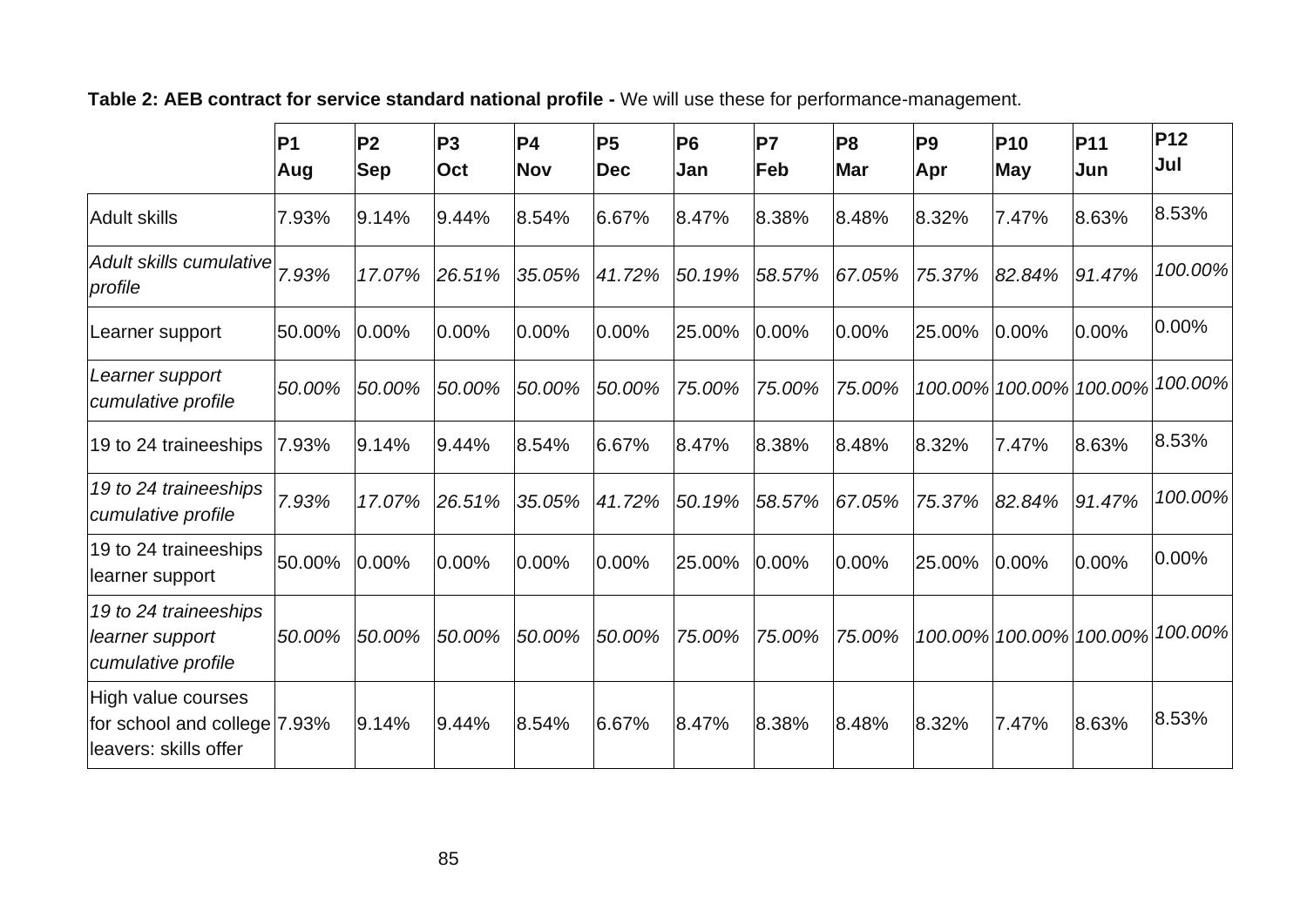**Table 2: AEB contract for service standard national profile -** We will use these for performance-management.

| | P1 Aug | P2 Sep | P3 Oct | P4 Nov | P5 Dec | P6 Jan | P7 Feb | P8 Mar | P9 Apr | P10 May | P11 Jun | P12 Jul |
|---|---|---|---|---|---|---|---|---|---|---|---|---|
| Adult skills | 7.93% | 9.14% | 9.44% | 8.54% | 6.67% | 8.47% | 8.38% | 8.48% | 8.32% | 7.47% | 8.63% | 8.53% |
| *Adult skills cumulative profile* | *7.93%* | *17.07%* | *26.51%* | *35.05%* | *41.72%* | *50.19%* | *58.57%* | *67.05%* | *75.37%* | *82.84%* | *91.47%* | *100.00%* |
| Learner support | 50.00% | 0.00% | 0.00% | 0.00% | 0.00% | 25.00% | 0.00% | 0.00% | 25.00% | 0.00% | 0.00% | 0.00% |
| *Learner support cumulative profile* | *50.00%* | *50.00%* | *50.00%* | *50.00%* | *50.00%* | *75.00%* | *75.00%* | *75.00%* | *100.00%* | *100.00%* | *100.00%* | *100.00%* |
| 19 to 24 traineeships | 7.93% | 9.14% | 9.44% | 8.54% | 6.67% | 8.47% | 8.38% | 8.48% | 8.32% | 7.47% | 8.63% | 8.53% |
| *19 to 24 traineeships cumulative profile* | *7.93%* | *17.07%* | *26.51%* | *35.05%* | *41.72%* | *50.19%* | *58.57%* | *67.05%* | *75.37%* | *82.84%* | *91.47%* | *100.00%* |
| 19 to 24 traineeships learner support | 50.00% | 0.00% | 0.00% | 0.00% | 0.00% | 25.00% | 0.00% | 0.00% | 25.00% | 0.00% | 0.00% | 0.00% |
| *19 to 24 traineeships learner support cumulative profile* | *50.00%* | *50.00%* | *50.00%* | *50.00%* | *50.00%* | *75.00%* | *75.00%* | *75.00%* | *100.00%* | *100.00%* | *100.00%* | *100.00%* |
| High value courses for school and college leavers: skills offer | 7.93% | 9.14% | 9.44% | 8.54% | 6.67% | 8.47% | 8.38% | 8.48% | 8.32% | 7.47% | 8.63% | 8.53% |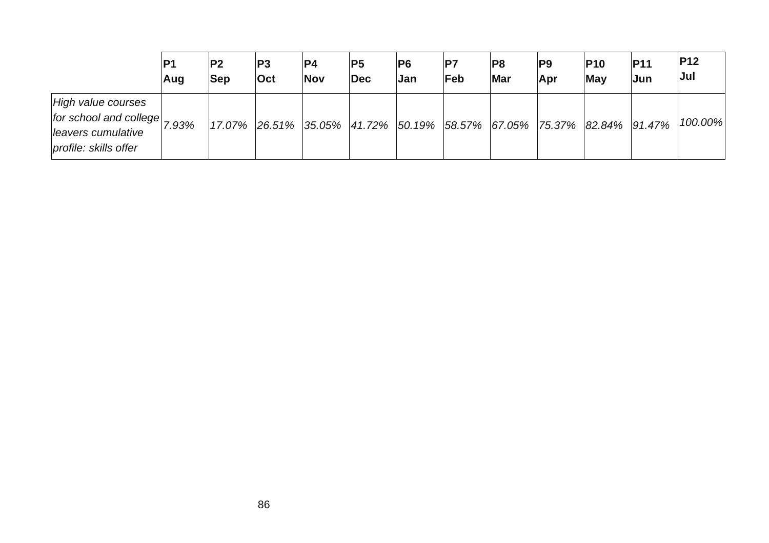| | **P1 Aug** | **P2 Sep** | **P3 Oct** | **P4 Nov** | **P5 Dec** | **P6 Jan** | **P7 Feb** | **P8 Mar** | **P9 Apr** | **P10 May** | **P11 Jun** | **P12 Jul** |
|---|---|---|---|---|---|---|---|---|---|---|---|---|
| *High value courses for school and college leavers cumulative profile: skills offer* | *7.93%* | *17.07%* | *26.51%* | *35.05%* | *41.72%* | *50.19%* | *58.57%* | *67.05%* | *75.37%* | *82.84%* | *91.47%* | *100.00%* |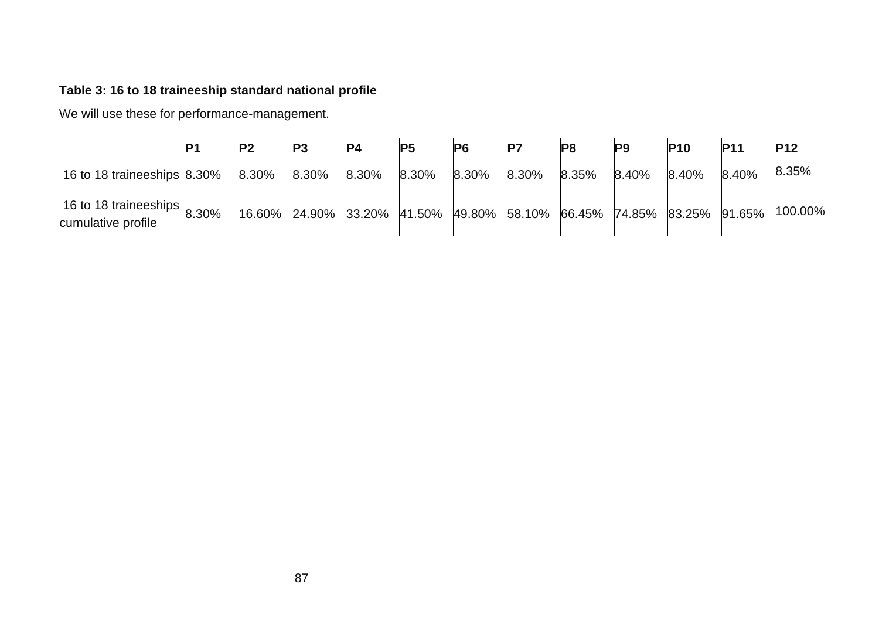**Table 3: 16 to 18 traineeship standard national profile**

We will use these for performance-management.

| | P1 | P2 | P3 | P4 | P5 | P6 | P7 | P8 | P9 | P10 | P11 | P12 |
|---|---|---|---|---|---|---|---|---|---|---|---|---|
| 16 to 18 traineeships | 8.30% | 8.30% | 8.30% | 8.30% | 8.30% | 8.30% | 8.30% | 8.35% | 8.40% | 8.40% | 8.40% | 8.35% |
| 16 to 18 traineeships cumulative profile | 8.30% | 16.60% | 24.90% | 33.20% | 41.50% | 49.80% | 58.10% | 66.45% | 74.85% | 83.25% | 91.65% | 100.00% |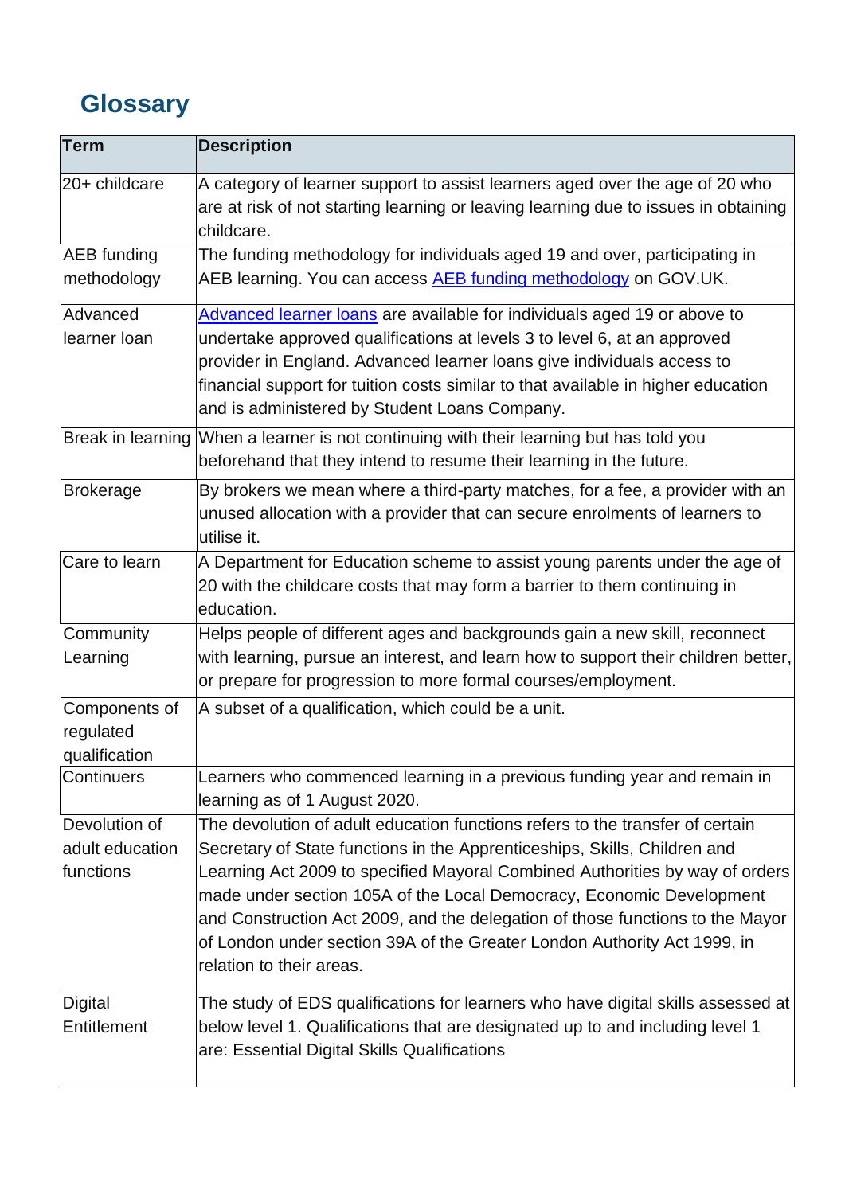## Glossary

| Term | Description |
| --- | --- |
| 20+ childcare | A category of learner support to assist learners aged over the age of 20 who are at risk of not starting learning or leaving learning due to issues in obtaining childcare. |
| AEB funding methodology | The funding methodology for individuals aged 19 and over, participating in AEB learning. You can access [AEB funding methodology] on GOV.UK. |
| Advanced learner loan | [Advanced learner loans] are available for individuals aged 19 or above to undertake approved qualifications at levels 3 to level 6, at an approved provider in England. Advanced learner loans give individuals access to financial support for tuition costs similar to that available in higher education and is administered by Student Loans Company. |
| Break in learning | When a learner is not continuing with their learning but has told you beforehand that they intend to resume their learning in the future. |
| Brokerage | By brokers we mean where a third-party matches, for a fee, a provider with an unused allocation with a provider that can secure enrolments of learners to utilise it. |
| Care to learn | A Department for Education scheme to assist young parents under the age of 20 with the childcare costs that may form a barrier to them continuing in education. |
| Community Learning | Helps people of different ages and backgrounds gain a new skill, reconnect with learning, pursue an interest, and learn how to support their children better, or prepare for progression to more formal courses/employment. |
| Components of regulated qualification | A subset of a qualification, which could be a unit. |
| Continuers | Learners who commenced learning in a previous funding year and remain in learning as of 1 August 2020. |
| Devolution of adult education functions | The devolution of adult education functions refers to the transfer of certain Secretary of State functions in the Apprenticeships, Skills, Children and Learning Act 2009 to specified Mayoral Combined Authorities by way of orders made under section 105A of the Local Democracy, Economic Development and Construction Act 2009, and the delegation of those functions to the Mayor of London under section 39A of the Greater London Authority Act 1999, in relation to their areas. |
| Digital Entitlement | The study of EDS qualifications for learners who have digital skills assessed at below level 1. Qualifications that are designated up to and including level 1 are: Essential Digital Skills Qualifications |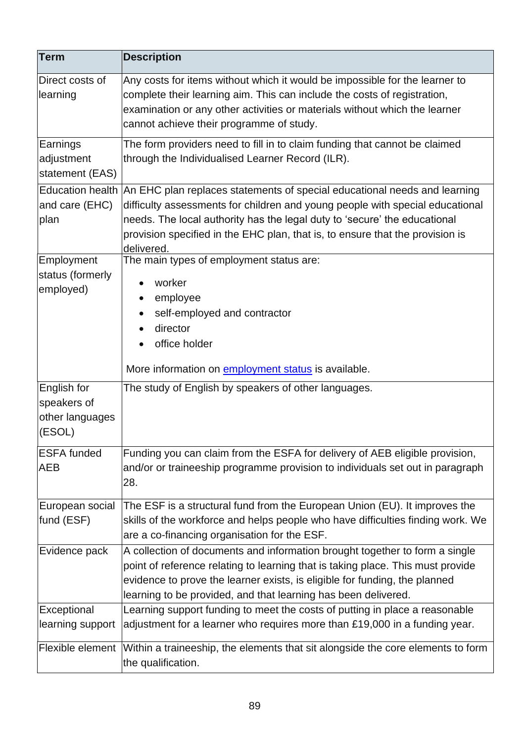| Term | Description |
| --- | --- |
| Direct costs of learning | Any costs for items without which it would be impossible for the learner to complete their learning aim. This can include the costs of registration, examination or any other activities or materials without which the learner cannot achieve their programme of study. |
| Earnings adjustment statement (EAS) | The form providers need to fill in to claim funding that cannot be claimed through the Individualised Learner Record (ILR). |
| Education health and care (EHC) plan | An EHC plan replaces statements of special educational needs and learning difficulty assessments for children and young people with special educational needs. The local authority has the legal duty to 'secure' the educational provision specified in the EHC plan, that is, to ensure that the provision is delivered. |
| Employment status (formerly employed) | The main types of employment status are: <br>• worker <br>• employee <br>• self-employed and contractor <br>• director <br>• office holder <br><br>More information on employment status is available. |
| English for speakers of other languages (ESOL) | The study of English by speakers of other languages. |
| ESFA funded AEB | Funding you can claim from the ESFA for delivery of AEB eligible provision, and/or or traineeship programme provision to individuals set out in paragraph 28. |
| European social fund (ESF) | The ESF is a structural fund from the European Union (EU). It improves the skills of the workforce and helps people who have difficulties finding work. We are a co-financing organisation for the ESF. |
| Evidence pack | A collection of documents and information brought together to form a single point of reference relating to learning that is taking place. This must provide evidence to prove the learner exists, is eligible for funding, the planned learning to be provided, and that learning has been delivered. |
| Exceptional learning support | Learning support funding to meet the costs of putting in place a reasonable adjustment for a learner who requires more than £19,000 in a funding year. |
| Flexible element | Within a traineeship, the elements that sit alongside the core elements to form the qualification. |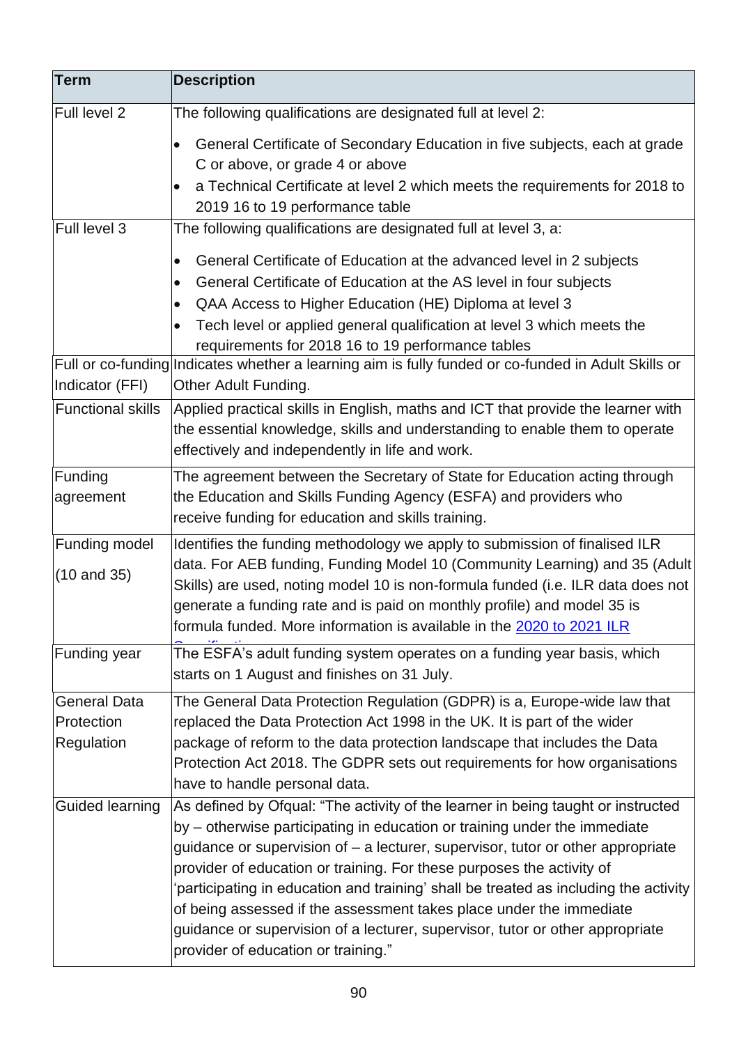| Term | Description |
| --- | --- |
| Full level 2 | The following qualifications are designated full at level 2:<br>• General Certificate of Secondary Education in five subjects, each at grade C or above, or grade 4 or above<br>• a Technical Certificate at level 2 which meets the requirements for 2018 to 2019 16 to 19 performance table |
| Full level 3 | The following qualifications are designated full at level 3, a:<br>• General Certificate of Education at the advanced level in 2 subjects<br>• General Certificate of Education at the AS level in four subjects<br>• QAA Access to Higher Education (HE) Diploma at level 3<br>• Tech level or applied general qualification at level 3 which meets the requirements for 2018 16 to 19 performance tables |
| Full or co-funding Indicator (FFI) | Indicates whether a learning aim is fully funded or co-funded in Adult Skills or Other Adult Funding. |
| Functional skills | Applied practical skills in English, maths and ICT that provide the learner with the essential knowledge, skills and understanding to enable them to operate effectively and independently in life and work. |
| Funding agreement | The agreement between the Secretary of State for Education acting through the Education and Skills Funding Agency (ESFA) and providers who receive funding for education and skills training. |
| Funding model (10 and 35) | Identifies the funding methodology we apply to submission of finalised ILR data. For AEB funding, Funding Model 10 (Community Learning) and 35 (Adult Skills) are used, noting model 10 is non-formula funded (i.e. ILR data does not generate a funding rate and is paid on monthly profile) and model 35 is formula funded. More information is available in the [2020 to 2021 ILR Specification] |
| Funding year | The ESFA's adult funding system operates on a funding year basis, which starts on 1 August and finishes on 31 July. |
| General Data Protection Regulation | The General Data Protection Regulation (GDPR) is a, Europe-wide law that replaced the Data Protection Act 1998 in the UK. It is part of the wider package of reform to the data protection landscape that includes the Data Protection Act 2018. The GDPR sets out requirements for how organisations have to handle personal data. |
| Guided learning | As defined by Ofqual: "The activity of the learner in being taught or instructed by – otherwise participating in education or training under the immediate guidance or supervision of – a lecturer, supervisor, tutor or other appropriate provider of education or training. For these purposes the activity of 'participating in education and training' shall be treated as including the activity of being assessed if the assessment takes place under the immediate guidance or supervision of a lecturer, supervisor, tutor or other appropriate provider of education or training." |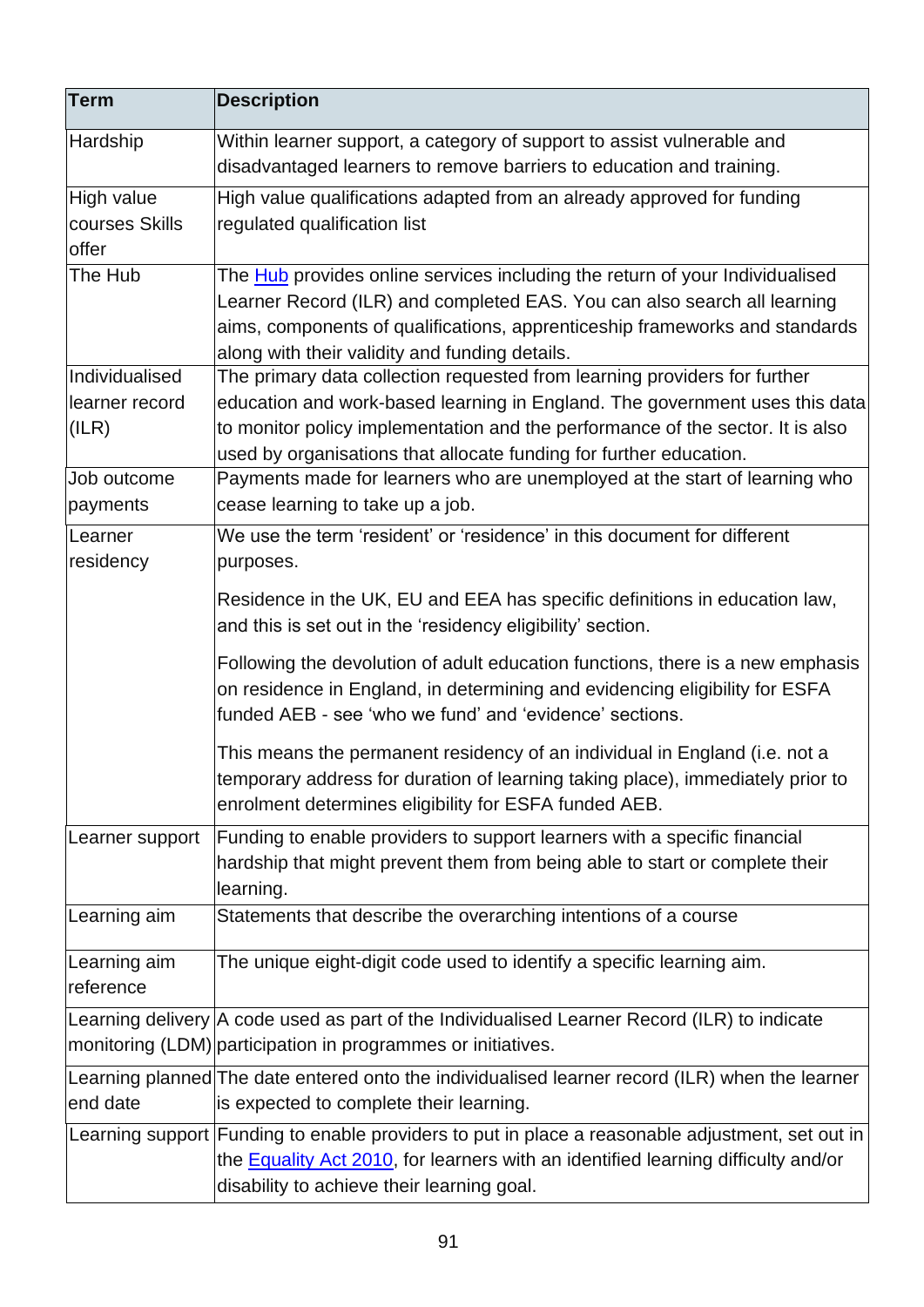| Term | Description |
|---|---|
| Hardship | Within learner support, a category of support to assist vulnerable and disadvantaged learners to remove barriers to education and training. |
| High value courses Skills offer | High value qualifications adapted from an already approved for funding regulated qualification list |
| The Hub | The Hub provides online services including the return of your Individualised Learner Record (ILR) and completed EAS. You can also search all learning aims, components of qualifications, apprenticeship frameworks and standards along with their validity and funding details. |
| Individualised learner record (ILR) | The primary data collection requested from learning providers for further education and work-based learning in England. The government uses this data to monitor policy implementation and the performance of the sector. It is also used by organisations that allocate funding for further education. |
| Job outcome payments | Payments made for learners who are unemployed at the start of learning who cease learning to take up a job. |
| Learner residency | We use the term 'resident' or 'residence' in this document for different purposes.<br><br>Residence in the UK, EU and EEA has specific definitions in education law, and this is set out in the 'residency eligibility' section.<br><br>Following the devolution of adult education functions, there is a new emphasis on residence in England, in determining and evidencing eligibility for ESFA funded AEB - see 'who we fund' and 'evidence' sections.<br><br>This means the permanent residency of an individual in England (i.e. not a temporary address for duration of learning taking place), immediately prior to enrolment determines eligibility for ESFA funded AEB. |
| Learner support | Funding to enable providers to support learners with a specific financial hardship that might prevent them from being able to start or complete their learning. |
| Learning aim | Statements that describe the overarching intentions of a course |
| Learning aim reference | The unique eight-digit code used to identify a specific learning aim. |
| Learning delivery monitoring (LDM) | A code used as part of the Individualised Learner Record (ILR) to indicate participation in programmes or initiatives. |
| Learning planned end date | The date entered onto the individualised learner record (ILR) when the learner is expected to complete their learning. |
| Learning support | Funding to enable providers to put in place a reasonable adjustment, set out in the Equality Act 2010, for learners with an identified learning difficulty and/or disability to achieve their learning goal. |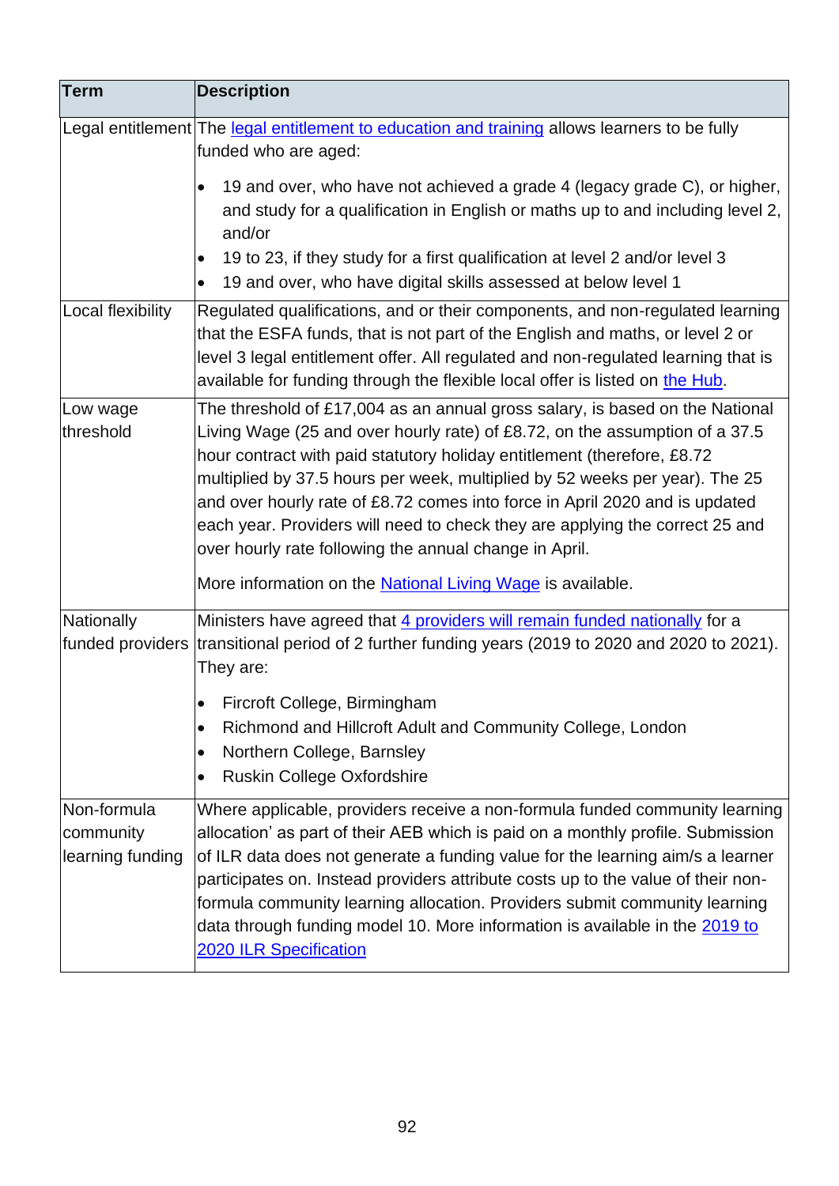| Term | Description |
|---|---|
| Legal entitlement | The legal entitlement to education and training allows learners to be fully funded who are aged:<br><br>• 19 and over, who have not achieved a grade 4 (legacy grade C), or higher, and study for a qualification in English or maths up to and including level 2, and/or<br>• 19 to 23, if they study for a first qualification at level 2 and/or level 3<br>• 19 and over, who have digital skills assessed at below level 1 |
| Local flexibility | Regulated qualifications, and or their components, and non-regulated learning that the ESFA funds, that is not part of the English and maths, or level 2 or level 3 legal entitlement offer. All regulated and non-regulated learning that is available for funding through the flexible local offer is listed on the Hub. |
| Low wage threshold | The threshold of £17,004 as an annual gross salary, is based on the National Living Wage (25 and over hourly rate) of £8.72, on the assumption of a 37.5 hour contract with paid statutory holiday entitlement (therefore, £8.72 multiplied by 37.5 hours per week, multiplied by 52 weeks per year). The 25 and over hourly rate of £8.72 comes into force in April 2020 and is updated each year. Providers will need to check they are applying the correct 25 and over hourly rate following the annual change in April.<br><br>More information on the National Living Wage is available. |
| Nationally funded providers | Ministers have agreed that 4 providers will remain funded nationally for a transitional period of 2 further funding years (2019 to 2020 and 2020 to 2021). They are:<br><br>• Fircroft College, Birmingham<br>• Richmond and Hillcroft Adult and Community College, London<br>• Northern College, Barnsley<br>• Ruskin College Oxfordshire |
| Non-formula community learning funding | Where applicable, providers receive a non-formula funded community learning allocation' as part of their AEB which is paid on a monthly profile. Submission of ILR data does not generate a funding value for the learning aim/s a learner participates on. Instead providers attribute costs up to the value of their non-formula community learning allocation. Providers submit community learning data through funding model 10. More information is available in the 2019 to 2020 ILR Specification |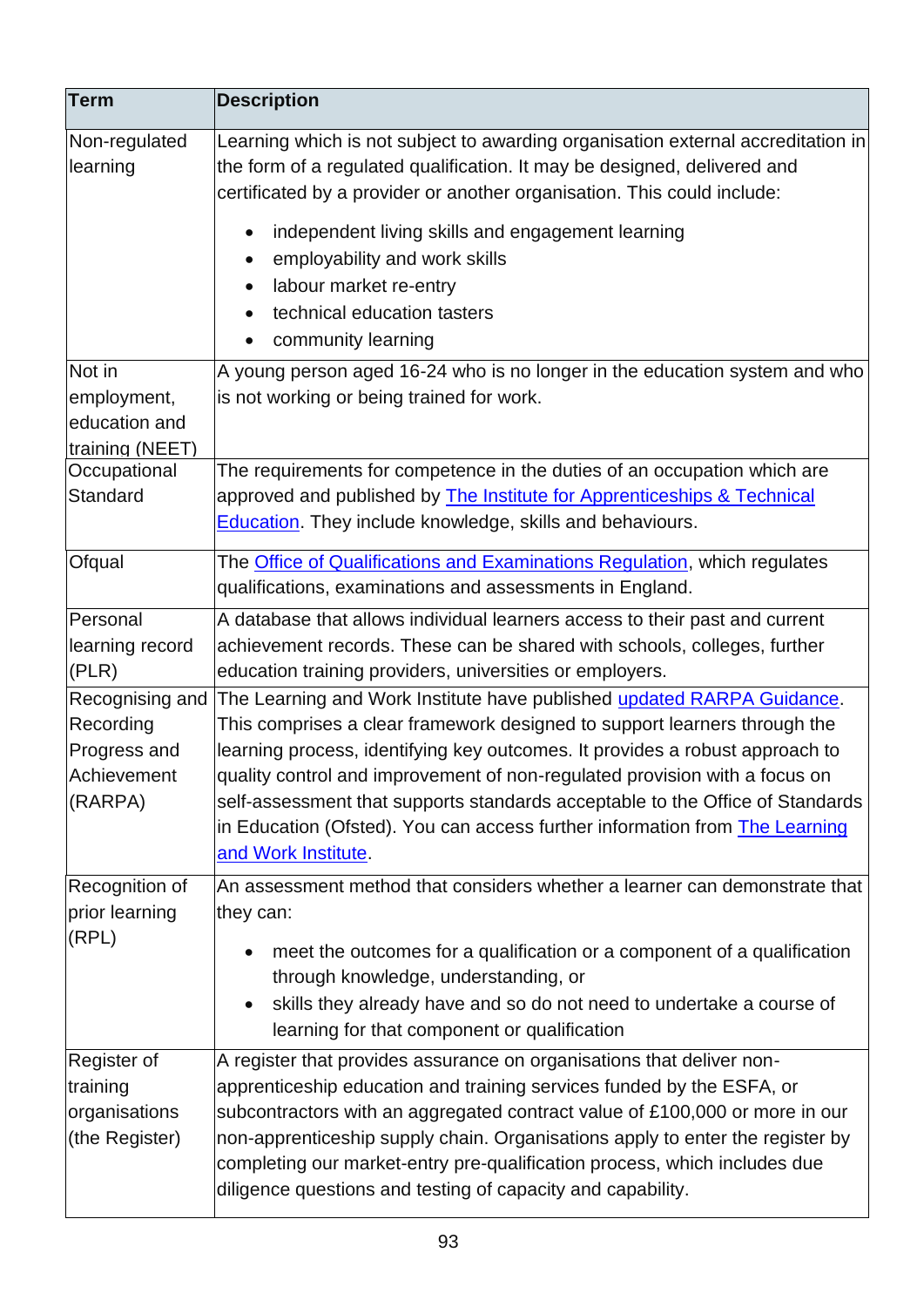| Term | Description |
|---|---|
| Non-regulated learning | Learning which is not subject to awarding organisation external accreditation in the form of a regulated qualification. It may be designed, delivered and certificated by a provider or another organisation. This could include: <br>• independent living skills and engagement learning <br>• employability and work skills <br>• labour market re-entry <br>• technical education tasters <br>• community learning |
| Not in employment, education and training (NEET) | A young person aged 16-24 who is no longer in the education system and who is not working or being trained for work. |
| Occupational Standard | The requirements for competence in the duties of an occupation which are approved and published by The Institute for Apprenticeships & Technical Education. They include knowledge, skills and behaviours. |
| Ofqual | The Office of Qualifications and Examinations Regulation, which regulates qualifications, examinations and assessments in England. |
| Personal learning record (PLR) | A database that allows individual learners access to their past and current achievement records. These can be shared with schools, colleges, further education training providers, universities or employers. |
| Recognising and Recording Progress and Achievement (RARPA) | The Learning and Work Institute have published updated RARPA Guidance. This comprises a clear framework designed to support learners through the learning process, identifying key outcomes. It provides a robust approach to quality control and improvement of non-regulated provision with a focus on self-assessment that supports standards acceptable to the Office of Standards in Education (Ofsted). You can access further information from The Learning and Work Institute. |
| Recognition of prior learning (RPL) | An assessment method that considers whether a learner can demonstrate that they can: <br>• meet the outcomes for a qualification or a component of a qualification through knowledge, understanding, or <br>• skills they already have and so do not need to undertake a course of learning for that component or qualification |
| Register of training organisations (the Register) | A register that provides assurance on organisations that deliver non-apprenticeship education and training services funded by the ESFA, or subcontractors with an aggregated contract value of £100,000 or more in our non-apprenticeship supply chain. Organisations apply to enter the register by completing our market-entry pre-qualification process, which includes due diligence questions and testing of capacity and capability. |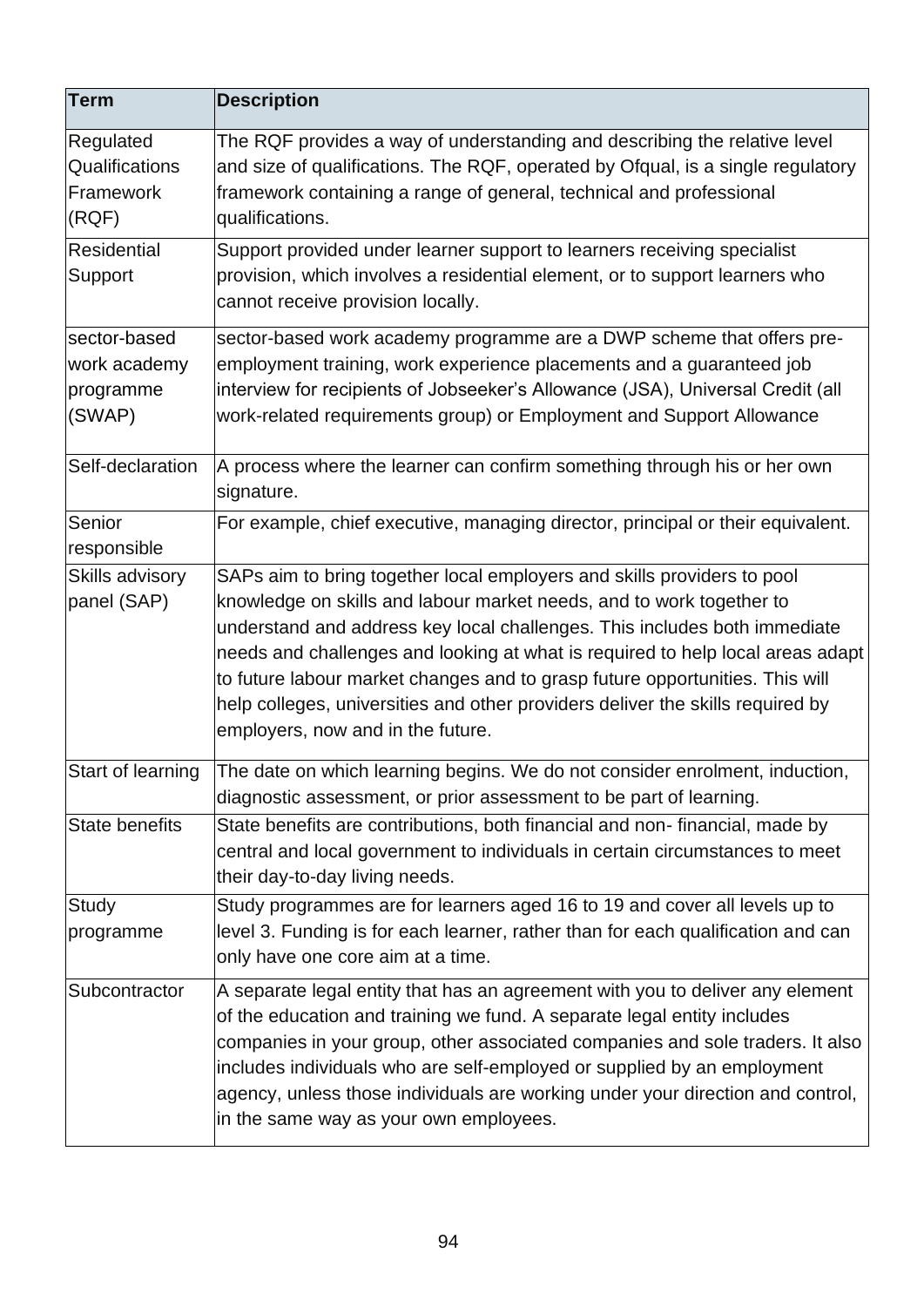| Term | Description |
|---|---|
| Regulated Qualifications Framework (RQF) | The RQF provides a way of understanding and describing the relative level and size of qualifications. The RQF, operated by Ofqual, is a single regulatory framework containing a range of general, technical and professional qualifications. |
| Residential Support | Support provided under learner support to learners receiving specialist provision, which involves a residential element, or to support learners who cannot receive provision locally. |
| sector-based work academy programme (SWAP) | sector-based work academy programme are a DWP scheme that offers pre-employment training, work experience placements and a guaranteed job interview for recipients of Jobseeker's Allowance (JSA), Universal Credit (all work-related requirements group) or Employment and Support Allowance |
| Self-declaration | A process where the learner can confirm something through his or her own signature. |
| Senior responsible | For example, chief executive, managing director, principal or their equivalent. |
| Skills advisory panel (SAP) | SAPs aim to bring together local employers and skills providers to pool knowledge on skills and labour market needs, and to work together to understand and address key local challenges. This includes both immediate needs and challenges and looking at what is required to help local areas adapt to future labour market changes and to grasp future opportunities. This will help colleges, universities and other providers deliver the skills required by employers, now and in the future. |
| Start of learning | The date on which learning begins. We do not consider enrolment, induction, diagnostic assessment, or prior assessment to be part of learning. |
| State benefits | State benefits are contributions, both financial and non- financial, made by central and local government to individuals in certain circumstances to meet their day-to-day living needs. |
| Study programme | Study programmes are for learners aged 16 to 19 and cover all levels up to level 3. Funding is for each learner, rather than for each qualification and can only have one core aim at a time. |
| Subcontractor | A separate legal entity that has an agreement with you to deliver any element of the education and training we fund. A separate legal entity includes companies in your group, other associated companies and sole traders. It also includes individuals who are self-employed or supplied by an employment agency, unless those individuals are working under your direction and control, in the same way as your own employees. |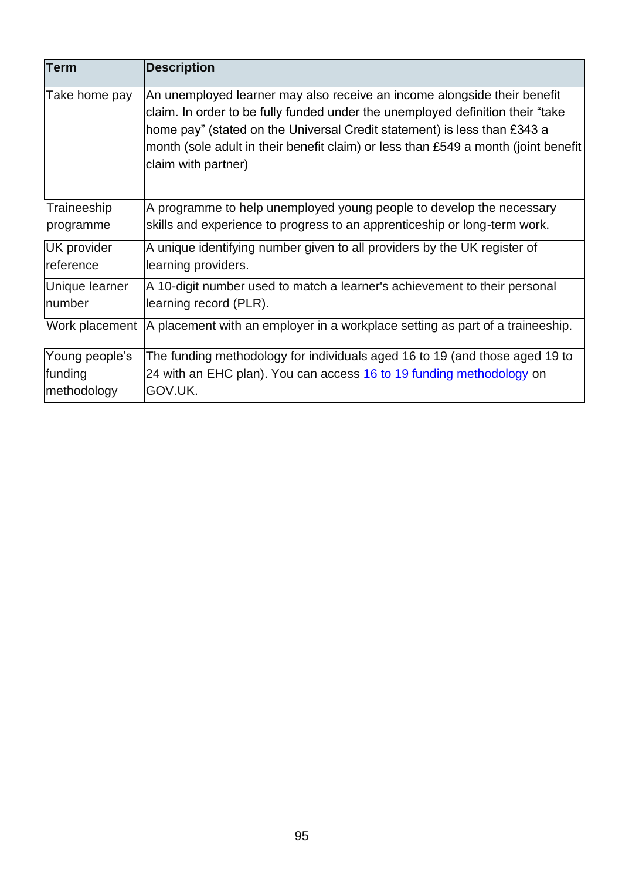| Term | Description |
| --- | --- |
| Take home pay | An unemployed learner may also receive an income alongside their benefit claim. In order to be fully funded under the unemployed definition their "take home pay" (stated on the Universal Credit statement) is less than £343 a month (sole adult in their benefit claim) or less than £549 a month (joint benefit claim with partner) |
| Traineeship programme | A programme to help unemployed young people to develop the necessary skills and experience to progress to an apprenticeship or long-term work. |
| UK provider reference | A unique identifying number given to all providers by the UK register of learning providers. |
| Unique learner number | A 10-digit number used to match a learner's achievement to their personal learning record (PLR). |
| Work placement | A placement with an employer in a workplace setting as part of a traineeship. |
| Young people's funding methodology | The funding methodology for individuals aged 16 to 19 (and those aged 19 to 24 with an EHC plan). You can access [16 to 19 funding methodology]() on GOV.UK. |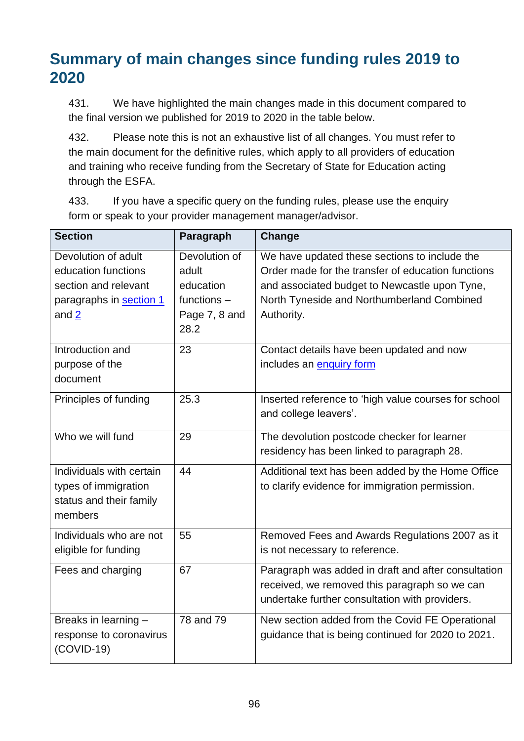## Summary of main changes since funding rules 2019 to 2020

431. We have highlighted the main changes made in this document compared to the final version we published for 2019 to 2020 in the table below.

432. Please note this is not an exhaustive list of all changes. You must refer to the main document for the definitive rules, which apply to all providers of education and training who receive funding from the Secretary of State for Education acting through the ESFA.

433. If you have a specific query on the funding rules, please use the enquiry form or speak to your provider management manager/advisor.

| Section | Paragraph | Change |
|---|---|---|
| Devolution of adult education functions section and relevant paragraphs in section 1 and 2 | Devolution of adult education functions – Page 7, 8 and 28.2 | We have updated these sections to include the Order made for the transfer of education functions and associated budget to Newcastle upon Tyne, North Tyneside and Northumberland Combined Authority. |
| Introduction and purpose of the document | 23 | Contact details have been updated and now includes an enquiry form |
| Principles of funding | 25.3 | Inserted reference to 'high value courses for school and college leavers'. |
| Who we will fund | 29 | The devolution postcode checker for learner residency has been linked to paragraph 28. |
| Individuals with certain types of immigration status and their family members | 44 | Additional text has been added by the Home Office to clarify evidence for immigration permission. |
| Individuals who are not eligible for funding | 55 | Removed Fees and Awards Regulations 2007 as it is not necessary to reference. |
| Fees and charging | 67 | Paragraph was added in draft and after consultation received, we removed this paragraph so we can undertake further consultation with providers. |
| Breaks in learning – response to coronavirus (COVID-19) | 78 and 79 | New section added from the Covid FE Operational guidance that is being continued for 2020 to 2021. |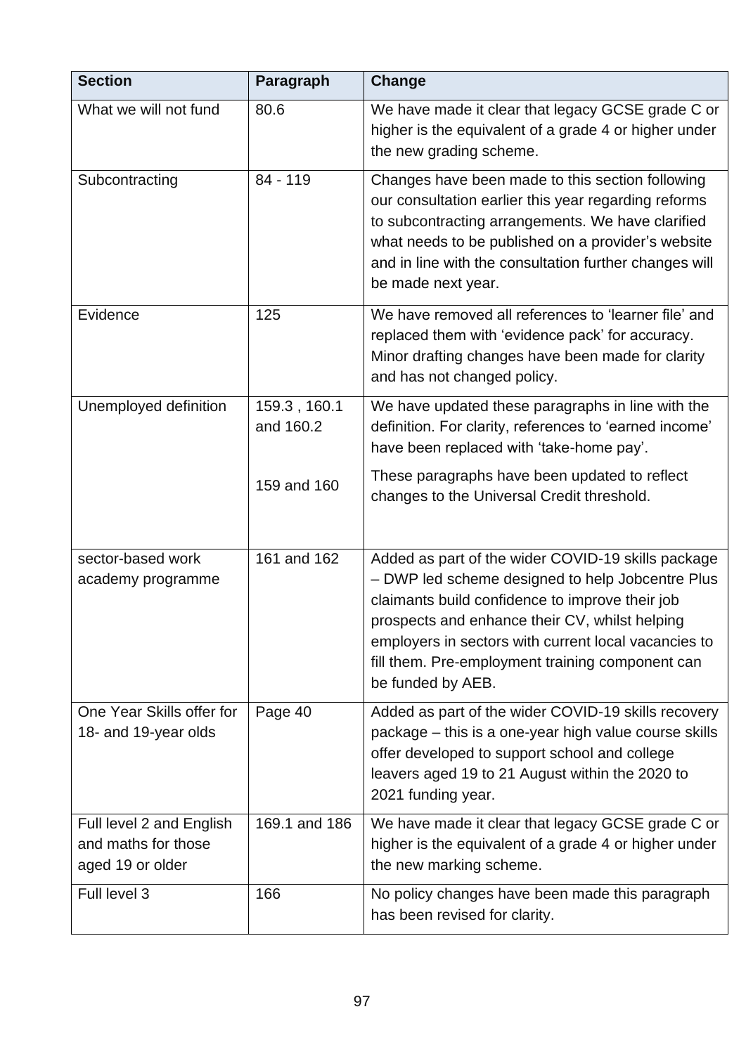| Section | Paragraph | Change |
|---|---|---|
| What we will not fund | 80.6 | We have made it clear that legacy GCSE grade C or higher is the equivalent of a grade 4 or higher under the new grading scheme. |
| Subcontracting | 84 - 119 | Changes have been made to this section following our consultation earlier this year regarding reforms to subcontracting arrangements. We have clarified what needs to be published on a provider's website and in line with the consultation further changes will be made next year. |
| Evidence | 125 | We have removed all references to 'learner file' and replaced them with 'evidence pack' for accuracy. Minor drafting changes have been made for clarity and has not changed policy. |
| Unemployed definition | 159.3 , 160.1 and 160.2<br><br>159 and 160 | We have updated these paragraphs in line with the definition. For clarity, references to 'earned income' have been replaced with 'take-home pay'.<br><br>These paragraphs have been updated to reflect changes to the Universal Credit threshold. |
| sector-based work academy programme | 161 and 162 | Added as part of the wider COVID-19 skills package – DWP led scheme designed to help Jobcentre Plus claimants build confidence to improve their job prospects and enhance their CV, whilst helping employers in sectors with current local vacancies to fill them. Pre-employment training component can be funded by AEB. |
| One Year Skills offer for 18- and 19-year olds | Page 40 | Added as part of the wider COVID-19 skills recovery package – this is a one-year high value course skills offer developed to support school and college leavers aged 19 to 21 August within the 2020 to 2021 funding year. |
| Full level 2 and English and maths for those aged 19 or older | 169.1 and 186 | We have made it clear that legacy GCSE grade C or higher is the equivalent of a grade 4 or higher under the new marking scheme. |
| Full level 3 | 166 | No policy changes have been made this paragraph has been revised for clarity. |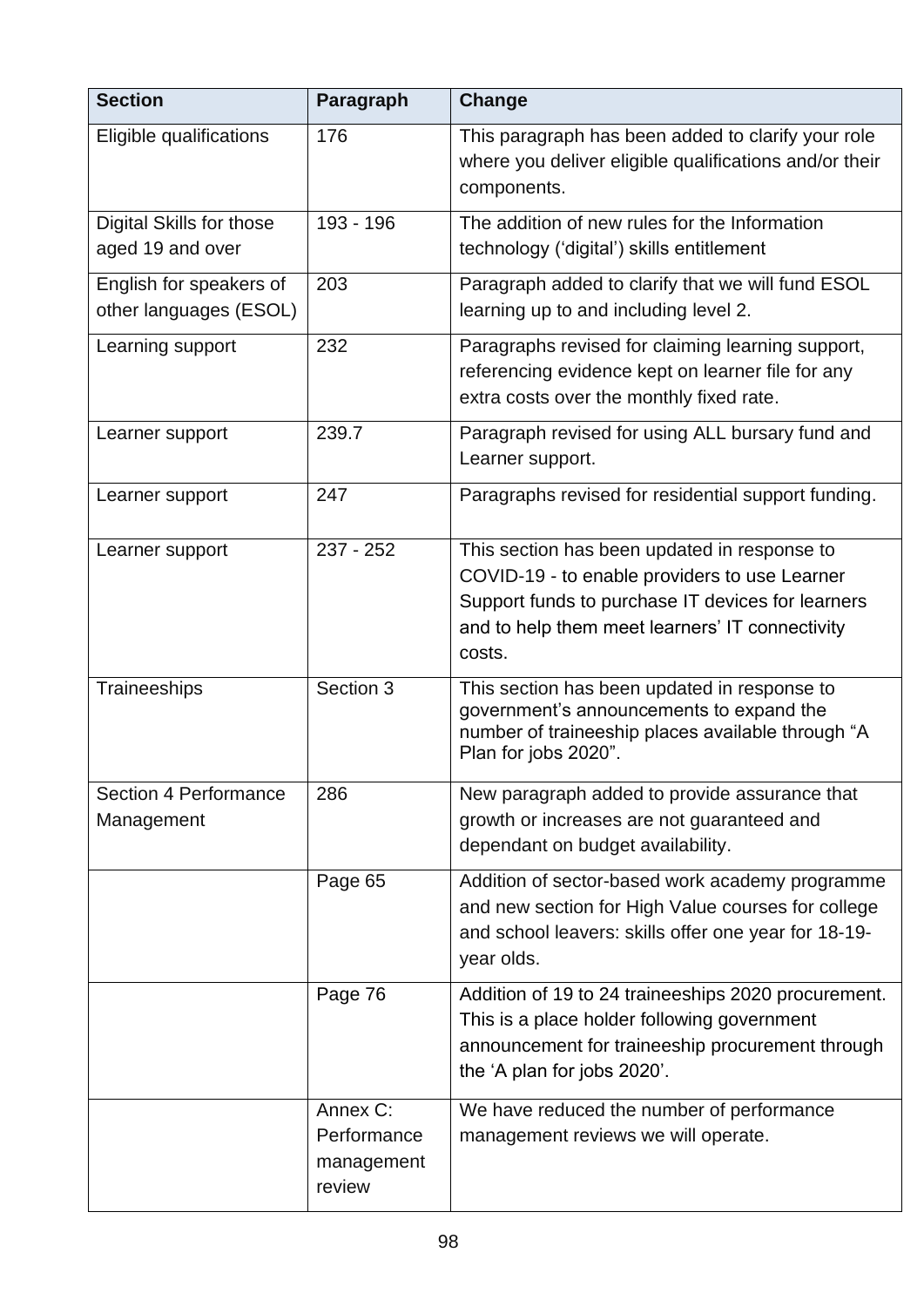| Section | Paragraph | Change |
|---|---|---|
| Eligible qualifications | 176 | This paragraph has been added to clarify your role where you deliver eligible qualifications and/or their components. |
| Digital Skills for those aged 19 and over | 193 - 196 | The addition of new rules for the Information technology ('digital') skills entitlement |
| English for speakers of other languages (ESOL) | 203 | Paragraph added to clarify that we will fund ESOL learning up to and including level 2. |
| Learning support | 232 | Paragraphs revised for claiming learning support, referencing evidence kept on learner file for any extra costs over the monthly fixed rate. |
| Learner support | 239.7 | Paragraph revised for using ALL bursary fund and Learner support. |
| Learner support | 247 | Paragraphs revised for residential support funding. |
| Learner support | 237 - 252 | This section has been updated in response to COVID-19 - to enable providers to use Learner Support funds to purchase IT devices for learners and to help them meet learners' IT connectivity costs. |
| Traineeships | Section 3 | This section has been updated in response to government's announcements to expand the number of traineeship places available through "A Plan for jobs 2020". |
| Section 4 Performance Management | 286 | New paragraph added to provide assurance that growth or increases are not guaranteed and dependant on budget availability. |
| | Page 65 | Addition of sector-based work academy programme and new section for High Value courses for college and school leavers: skills offer one year for 18-19-year olds. |
| | Page 76 | Addition of 19 to 24 traineeships 2020 procurement. This is a place holder following government announcement for traineeship procurement through the 'A plan for jobs 2020'. |
| | Annex C: Performance management review | We have reduced the number of performance management reviews we will operate. |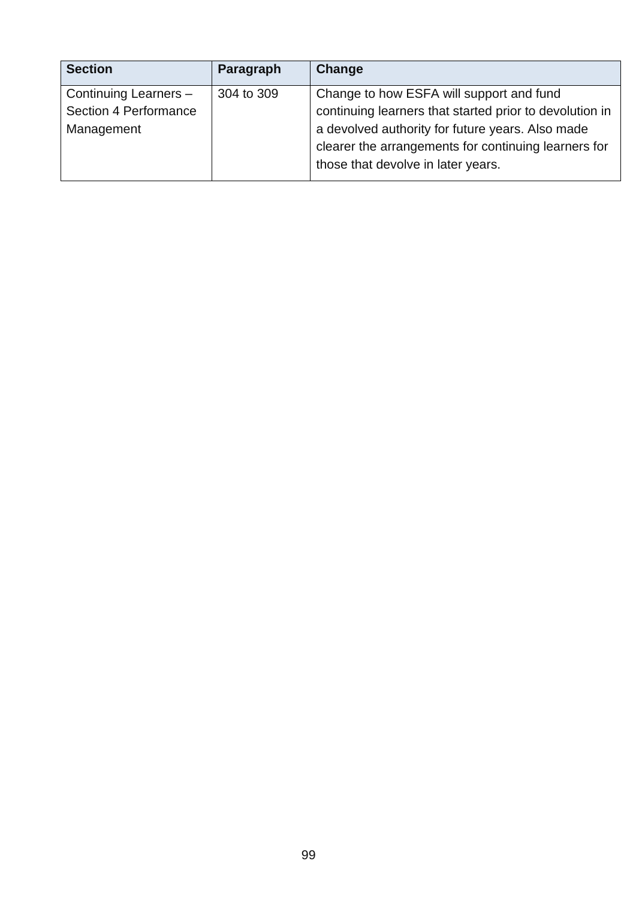| Section | Paragraph | Change |
|---|---|---|
| Continuing Learners – Section 4 Performance Management | 304 to 309 | Change to how ESFA will support and fund continuing learners that started prior to devolution in a devolved authority for future years. Also made clearer the arrangements for continuing learners for those that devolve in later years. |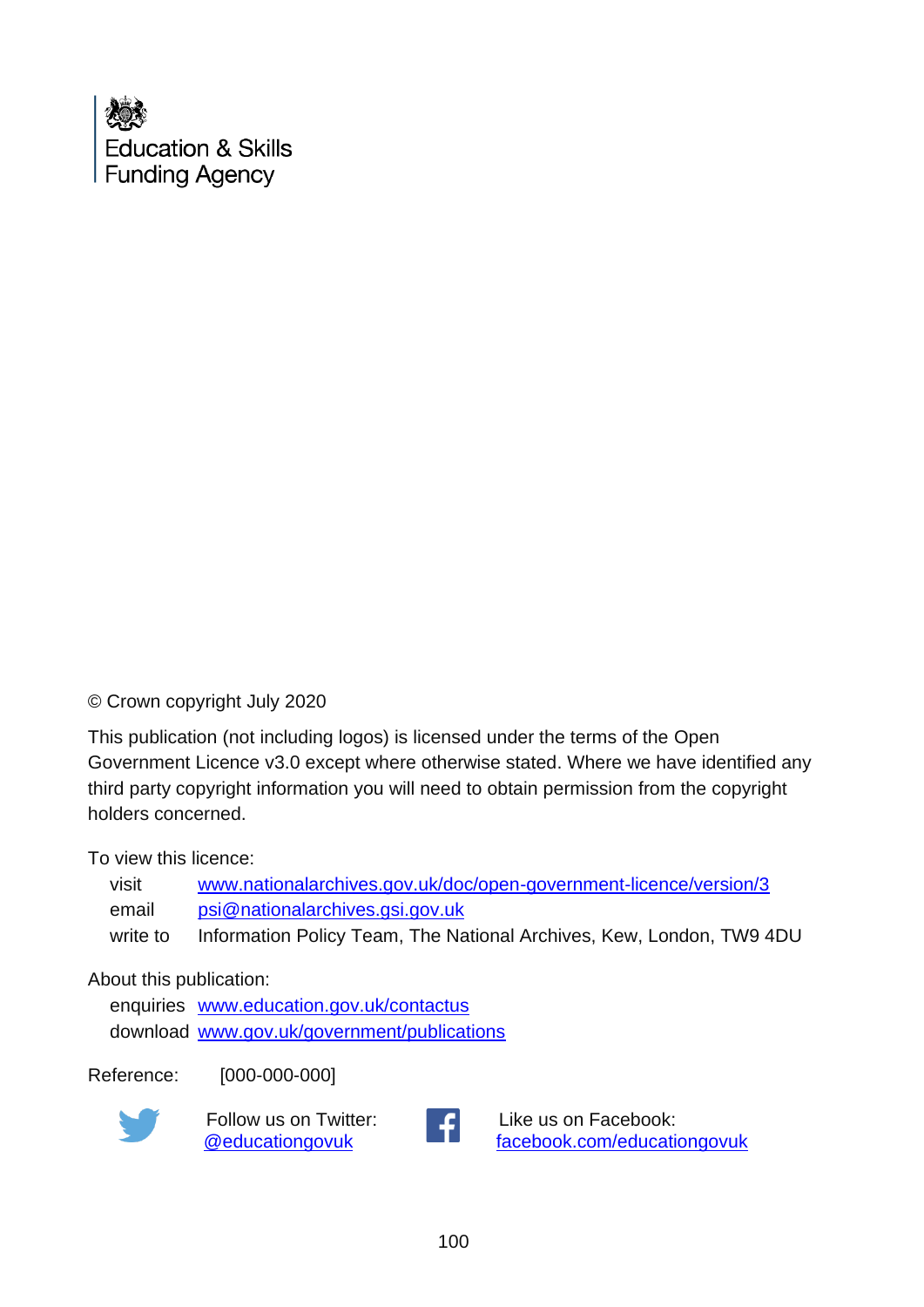Education & Skills Funding Agency

© Crown copyright July 2020

This publication (not including logos) is licensed under the terms of the Open Government Licence v3.0 except where otherwise stated. Where we have identified any third party copyright information you will need to obtain permission from the copyright holders concerned.

To view this licence:

visit www.nationalarchives.gov.uk/doc/open-government-licence/version/3
email psi@nationalarchives.gsi.gov.uk
write to Information Policy Team, The National Archives, Kew, London, TW9 4DU

About this publication:

enquiries www.education.gov.uk/contactus
download www.gov.uk/government/publications

Reference: [000-000-000]

Follow us on Twitter: @educationgovuk

Like us on Facebook: facebook.com/educationgovuk